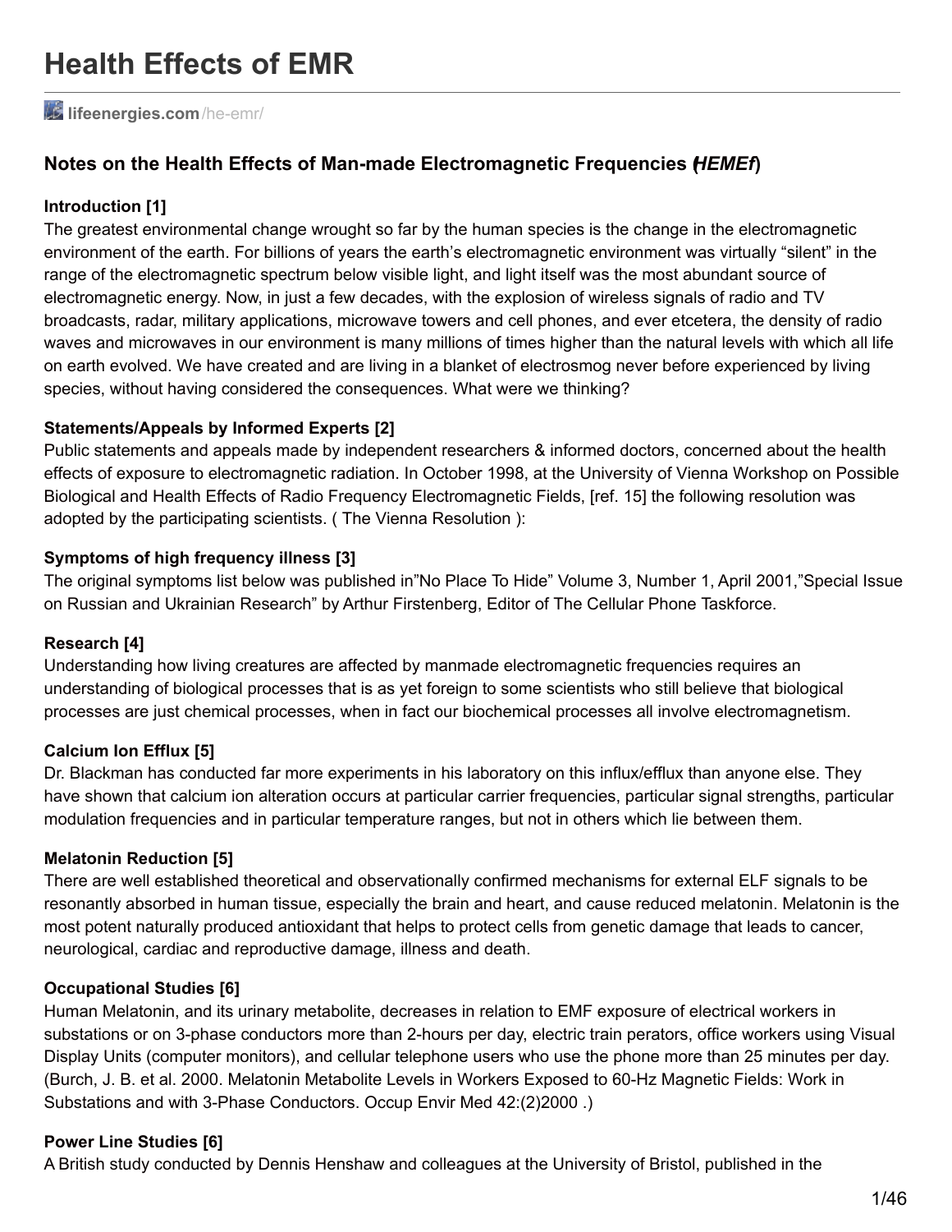# Health Effects of EMR

lifeenergies.com/he-emr/

## Notes on the Health Effects of Man-made Electromagnetic Frequencies (*HEMEf*)

**Introduction [1]**
The greatest environmental change wrought so far by the human species is the change in the electromagnetic environment of the earth. For billions of years the earth's electromagnetic environment was virtually "silent" in the range of the electromagnetic spectrum below visible light, and light itself was the most abundant source of electromagnetic energy. Now, in just a few decades, with the explosion of wireless signals of radio and TV broadcasts, radar, military applications, microwave towers and cell phones, and ever etcetera, the density of radio waves and microwaves in our environment is many millions of times higher than the natural levels with which all life on earth evolved. We have created and are living in a blanket of electrosmog never before experienced by living species, without having considered the consequences. What were we thinking?

**Statements/Appeals by Informed Experts [2]**
Public statements and appeals made by independent researchers & informed doctors, concerned about the health effects of exposure to electromagnetic radiation. In October 1998, at the University of Vienna Workshop on Possible Biological and Health Effects of Radio Frequency Electromagnetic Fields, [ref. 15] the following resolution was adopted by the participating scientists. ( The Vienna Resolution ):

**Symptoms of high frequency illness [3]**
The original symptoms list below was published in"No Place To Hide" Volume 3, Number 1, April 2001,"Special Issue on Russian and Ukrainian Research" by Arthur Firstenberg, Editor of The Cellular Phone Taskforce.

**Research [4]**
Understanding how living creatures are affected by manmade electromagnetic frequencies requires an understanding of biological processes that is as yet foreign to some scientists who still believe that biological processes are just chemical processes, when in fact our biochemical processes all involve electromagnetism.

**Calcium Ion Efflux [5]**
Dr. Blackman has conducted far more experiments in his laboratory on this influx/efflux than anyone else. They have shown that calcium ion alteration occurs at particular carrier frequencies, particular signal strengths, particular modulation frequencies and in particular temperature ranges, but not in others which lie between them.

**Melatonin Reduction [5]**
There are well established theoretical and observationally confirmed mechanisms for external ELF signals to be resonantly absorbed in human tissue, especially the brain and heart, and cause reduced melatonin. Melatonin is the most potent naturally produced antioxidant that helps to protect cells from genetic damage that leads to cancer, neurological, cardiac and reproductive damage, illness and death.

**Occupational Studies [6]**
Human Melatonin, and its urinary metabolite, decreases in relation to EMF exposure of electrical workers in substations or on 3-phase conductors more than 2-hours per day, electric train perators, office workers using Visual Display Units (computer monitors), and cellular telephone users who use the phone more than 25 minutes per day. (Burch, J. B. et al. 2000. Melatonin Metabolite Levels in Workers Exposed to 60-Hz Magnetic Fields: Work in Substations and with 3-Phase Conductors. Occup Envir Med 42:(2)2000 .)

**Power Line Studies [6]**
A British study conducted by Dennis Henshaw and colleagues at the University of Bristol, published in the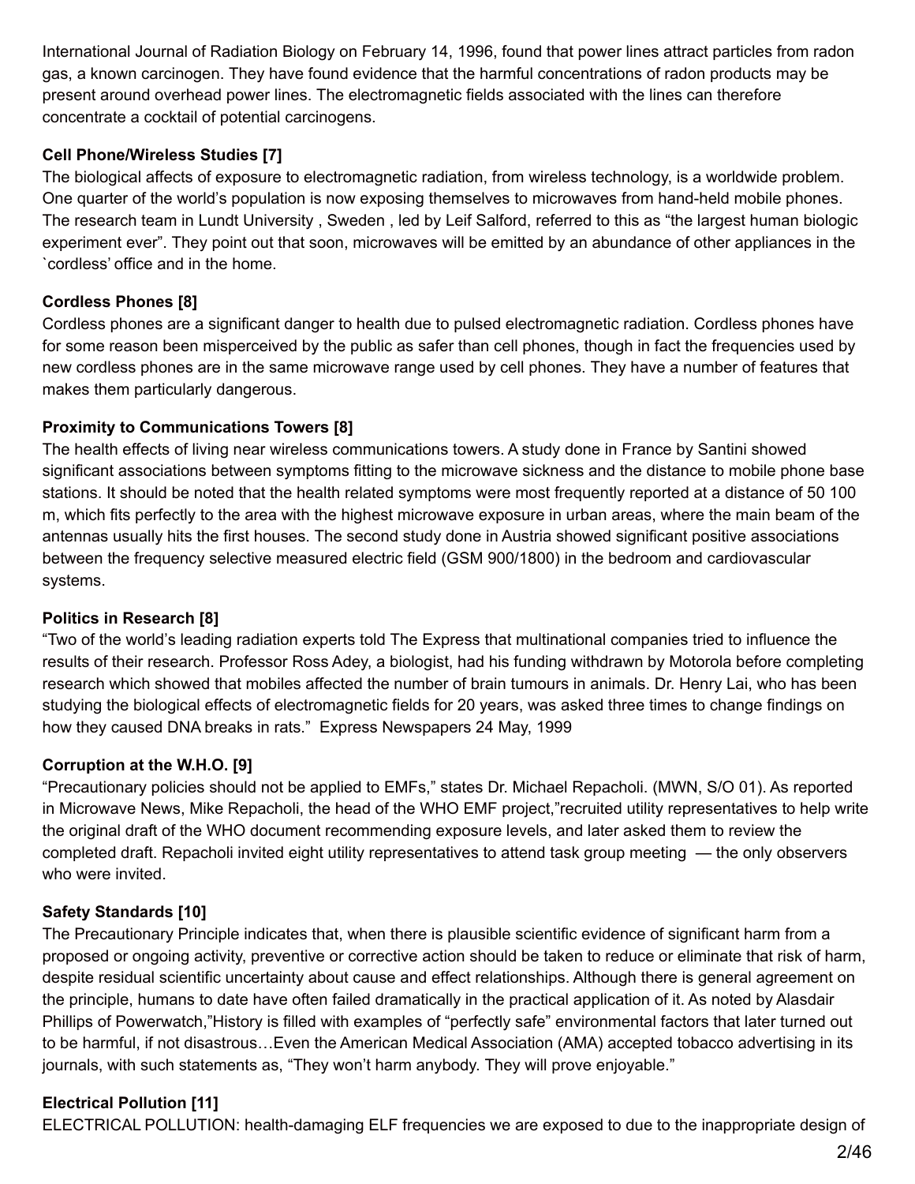International Journal of Radiation Biology on February 14, 1996, found that power lines attract particles from radon gas, a known carcinogen. They have found evidence that the harmful concentrations of radon products may be present around overhead power lines. The electromagnetic fields associated with the lines can therefore concentrate a cocktail of potential carcinogens.

**Cell Phone/Wireless Studies [7]**

The biological affects of exposure to electromagnetic radiation, from wireless technology, is a worldwide problem. One quarter of the world's population is now exposing themselves to microwaves from hand-held mobile phones. The research team in Lundt University , Sweden , led by Leif Salford, referred to this as "the largest human biologic experiment ever". They point out that soon, microwaves will be emitted by an abundance of other appliances in the `cordless' office and in the home.

**Cordless Phones [8]**

Cordless phones are a significant danger to health due to pulsed electromagnetic radiation. Cordless phones have for some reason been misperceived by the public as safer than cell phones, though in fact the frequencies used by new cordless phones are in the same microwave range used by cell phones. They have a number of features that makes them particularly dangerous.

**Proximity to Communications Towers [8]**

The health effects of living near wireless communications towers. A study done in France by Santini showed significant associations between symptoms fitting to the microwave sickness and the distance to mobile phone base stations. It should be noted that the health related symptoms were most frequently reported at a distance of 50 100 m, which fits perfectly to the area with the highest microwave exposure in urban areas, where the main beam of the antennas usually hits the first houses. The second study done in Austria showed significant positive associations between the frequency selective measured electric field (GSM 900/1800) in the bedroom and cardiovascular systems.

**Politics in Research [8]**

"Two of the world's leading radiation experts told The Express that multinational companies tried to influence the results of their research. Professor Ross Adey, a biologist, had his funding withdrawn by Motorola before completing research which showed that mobiles affected the number of brain tumours in animals. Dr. Henry Lai, who has been studying the biological effects of electromagnetic fields for 20 years, was asked three times to change findings on how they caused DNA breaks in rats." Express Newspapers 24 May, 1999

**Corruption at the W.H.O. [9]**

"Precautionary policies should not be applied to EMFs," states Dr. Michael Repacholi. (MWN, S/O 01). As reported in Microwave News, Mike Repacholi, the head of the WHO EMF project,"recruited utility representatives to help write the original draft of the WHO document recommending exposure levels, and later asked them to review the completed draft. Repacholi invited eight utility representatives to attend task group meeting — the only observers who were invited.

**Safety Standards [10]**

The Precautionary Principle indicates that, when there is plausible scientific evidence of significant harm from a proposed or ongoing activity, preventive or corrective action should be taken to reduce or eliminate that risk of harm, despite residual scientific uncertainty about cause and effect relationships. Although there is general agreement on the principle, humans to date have often failed dramatically in the practical application of it. As noted by Alasdair Phillips of Powerwatch,"History is filled with examples of "perfectly safe" environmental factors that later turned out to be harmful, if not disastrous…Even the American Medical Association (AMA) accepted tobacco advertising in its journals, with such statements as, "They won't harm anybody. They will prove enjoyable."

**Electrical Pollution [11]**

ELECTRICAL POLLUTION: health-damaging ELF frequencies we are exposed to due to the inappropriate design of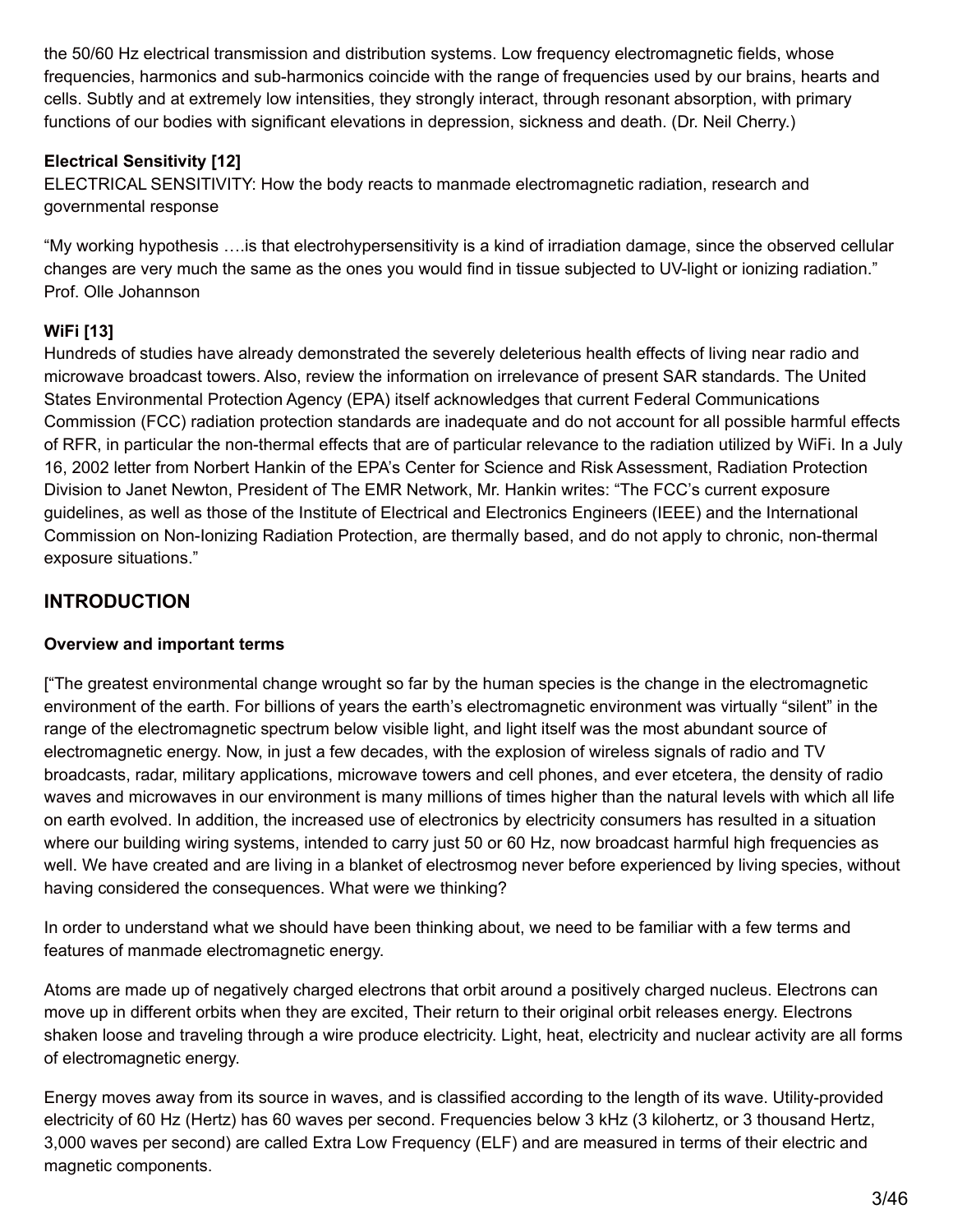the 50/60 Hz electrical transmission and distribution systems. Low frequency electromagnetic fields, whose frequencies, harmonics and sub-harmonics coincide with the range of frequencies used by our brains, hearts and cells. Subtly and at extremely low intensities, they strongly interact, through resonant absorption, with primary functions of our bodies with significant elevations in depression, sickness and death. (Dr. Neil Cherry.)

**Electrical Sensitivity [12]**

ELECTRICAL SENSITIVITY: How the body reacts to manmade electromagnetic radiation, research and governmental response

"My working hypothesis ….is that electrohypersensitivity is a kind of irradiation damage, since the observed cellular changes are very much the same as the ones you would find in tissue subjected to UV-light or ionizing radiation." Prof. Olle Johannson

**WiFi [13]**

Hundreds of studies have already demonstrated the severely deleterious health effects of living near radio and microwave broadcast towers. Also, review the information on irrelevance of present SAR standards. The United States Environmental Protection Agency (EPA) itself acknowledges that current Federal Communications Commission (FCC) radiation protection standards are inadequate and do not account for all possible harmful effects of RFR, in particular the non-thermal effects that are of particular relevance to the radiation utilized by WiFi. In a July 16, 2002 letter from Norbert Hankin of the EPA's Center for Science and Risk Assessment, Radiation Protection Division to Janet Newton, President of The EMR Network, Mr. Hankin writes: "The FCC's current exposure guidelines, as well as those of the Institute of Electrical and Electronics Engineers (IEEE) and the International Commission on Non-Ionizing Radiation Protection, are thermally based, and do not apply to chronic, non-thermal exposure situations."

## INTRODUCTION

**Overview and important terms**

["The greatest environmental change wrought so far by the human species is the change in the electromagnetic environment of the earth. For billions of years the earth's electromagnetic environment was virtually "silent" in the range of the electromagnetic spectrum below visible light, and light itself was the most abundant source of electromagnetic energy. Now, in just a few decades, with the explosion of wireless signals of radio and TV broadcasts, radar, military applications, microwave towers and cell phones, and ever etcetera, the density of radio waves and microwaves in our environment is many millions of times higher than the natural levels with which all life on earth evolved. In addition, the increased use of electronics by electricity consumers has resulted in a situation where our building wiring systems, intended to carry just 50 or 60 Hz, now broadcast harmful high frequencies as well. We have created and are living in a blanket of electrosmog never before experienced by living species, without having considered the consequences. What were we thinking?

In order to understand what we should have been thinking about, we need to be familiar with a few terms and features of manmade electromagnetic energy.

Atoms are made up of negatively charged electrons that orbit around a positively charged nucleus. Electrons can move up in different orbits when they are excited, Their return to their original orbit releases energy. Electrons shaken loose and traveling through a wire produce electricity. Light, heat, electricity and nuclear activity are all forms of electromagnetic energy.

Energy moves away from its source in waves, and is classified according to the length of its wave. Utility-provided electricity of 60 Hz (Hertz) has 60 waves per second. Frequencies below 3 kHz (3 kilohertz, or 3 thousand Hertz, 3,000 waves per second) are called Extra Low Frequency (ELF) and are measured in terms of their electric and magnetic components.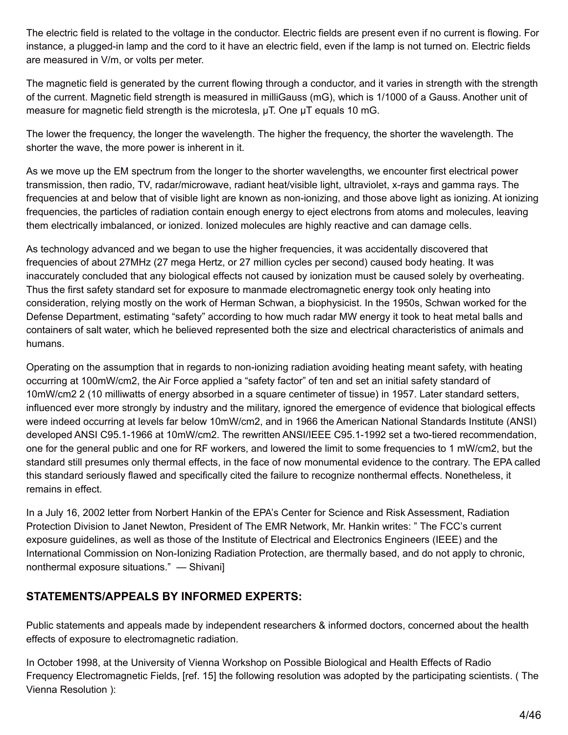The electric field is related to the voltage in the conductor. Electric fields are present even if no current is flowing. For instance, a plugged-in lamp and the cord to it have an electric field, even if the lamp is not turned on. Electric fields are measured in V/m, or volts per meter.

The magnetic field is generated by the current flowing through a conductor, and it varies in strength with the strength of the current. Magnetic field strength is measured in milliGauss (mG), which is 1/1000 of a Gauss. Another unit of measure for magnetic field strength is the microtesla, μT. One μT equals 10 mG.

The lower the frequency, the longer the wavelength. The higher the frequency, the shorter the wavelength. The shorter the wave, the more power is inherent in it.

As we move up the EM spectrum from the longer to the shorter wavelengths, we encounter first electrical power transmission, then radio, TV, radar/microwave, radiant heat/visible light, ultraviolet, x-rays and gamma rays. The frequencies at and below that of visible light are known as non-ionizing, and those above light as ionizing. At ionizing frequencies, the particles of radiation contain enough energy to eject electrons from atoms and molecules, leaving them electrically imbalanced, or ionized. Ionized molecules are highly reactive and can damage cells.

As technology advanced and we began to use the higher frequencies, it was accidentally discovered that frequencies of about 27MHz (27 mega Hertz, or 27 million cycles per second) caused body heating. It was inaccurately concluded that any biological effects not caused by ionization must be caused solely by overheating. Thus the first safety standard set for exposure to manmade electromagnetic energy took only heating into consideration, relying mostly on the work of Herman Schwan, a biophysicist. In the 1950s, Schwan worked for the Defense Department, estimating "safety" according to how much radar MW energy it took to heat metal balls and containers of salt water, which he believed represented both the size and electrical characteristics of animals and humans.

Operating on the assumption that in regards to non-ionizing radiation avoiding heating meant safety, with heating occurring at 100mW/cm2, the Air Force applied a "safety factor" of ten and set an initial safety standard of 10mW/cm2 2 (10 milliwatts of energy absorbed in a square centimeter of tissue) in 1957. Later standard setters, influenced ever more strongly by industry and the military, ignored the emergence of evidence that biological effects were indeed occurring at levels far below 10mW/cm2, and in 1966 the American National Standards Institute (ANSI) developed ANSI C95.1-1966 at 10mW/cm2. The rewritten ANSI/IEEE C95.1-1992 set a two-tiered recommendation, one for the general public and one for RF workers, and lowered the limit to some frequencies to 1 mW/cm2, but the standard still presumes only thermal effects, in the face of now monumental evidence to the contrary. The EPA called this standard seriously flawed and specifically cited the failure to recognize nonthermal effects. Nonetheless, it remains in effect.

In a July 16, 2002 letter from Norbert Hankin of the EPA's Center for Science and Risk Assessment, Radiation Protection Division to Janet Newton, President of The EMR Network, Mr. Hankin writes: " The FCC's current exposure guidelines, as well as those of the Institute of Electrical and Electronics Engineers (IEEE) and the International Commission on Non-Ionizing Radiation Protection, are thermally based, and do not apply to chronic, nonthermal exposure situations." — Shivani]

## STATEMENTS/APPEALS BY INFORMED EXPERTS:

Public statements and appeals made by independent researchers & informed doctors, concerned about the health effects of exposure to electromagnetic radiation.

In October 1998, at the University of Vienna Workshop on Possible Biological and Health Effects of Radio Frequency Electromagnetic Fields, [ref. 15] the following resolution was adopted by the participating scientists. ( The Vienna Resolution ):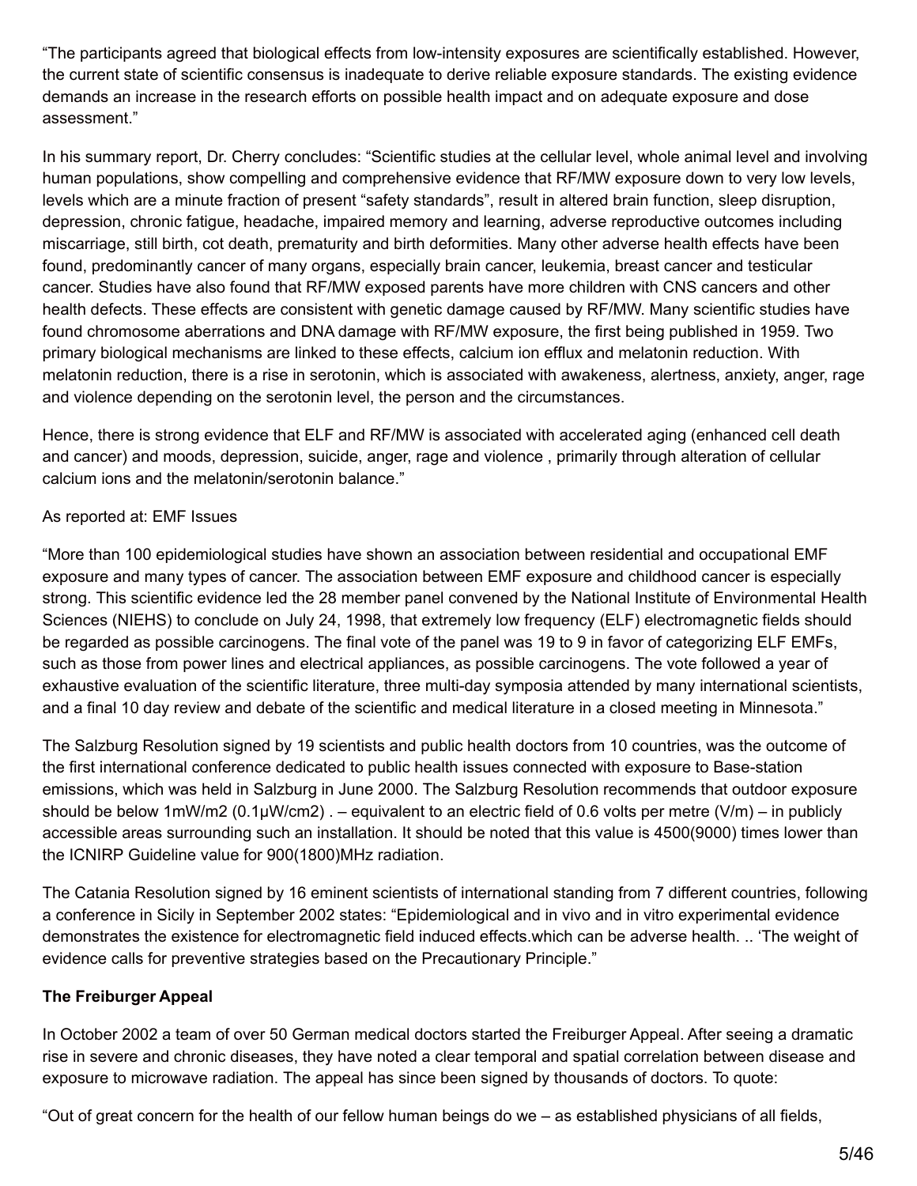“The participants agreed that biological effects from low-intensity exposures are scientifically established. However, the current state of scientific consensus is inadequate to derive reliable exposure standards. The existing evidence demands an increase in the research efforts on possible health impact and on adequate exposure and dose assessment.”

In his summary report, Dr. Cherry concludes: “Scientific studies at the cellular level, whole animal level and involving human populations, show compelling and comprehensive evidence that RF/MW exposure down to very low levels, levels which are a minute fraction of present “safety standards”, result in altered brain function, sleep disruption, depression, chronic fatigue, headache, impaired memory and learning, adverse reproductive outcomes including miscarriage, still birth, cot death, prematurity and birth deformities. Many other adverse health effects have been found, predominantly cancer of many organs, especially brain cancer, leukemia, breast cancer and testicular cancer. Studies have also found that RF/MW exposed parents have more children with CNS cancers and other health defects. These effects are consistent with genetic damage caused by RF/MW. Many scientific studies have found chromosome aberrations and DNA damage with RF/MW exposure, the first being published in 1959. Two primary biological mechanisms are linked to these effects, calcium ion efflux and melatonin reduction. With melatonin reduction, there is a rise in serotonin, which is associated with awakeness, alertness, anxiety, anger, rage and violence depending on the serotonin level, the person and the circumstances.

Hence, there is strong evidence that ELF and RF/MW is associated with accelerated aging (enhanced cell death and cancer) and moods, depression, suicide, anger, rage and violence , primarily through alteration of cellular calcium ions and the melatonin/serotonin balance.”

As reported at: EMF Issues

“More than 100 epidemiological studies have shown an association between residential and occupational EMF exposure and many types of cancer. The association between EMF exposure and childhood cancer is especially strong. This scientific evidence led the 28 member panel convened by the National Institute of Environmental Health Sciences (NIEHS) to conclude on July 24, 1998, that extremely low frequency (ELF) electromagnetic fields should be regarded as possible carcinogens. The final vote of the panel was 19 to 9 in favor of categorizing ELF EMFs, such as those from power lines and electrical appliances, as possible carcinogens. The vote followed a year of exhaustive evaluation of the scientific literature, three multi-day symposia attended by many international scientists, and a final 10 day review and debate of the scientific and medical literature in a closed meeting in Minnesota.”

The Salzburg Resolution signed by 19 scientists and public health doctors from 10 countries, was the outcome of the first international conference dedicated to public health issues connected with exposure to Base-station emissions, which was held in Salzburg in June 2000. The Salzburg Resolution recommends that outdoor exposure should be below 1mW/m2 (0.1µW/cm2) . – equivalent to an electric field of 0.6 volts per metre (V/m) – in publicly accessible areas surrounding such an installation. It should be noted that this value is 4500(9000) times lower than the ICNIRP Guideline value for 900(1800)MHz radiation.

The Catania Resolution signed by 16 eminent scientists of international standing from 7 different countries, following a conference in Sicily in September 2002 states: “Epidemiological and in vivo and in vitro experimental evidence demonstrates the existence for electromagnetic field induced effects.which can be adverse health. .. ‘The weight of evidence calls for preventive strategies based on the Precautionary Principle.”

**The Freiburger Appeal**

In October 2002 a team of over 50 German medical doctors started the Freiburger Appeal. After seeing a dramatic rise in severe and chronic diseases, they have noted a clear temporal and spatial correlation between disease and exposure to microwave radiation. The appeal has since been signed by thousands of doctors. To quote:

“Out of great concern for the health of our fellow human beings do we – as established physicians of all fields,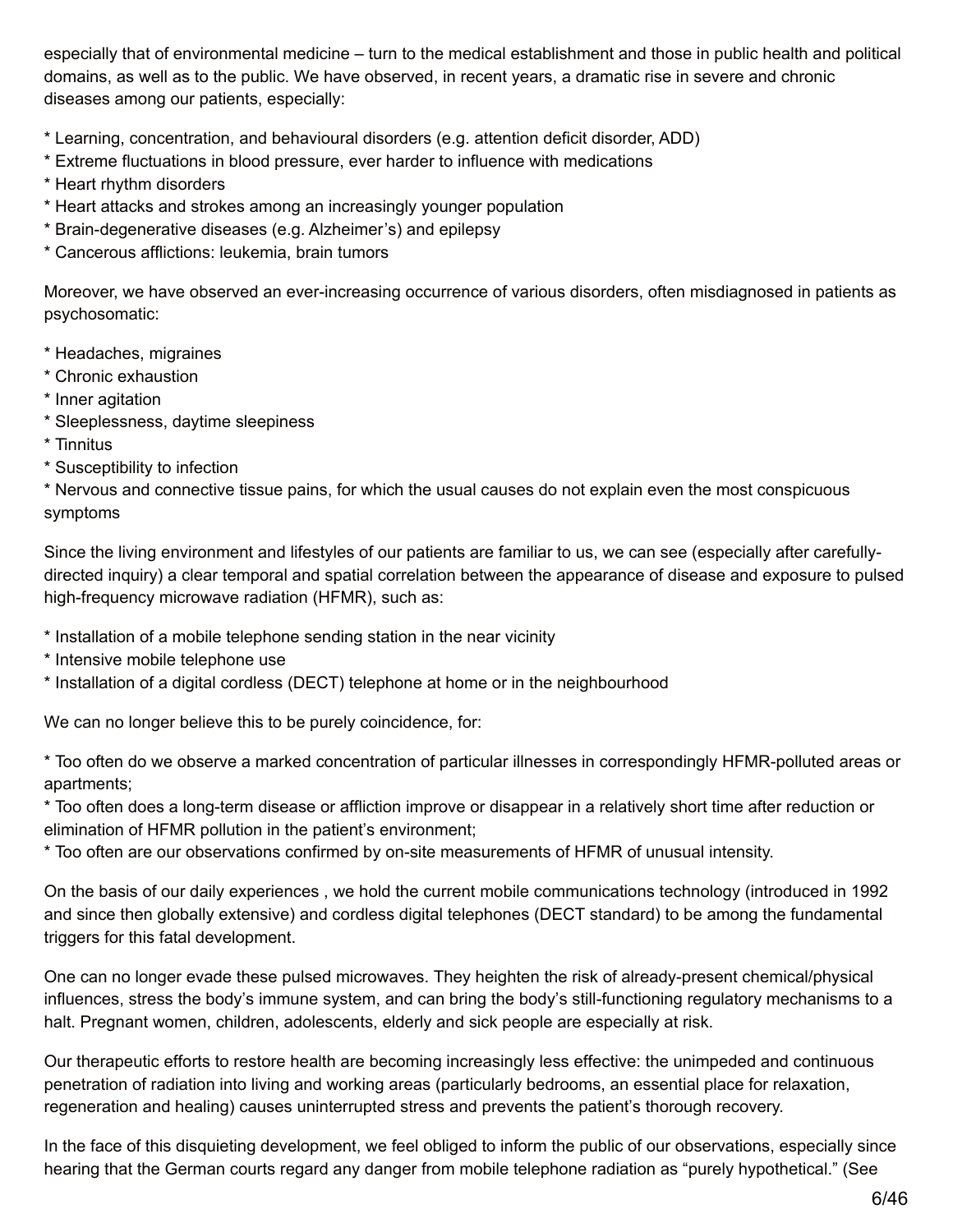especially that of environmental medicine – turn to the medical establishment and those in public health and political domains, as well as to the public. We have observed, in recent years, a dramatic rise in severe and chronic diseases among our patients, especially:

* Learning, concentration, and behavioural disorders (e.g. attention deficit disorder, ADD)
* Extreme fluctuations in blood pressure, ever harder to influence with medications
* Heart rhythm disorders
* Heart attacks and strokes among an increasingly younger population
* Brain-degenerative diseases (e.g. Alzheimer's) and epilepsy
* Cancerous afflictions: leukemia, brain tumors

Moreover, we have observed an ever-increasing occurrence of various disorders, often misdiagnosed in patients as psychosomatic:

* Headaches, migraines
* Chronic exhaustion
* Inner agitation
* Sleeplessness, daytime sleepiness
* Tinnitus
* Susceptibility to infection
* Nervous and connective tissue pains, for which the usual causes do not explain even the most conspicuous symptoms

Since the living environment and lifestyles of our patients are familiar to us, we can see (especially after carefully-directed inquiry) a clear temporal and spatial correlation between the appearance of disease and exposure to pulsed high-frequency microwave radiation (HFMR), such as:

* Installation of a mobile telephone sending station in the near vicinity
* Intensive mobile telephone use
* Installation of a digital cordless (DECT) telephone at home or in the neighbourhood

We can no longer believe this to be purely coincidence, for:

* Too often do we observe a marked concentration of particular illnesses in correspondingly HFMR-polluted areas or apartments;
* Too often does a long-term disease or affliction improve or disappear in a relatively short time after reduction or elimination of HFMR pollution in the patient's environment;
* Too often are our observations confirmed by on-site measurements of HFMR of unusual intensity.

On the basis of our daily experiences , we hold the current mobile communications technology (introduced in 1992 and since then globally extensive) and cordless digital telephones (DECT standard) to be among the fundamental triggers for this fatal development.

One can no longer evade these pulsed microwaves. They heighten the risk of already-present chemical/physical influences, stress the body's immune system, and can bring the body's still-functioning regulatory mechanisms to a halt. Pregnant women, children, adolescents, elderly and sick people are especially at risk.

Our therapeutic efforts to restore health are becoming increasingly less effective: the unimpeded and continuous penetration of radiation into living and working areas (particularly bedrooms, an essential place for relaxation, regeneration and healing) causes uninterrupted stress and prevents the patient's thorough recovery.

In the face of this disquieting development, we feel obliged to inform the public of our observations, especially since hearing that the German courts regard any danger from mobile telephone radiation as "purely hypothetical." (See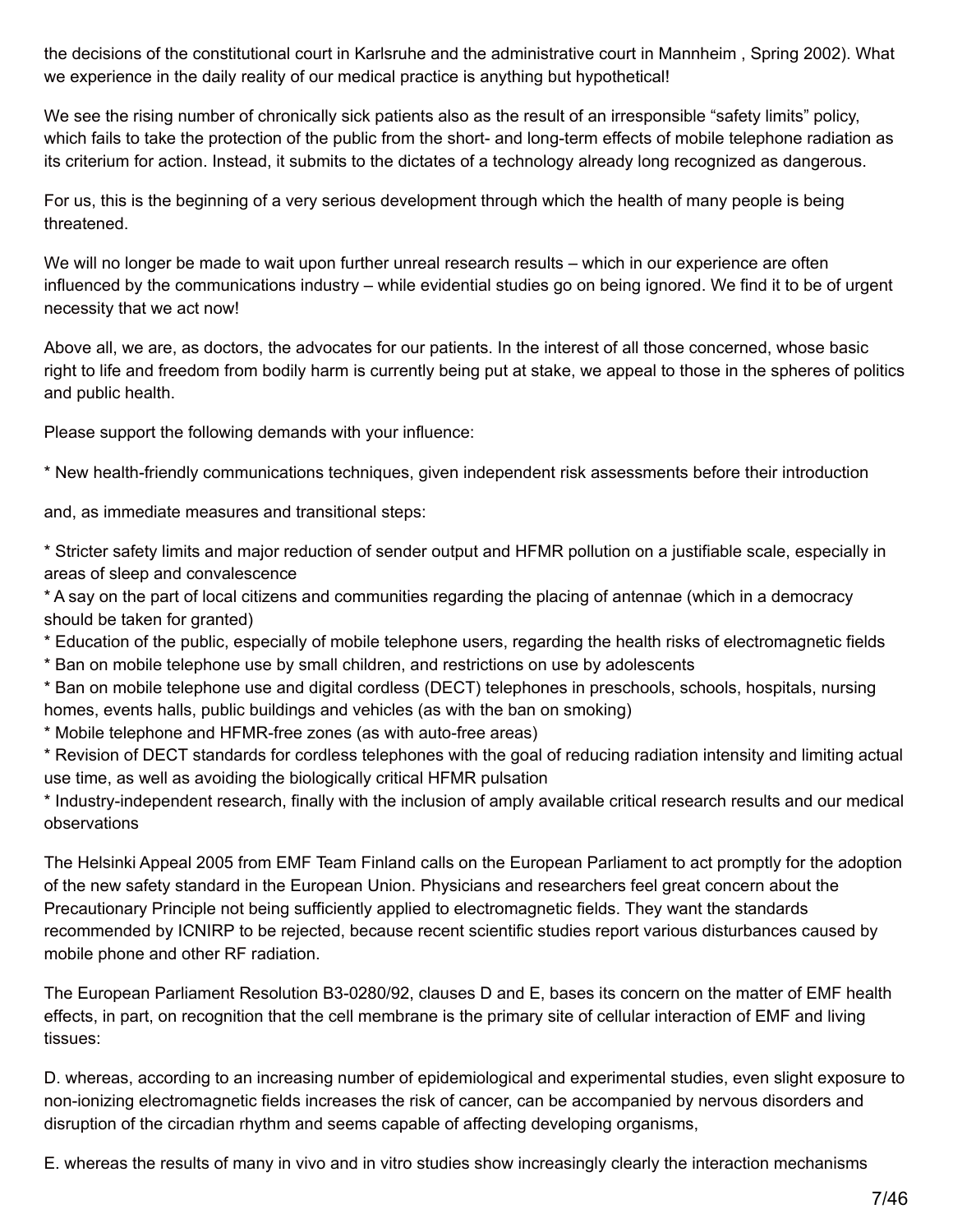the decisions of the constitutional court in Karlsruhe and the administrative court in Mannheim , Spring 2002). What we experience in the daily reality of our medical practice is anything but hypothetical!

We see the rising number of chronically sick patients also as the result of an irresponsible "safety limits" policy, which fails to take the protection of the public from the short- and long-term effects of mobile telephone radiation as its criterium for action. Instead, it submits to the dictates of a technology already long recognized as dangerous.

For us, this is the beginning of a very serious development through which the health of many people is being threatened.

We will no longer be made to wait upon further unreal research results – which in our experience are often influenced by the communications industry – while evidential studies go on being ignored. We find it to be of urgent necessity that we act now!

Above all, we are, as doctors, the advocates for our patients. In the interest of all those concerned, whose basic right to life and freedom from bodily harm is currently being put at stake, we appeal to those in the spheres of politics and public health.

Please support the following demands with your influence:

* New health-friendly communications techniques, given independent risk assessments before their introduction

and, as immediate measures and transitional steps:

* Stricter safety limits and major reduction of sender output and HFMR pollution on a justifiable scale, especially in areas of sleep and convalescence
* A say on the part of local citizens and communities regarding the placing of antennae (which in a democracy should be taken for granted)
* Education of the public, especially of mobile telephone users, regarding the health risks of electromagnetic fields
* Ban on mobile telephone use by small children, and restrictions on use by adolescents
* Ban on mobile telephone use and digital cordless (DECT) telephones in preschools, schools, hospitals, nursing homes, events halls, public buildings and vehicles (as with the ban on smoking)
* Mobile telephone and HFMR-free zones (as with auto-free areas)
* Revision of DECT standards for cordless telephones with the goal of reducing radiation intensity and limiting actual use time, as well as avoiding the biologically critical HFMR pulsation
* Industry-independent research, finally with the inclusion of amply available critical research results and our medical observations

The Helsinki Appeal 2005 from EMF Team Finland calls on the European Parliament to act promptly for the adoption of the new safety standard in the European Union. Physicians and researchers feel great concern about the Precautionary Principle not being sufficiently applied to electromagnetic fields. They want the standards recommended by ICNIRP to be rejected, because recent scientific studies report various disturbances caused by mobile phone and other RF radiation.

The European Parliament Resolution B3-0280/92, clauses D and E, bases its concern on the matter of EMF health effects, in part, on recognition that the cell membrane is the primary site of cellular interaction of EMF and living tissues:

D. whereas, according to an increasing number of epidemiological and experimental studies, even slight exposure to non-ionizing electromagnetic fields increases the risk of cancer, can be accompanied by nervous disorders and disruption of the circadian rhythm and seems capable of affecting developing organisms,

E. whereas the results of many in vivo and in vitro studies show increasingly clearly the interaction mechanisms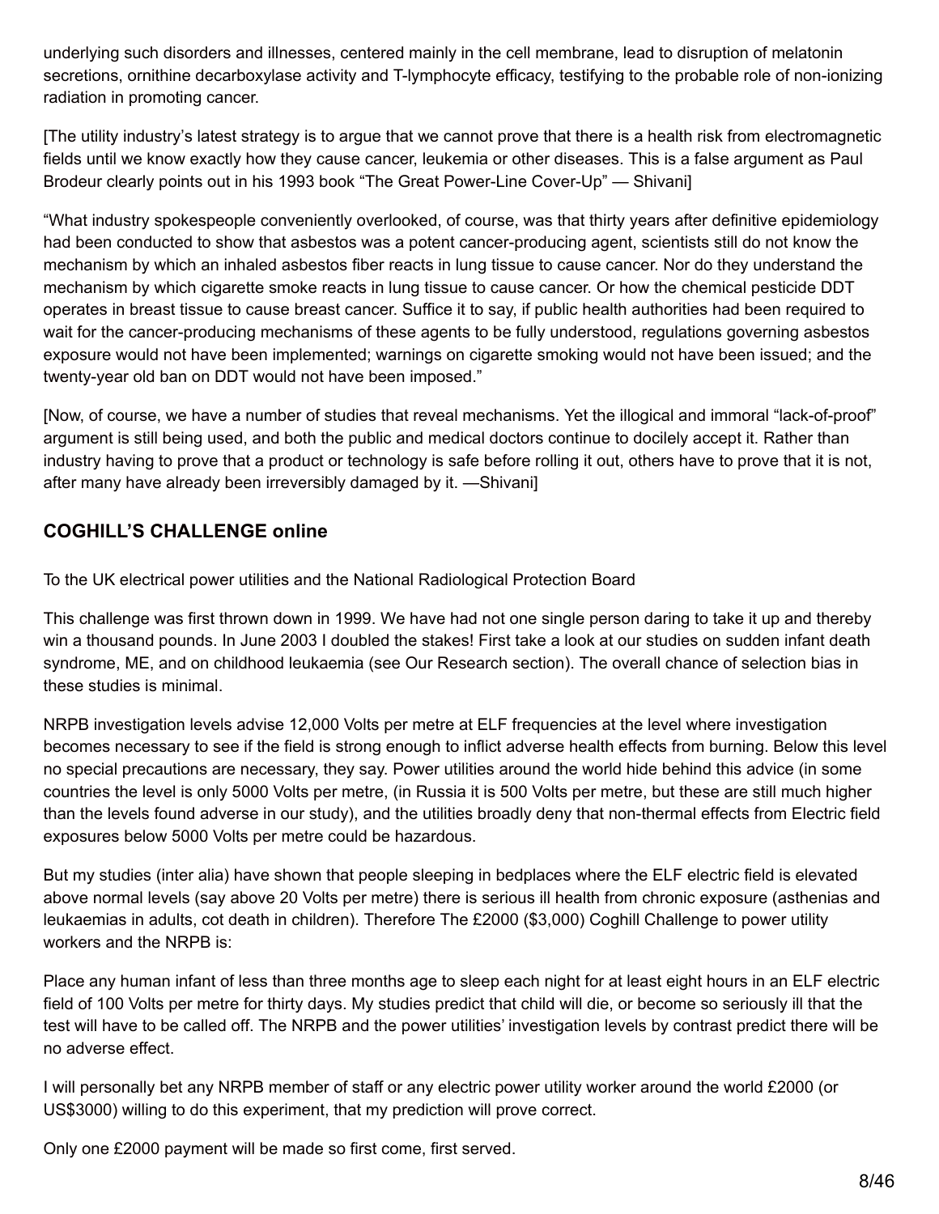underlying such disorders and illnesses, centered mainly in the cell membrane, lead to disruption of melatonin secretions, ornithine decarboxylase activity and T-lymphocyte efficacy, testifying to the probable role of non-ionizing radiation in promoting cancer.

[The utility industry's latest strategy is to argue that we cannot prove that there is a health risk from electromagnetic fields until we know exactly how they cause cancer, leukemia or other diseases. This is a false argument as Paul Brodeur clearly points out in his 1993 book "The Great Power-Line Cover-Up" — Shivani]

"What industry spokespeople conveniently overlooked, of course, was that thirty years after definitive epidemiology had been conducted to show that asbestos was a potent cancer-producing agent, scientists still do not know the mechanism by which an inhaled asbestos fiber reacts in lung tissue to cause cancer. Nor do they understand the mechanism by which cigarette smoke reacts in lung tissue to cause cancer. Or how the chemical pesticide DDT operates in breast tissue to cause breast cancer. Suffice it to say, if public health authorities had been required to wait for the cancer-producing mechanisms of these agents to be fully understood, regulations governing asbestos exposure would not have been implemented; warnings on cigarette smoking would not have been issued; and the twenty-year old ban on DDT would not have been imposed."

[Now, of course, we have a number of studies that reveal mechanisms. Yet the illogical and immoral "lack-of-proof" argument is still being used, and both the public and medical doctors continue to docilely accept it. Rather than industry having to prove that a product or technology is safe before rolling it out, others have to prove that it is not, after many have already been irreversibly damaged by it. —Shivani]

### COGHILL'S CHALLENGE online

To the UK electrical power utilities and the National Radiological Protection Board

This challenge was first thrown down in 1999. We have had not one single person daring to take it up and thereby win a thousand pounds. In June 2003 I doubled the stakes! First take a look at our studies on sudden infant death syndrome, ME, and on childhood leukaemia (see Our Research section). The overall chance of selection bias in these studies is minimal.

NRPB investigation levels advise 12,000 Volts per metre at ELF frequencies at the level where investigation becomes necessary to see if the field is strong enough to inflict adverse health effects from burning. Below this level no special precautions are necessary, they say. Power utilities around the world hide behind this advice (in some countries the level is only 5000 Volts per metre, (in Russia it is 500 Volts per metre, but these are still much higher than the levels found adverse in our study), and the utilities broadly deny that non-thermal effects from Electric field exposures below 5000 Volts per metre could be hazardous.

But my studies (inter alia) have shown that people sleeping in bedplaces where the ELF electric field is elevated above normal levels (say above 20 Volts per metre) there is serious ill health from chronic exposure (asthenias and leukaemias in adults, cot death in children). Therefore The £2000 ($3,000) Coghill Challenge to power utility workers and the NRPB is:

Place any human infant of less than three months age to sleep each night for at least eight hours in an ELF electric field of 100 Volts per metre for thirty days. My studies predict that child will die, or become so seriously ill that the test will have to be called off. The NRPB and the power utilities' investigation levels by contrast predict there will be no adverse effect.

I will personally bet any NRPB member of staff or any electric power utility worker around the world £2000 (or US$3000) willing to do this experiment, that my prediction will prove correct.

Only one £2000 payment will be made so first come, first served.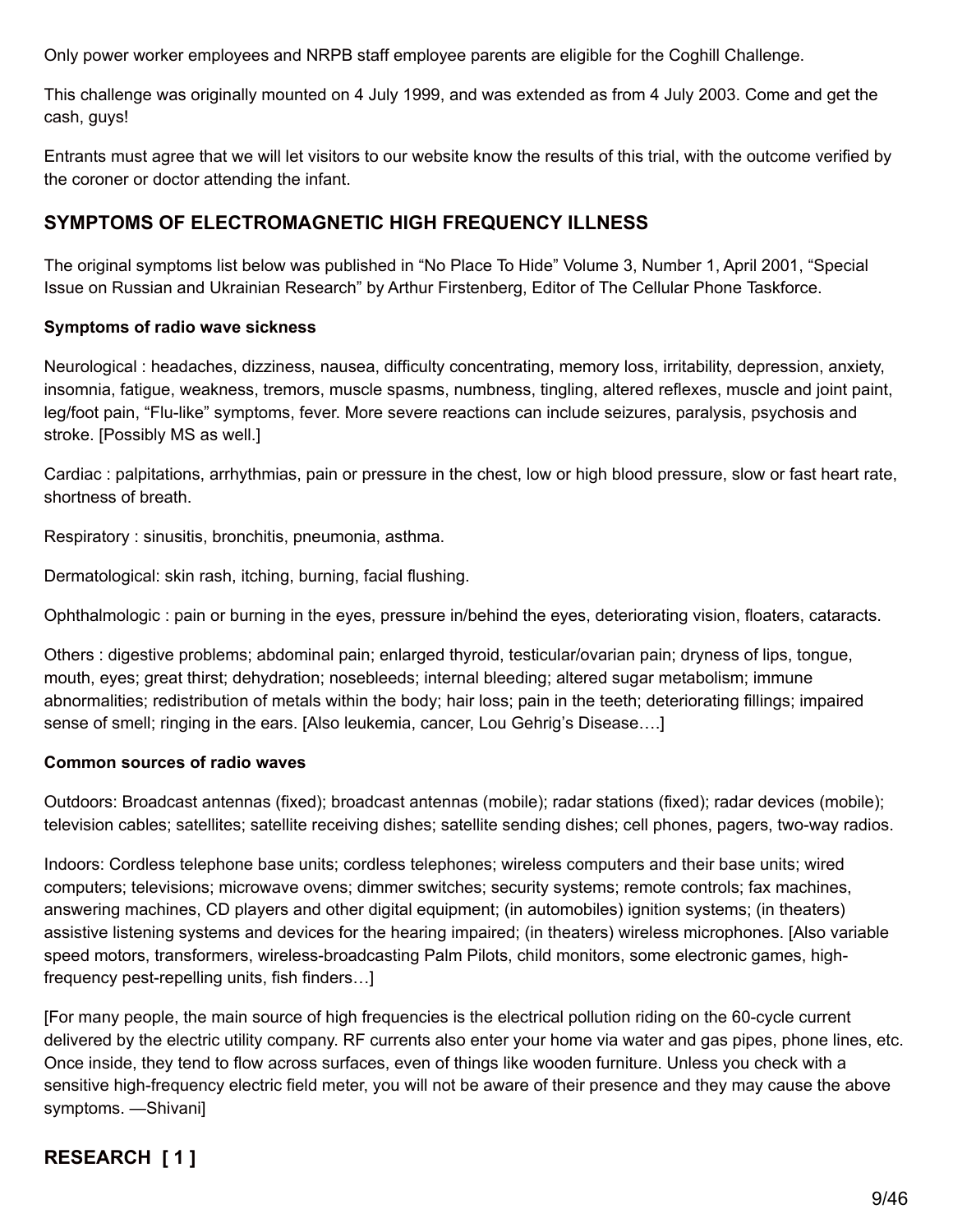Only power worker employees and NRPB staff employee parents are eligible for the Coghill Challenge.

This challenge was originally mounted on 4 July 1999, and was extended as from 4 July 2003. Come and get the cash, guys!

Entrants must agree that we will let visitors to our website know the results of this trial, with the outcome verified by the coroner or doctor attending the infant.

## SYMPTOMS OF ELECTROMAGNETIC HIGH FREQUENCY ILLNESS

The original symptoms list below was published in "No Place To Hide" Volume 3, Number 1, April 2001, "Special Issue on Russian and Ukrainian Research" by Arthur Firstenberg, Editor of The Cellular Phone Taskforce.

**Symptoms of radio wave sickness**

Neurological : headaches, dizziness, nausea, difficulty concentrating, memory loss, irritability, depression, anxiety, insomnia, fatigue, weakness, tremors, muscle spasms, numbness, tingling, altered reflexes, muscle and joint paint, leg/foot pain, "Flu-like" symptoms, fever. More severe reactions can include seizures, paralysis, psychosis and stroke. [Possibly MS as well.]

Cardiac : palpitations, arrhythmias, pain or pressure in the chest, low or high blood pressure, slow or fast heart rate, shortness of breath.

Respiratory : sinusitis, bronchitis, pneumonia, asthma.

Dermatological: skin rash, itching, burning, facial flushing.

Ophthalmologic : pain or burning in the eyes, pressure in/behind the eyes, deteriorating vision, floaters, cataracts.

Others : digestive problems; abdominal pain; enlarged thyroid, testicular/ovarian pain; dryness of lips, tongue, mouth, eyes; great thirst; dehydration; nosebleeds; internal bleeding; altered sugar metabolism; immune abnormalities; redistribution of metals within the body; hair loss; pain in the teeth; deteriorating fillings; impaired sense of smell; ringing in the ears. [Also leukemia, cancer, Lou Gehrig's Disease….]

**Common sources of radio waves**

Outdoors: Broadcast antennas (fixed); broadcast antennas (mobile); radar stations (fixed); radar devices (mobile); television cables; satellites; satellite receiving dishes; satellite sending dishes; cell phones, pagers, two-way radios.

Indoors: Cordless telephone base units; cordless telephones; wireless computers and their base units; wired computers; televisions; microwave ovens; dimmer switches; security systems; remote controls; fax machines, answering machines, CD players and other digital equipment; (in automobiles) ignition systems; (in theaters) assistive listening systems and devices for the hearing impaired; (in theaters) wireless microphones. [Also variable speed motors, transformers, wireless-broadcasting Palm Pilots, child monitors, some electronic games, high-frequency pest-repelling units, fish finders…]

[For many people, the main source of high frequencies is the electrical pollution riding on the 60-cycle current delivered by the electric utility company. RF currents also enter your home via water and gas pipes, phone lines, etc. Once inside, they tend to flow across surfaces, even of things like wooden furniture. Unless you check with a sensitive high-frequency electric field meter, you will not be aware of their presence and they may cause the above symptoms. —Shivani]

## RESEARCH [ 1 ]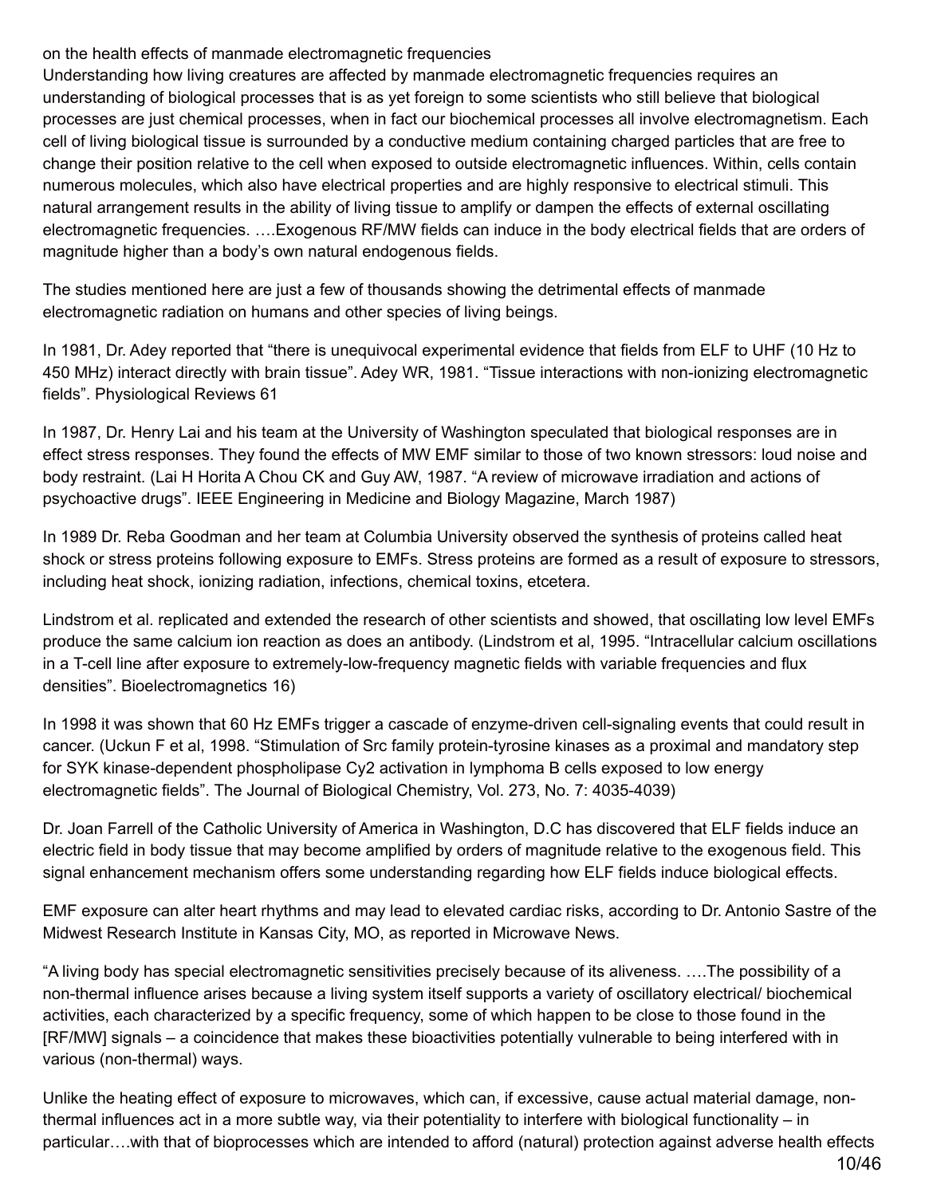on the health effects of manmade electromagnetic frequencies

Understanding how living creatures are affected by manmade electromagnetic frequencies requires an understanding of biological processes that is as yet foreign to some scientists who still believe that biological processes are just chemical processes, when in fact our biochemical processes all involve electromagnetism. Each cell of living biological tissue is surrounded by a conductive medium containing charged particles that are free to change their position relative to the cell when exposed to outside electromagnetic influences. Within, cells contain numerous molecules, which also have electrical properties and are highly responsive to electrical stimuli. This natural arrangement results in the ability of living tissue to amplify or dampen the effects of external oscillating electromagnetic frequencies. ….Exogenous RF/MW fields can induce in the body electrical fields that are orders of magnitude higher than a body's own natural endogenous fields.

The studies mentioned here are just a few of thousands showing the detrimental effects of manmade electromagnetic radiation on humans and other species of living beings.

In 1981, Dr. Adey reported that "there is unequivocal experimental evidence that fields from ELF to UHF (10 Hz to 450 MHz) interact directly with brain tissue". Adey WR, 1981. "Tissue interactions with non-ionizing electromagnetic fields". Physiological Reviews 61

In 1987, Dr. Henry Lai and his team at the University of Washington speculated that biological responses are in effect stress responses. They found the effects of MW EMF similar to those of two known stressors: loud noise and body restraint. (Lai H Horita A Chou CK and Guy AW, 1987. "A review of microwave irradiation and actions of psychoactive drugs". IEEE Engineering in Medicine and Biology Magazine, March 1987)

In 1989 Dr. Reba Goodman and her team at Columbia University observed the synthesis of proteins called heat shock or stress proteins following exposure to EMFs. Stress proteins are formed as a result of exposure to stressors, including heat shock, ionizing radiation, infections, chemical toxins, etcetera.

Lindstrom et al. replicated and extended the research of other scientists and showed, that oscillating low level EMFs produce the same calcium ion reaction as does an antibody. (Lindstrom et al, 1995. "Intracellular calcium oscillations in a T-cell line after exposure to extremely-low-frequency magnetic fields with variable frequencies and flux densities". Bioelectromagnetics 16)

In 1998 it was shown that 60 Hz EMFs trigger a cascade of enzyme-driven cell-signaling events that could result in cancer. (Uckun F et al, 1998. "Stimulation of Src family protein-tyrosine kinases as a proximal and mandatory step for SYK kinase-dependent phospholipase Cy2 activation in lymphoma B cells exposed to low energy electromagnetic fields". The Journal of Biological Chemistry, Vol. 273, No. 7: 4035-4039)

Dr. Joan Farrell of the Catholic University of America in Washington, D.C has discovered that ELF fields induce an electric field in body tissue that may become amplified by orders of magnitude relative to the exogenous field. This signal enhancement mechanism offers some understanding regarding how ELF fields induce biological effects.

EMF exposure can alter heart rhythms and may lead to elevated cardiac risks, according to Dr. Antonio Sastre of the Midwest Research Institute in Kansas City, MO, as reported in Microwave News.

"A living body has special electromagnetic sensitivities precisely because of its aliveness. ….The possibility of a non-thermal influence arises because a living system itself supports a variety of oscillatory electrical/ biochemical activities, each characterized by a specific frequency, some of which happen to be close to those found in the [RF/MW] signals – a coincidence that makes these bioactivities potentially vulnerable to being interfered with in various (non-thermal) ways.

Unlike the heating effect of exposure to microwaves, which can, if excessive, cause actual material damage, non-thermal influences act in a more subtle way, via their potentiality to interfere with biological functionality – in particular….with that of bioprocesses which are intended to afford (natural) protection against adverse health effects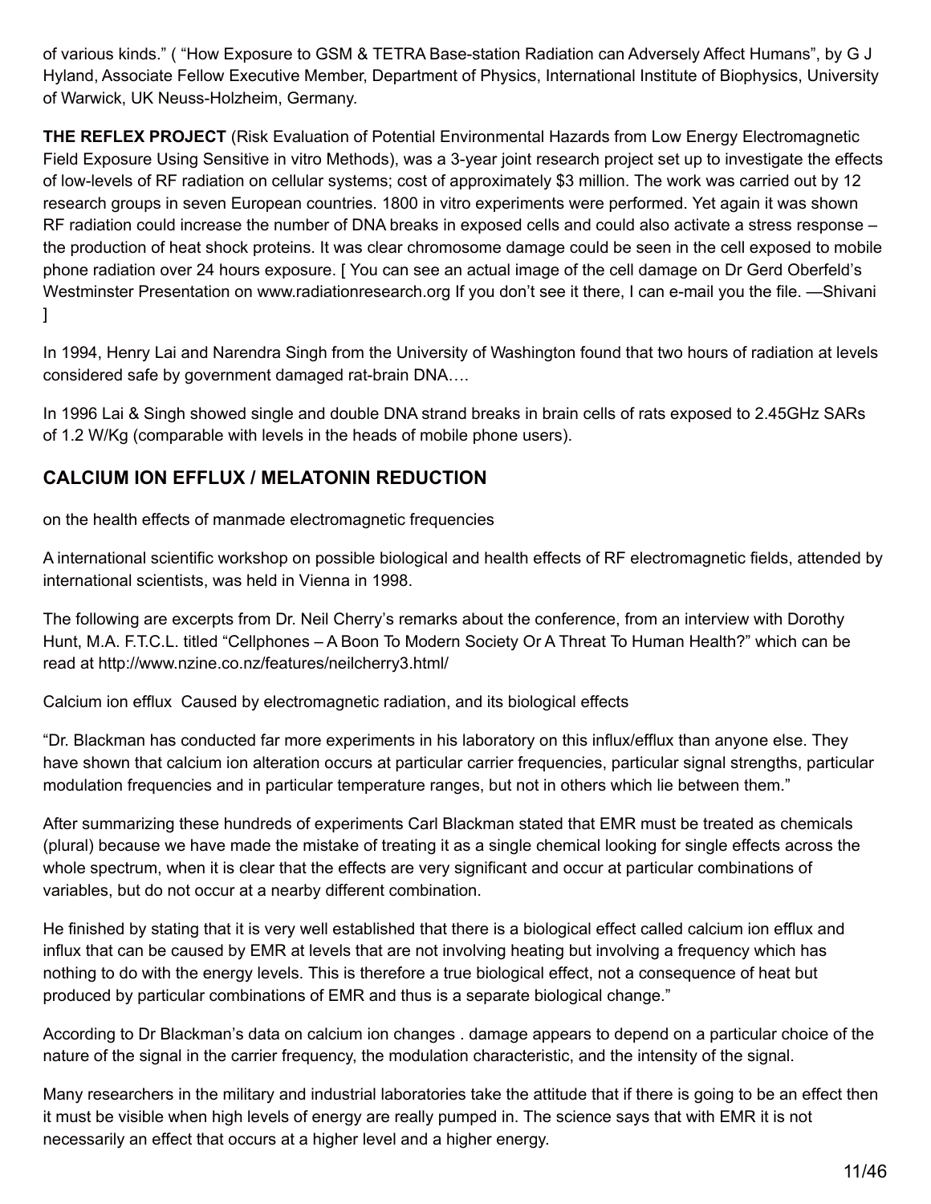of various kinds." ( "How Exposure to GSM & TETRA Base-station Radiation can Adversely Affect Humans", by G J Hyland, Associate Fellow Executive Member, Department of Physics, International Institute of Biophysics, University of Warwick, UK Neuss-Holzheim, Germany.

**THE REFLEX PROJECT** (Risk Evaluation of Potential Environmental Hazards from Low Energy Electromagnetic Field Exposure Using Sensitive in vitro Methods), was a 3-year joint research project set up to investigate the effects of low-levels of RF radiation on cellular systems; cost of approximately $3 million. The work was carried out by 12 research groups in seven European countries. 1800 in vitro experiments were performed. Yet again it was shown RF radiation could increase the number of DNA breaks in exposed cells and could also activate a stress response – the production of heat shock proteins. It was clear chromosome damage could be seen in the cell exposed to mobile phone radiation over 24 hours exposure. [ You can see an actual image of the cell damage on Dr Gerd Oberfeld's Westminster Presentation on www.radiationresearch.org If you don't see it there, I can e-mail you the file. —Shivani ]

In 1994, Henry Lai and Narendra Singh from the University of Washington found that two hours of radiation at levels considered safe by government damaged rat-brain DNA….

In 1996 Lai & Singh showed single and double DNA strand breaks in brain cells of rats exposed to 2.45GHz SARs of 1.2 W/Kg (comparable with levels in the heads of mobile phone users).

## CALCIUM ION EFFLUX / MELATONIN REDUCTION

on the health effects of manmade electromagnetic frequencies

A international scientific workshop on possible biological and health effects of RF electromagnetic fields, attended by international scientists, was held in Vienna in 1998.

The following are excerpts from Dr. Neil Cherry's remarks about the conference, from an interview with Dorothy Hunt, M.A. F.T.C.L. titled "Cellphones – A Boon To Modern Society Or A Threat To Human Health?" which can be read at http://www.nzine.co.nz/features/neilcherry3.html/

Calcium ion efflux Caused by electromagnetic radiation, and its biological effects

"Dr. Blackman has conducted far more experiments in his laboratory on this influx/efflux than anyone else. They have shown that calcium ion alteration occurs at particular carrier frequencies, particular signal strengths, particular modulation frequencies and in particular temperature ranges, but not in others which lie between them."

After summarizing these hundreds of experiments Carl Blackman stated that EMR must be treated as chemicals (plural) because we have made the mistake of treating it as a single chemical looking for single effects across the whole spectrum, when it is clear that the effects are very significant and occur at particular combinations of variables, but do not occur at a nearby different combination.

He finished by stating that it is very well established that there is a biological effect called calcium ion efflux and influx that can be caused by EMR at levels that are not involving heating but involving a frequency which has nothing to do with the energy levels. This is therefore a true biological effect, not a consequence of heat but produced by particular combinations of EMR and thus is a separate biological change."

According to Dr Blackman's data on calcium ion changes . damage appears to depend on a particular choice of the nature of the signal in the carrier frequency, the modulation characteristic, and the intensity of the signal.

Many researchers in the military and industrial laboratories take the attitude that if there is going to be an effect then it must be visible when high levels of energy are really pumped in. The science says that with EMR it is not necessarily an effect that occurs at a higher level and a higher energy.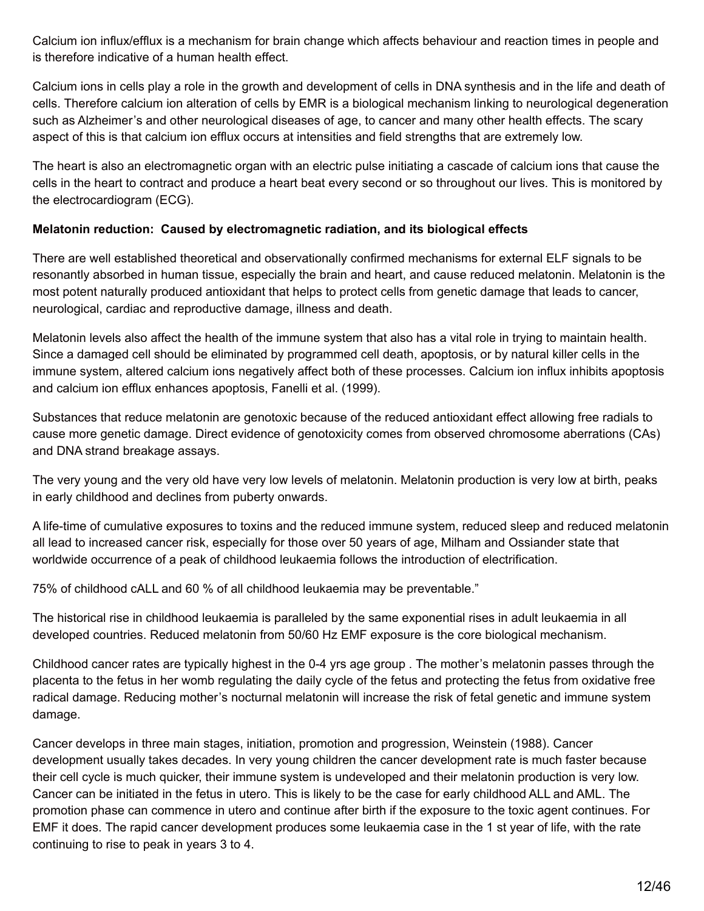Calcium ion influx/efflux is a mechanism for brain change which affects behaviour and reaction times in people and is therefore indicative of a human health effect.

Calcium ions in cells play a role in the growth and development of cells in DNA synthesis and in the life and death of cells. Therefore calcium ion alteration of cells by EMR is a biological mechanism linking to neurological degeneration such as Alzheimer's and other neurological diseases of age, to cancer and many other health effects. The scary aspect of this is that calcium ion efflux occurs at intensities and field strengths that are extremely low.

The heart is also an electromagnetic organ with an electric pulse initiating a cascade of calcium ions that cause the cells in the heart to contract and produce a heart beat every second or so throughout our lives. This is monitored by the electrocardiogram (ECG).

**Melatonin reduction: Caused by electromagnetic radiation, and its biological effects**

There are well established theoretical and observationally confirmed mechanisms for external ELF signals to be resonantly absorbed in human tissue, especially the brain and heart, and cause reduced melatonin. Melatonin is the most potent naturally produced antioxidant that helps to protect cells from genetic damage that leads to cancer, neurological, cardiac and reproductive damage, illness and death.

Melatonin levels also affect the health of the immune system that also has a vital role in trying to maintain health. Since a damaged cell should be eliminated by programmed cell death, apoptosis, or by natural killer cells in the immune system, altered calcium ions negatively affect both of these processes. Calcium ion influx inhibits apoptosis and calcium ion efflux enhances apoptosis, Fanelli et al. (1999).

Substances that reduce melatonin are genotoxic because of the reduced antioxidant effect allowing free radials to cause more genetic damage. Direct evidence of genotoxicity comes from observed chromosome aberrations (CAs) and DNA strand breakage assays.

The very young and the very old have very low levels of melatonin. Melatonin production is very low at birth, peaks in early childhood and declines from puberty onwards.

A life-time of cumulative exposures to toxins and the reduced immune system, reduced sleep and reduced melatonin all lead to increased cancer risk, especially for those over 50 years of age, Milham and Ossiander state that worldwide occurrence of a peak of childhood leukaemia follows the introduction of electrification.

75% of childhood cALL and 60 % of all childhood leukaemia may be preventable."

The historical rise in childhood leukaemia is paralleled by the same exponential rises in adult leukaemia in all developed countries. Reduced melatonin from 50/60 Hz EMF exposure is the core biological mechanism.

Childhood cancer rates are typically highest in the 0-4 yrs age group . The mother's melatonin passes through the placenta to the fetus in her womb regulating the daily cycle of the fetus and protecting the fetus from oxidative free radical damage. Reducing mother's nocturnal melatonin will increase the risk of fetal genetic and immune system damage.

Cancer develops in three main stages, initiation, promotion and progression, Weinstein (1988). Cancer development usually takes decades. In very young children the cancer development rate is much faster because their cell cycle is much quicker, their immune system is undeveloped and their melatonin production is very low. Cancer can be initiated in the fetus in utero. This is likely to be the case for early childhood ALL and AML. The promotion phase can commence in utero and continue after birth if the exposure to the toxic agent continues. For EMF it does. The rapid cancer development produces some leukaemia case in the 1 st year of life, with the rate continuing to rise to peak in years 3 to 4.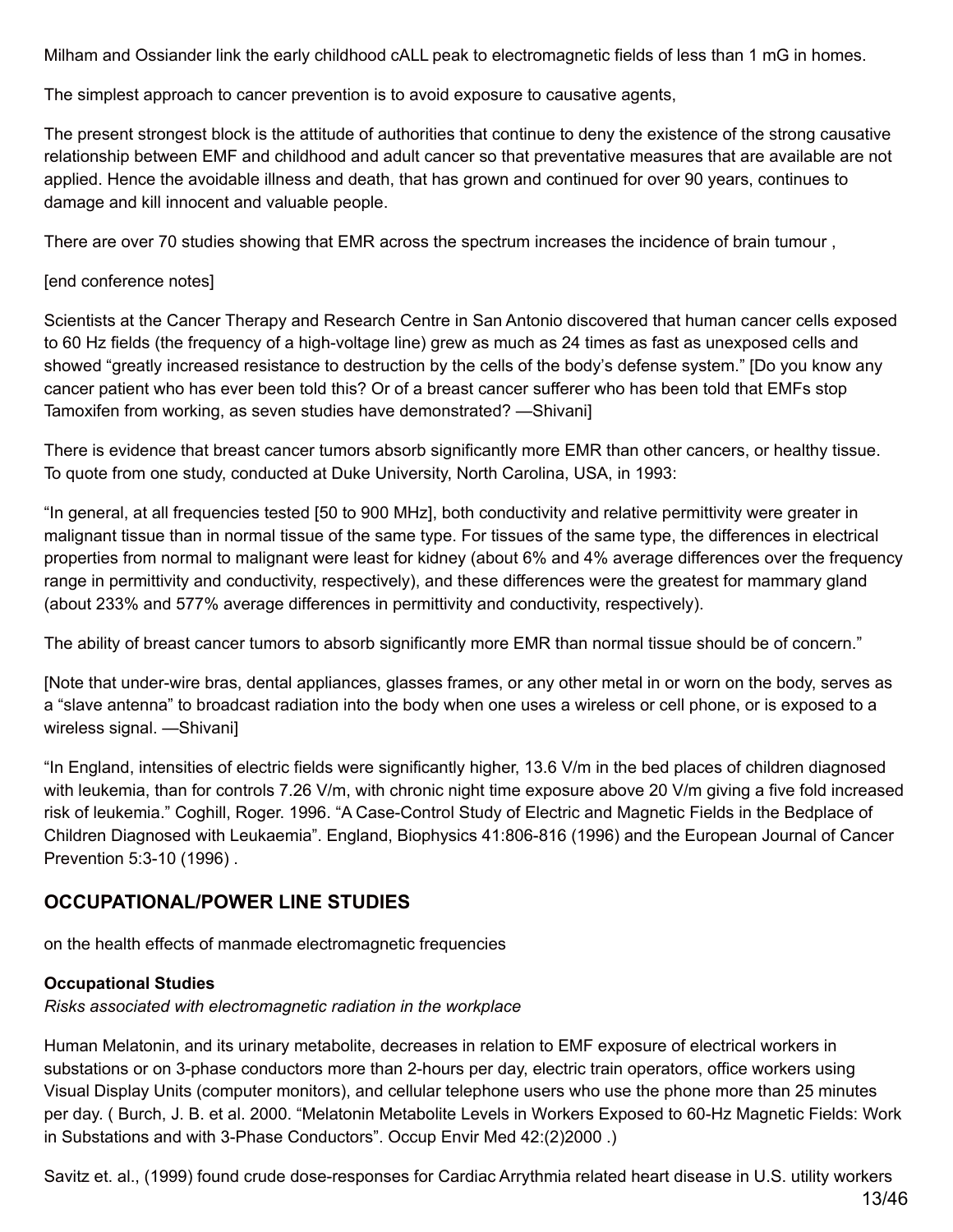Milham and Ossiander link the early childhood cALL peak to electromagnetic fields of less than 1 mG in homes.

The simplest approach to cancer prevention is to avoid exposure to causative agents,

The present strongest block is the attitude of authorities that continue to deny the existence of the strong causative relationship between EMF and childhood and adult cancer so that preventative measures that are available are not applied. Hence the avoidable illness and death, that has grown and continued for over 90 years, continues to damage and kill innocent and valuable people.

There are over 70 studies showing that EMR across the spectrum increases the incidence of brain tumour ,

[end conference notes]

Scientists at the Cancer Therapy and Research Centre in San Antonio discovered that human cancer cells exposed to 60 Hz fields (the frequency of a high-voltage line) grew as much as 24 times as fast as unexposed cells and showed "greatly increased resistance to destruction by the cells of the body's defense system." [Do you know any cancer patient who has ever been told this? Or of a breast cancer sufferer who has been told that EMFs stop Tamoxifen from working, as seven studies have demonstrated? —Shivani]

There is evidence that breast cancer tumors absorb significantly more EMR than other cancers, or healthy tissue. To quote from one study, conducted at Duke University, North Carolina, USA, in 1993:

"In general, at all frequencies tested [50 to 900 MHz], both conductivity and relative permittivity were greater in malignant tissue than in normal tissue of the same type. For tissues of the same type, the differences in electrical properties from normal to malignant were least for kidney (about 6% and 4% average differences over the frequency range in permittivity and conductivity, respectively), and these differences were the greatest for mammary gland (about 233% and 577% average differences in permittivity and conductivity, respectively).

The ability of breast cancer tumors to absorb significantly more EMR than normal tissue should be of concern."

[Note that under-wire bras, dental appliances, glasses frames, or any other metal in or worn on the body, serves as a "slave antenna" to broadcast radiation into the body when one uses a wireless or cell phone, or is exposed to a wireless signal. —Shivani]

"In England, intensities of electric fields were significantly higher, 13.6 V/m in the bed places of children diagnosed with leukemia, than for controls 7.26 V/m, with chronic night time exposure above 20 V/m giving a five fold increased risk of leukemia." Coghill, Roger. 1996. "A Case-Control Study of Electric and Magnetic Fields in the Bedplace of Children Diagnosed with Leukaemia". England, Biophysics 41:806-816 (1996) and the European Journal of Cancer Prevention 5:3-10 (1996) .

## OCCUPATIONAL/POWER LINE STUDIES

on the health effects of manmade electromagnetic frequencies

**Occupational Studies**

*Risks associated with electromagnetic radiation in the workplace*

Human Melatonin, and its urinary metabolite, decreases in relation to EMF exposure of electrical workers in substations or on 3-phase conductors more than 2-hours per day, electric train operators, office workers using Visual Display Units (computer monitors), and cellular telephone users who use the phone more than 25 minutes per day. ( Burch, J. B. et al. 2000. "Melatonin Metabolite Levels in Workers Exposed to 60-Hz Magnetic Fields: Work in Substations and with 3-Phase Conductors". Occup Envir Med 42:(2)2000 .)

Savitz et. al., (1999) found crude dose-responses for Cardiac Arrythmia related heart disease in U.S. utility workers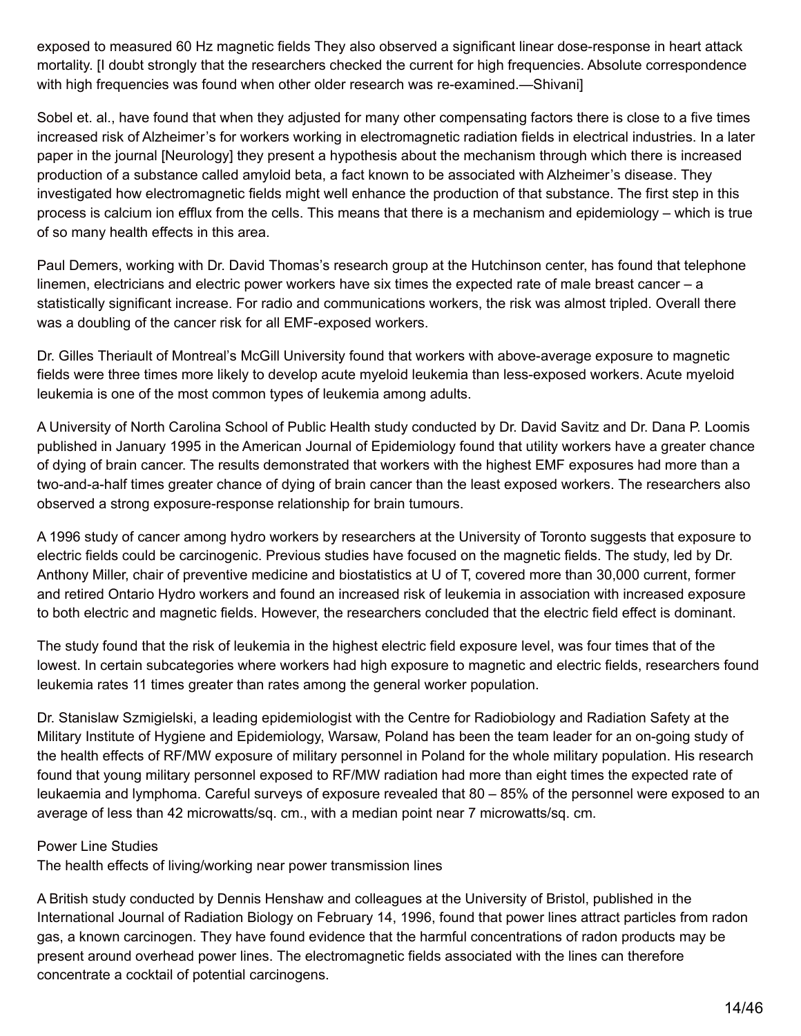exposed to measured 60 Hz magnetic fields They also observed a significant linear dose-response in heart attack mortality. [I doubt strongly that the researchers checked the current for high frequencies. Absolute correspondence with high frequencies was found when other older research was re-examined.—Shivani]

Sobel et. al., have found that when they adjusted for many other compensating factors there is close to a five times increased risk of Alzheimer's for workers working in electromagnetic radiation fields in electrical industries. In a later paper in the journal [Neurology] they present a hypothesis about the mechanism through which there is increased production of a substance called amyloid beta, a fact known to be associated with Alzheimer's disease. They investigated how electromagnetic fields might well enhance the production of that substance. The first step in this process is calcium ion efflux from the cells. This means that there is a mechanism and epidemiology – which is true of so many health effects in this area.

Paul Demers, working with Dr. David Thomas's research group at the Hutchinson center, has found that telephone linemen, electricians and electric power workers have six times the expected rate of male breast cancer – a statistically significant increase. For radio and communications workers, the risk was almost tripled. Overall there was a doubling of the cancer risk for all EMF-exposed workers.

Dr. Gilles Theriault of Montreal's McGill University found that workers with above-average exposure to magnetic fields were three times more likely to develop acute myeloid leukemia than less-exposed workers. Acute myeloid leukemia is one of the most common types of leukemia among adults.

A University of North Carolina School of Public Health study conducted by Dr. David Savitz and Dr. Dana P. Loomis published in January 1995 in the American Journal of Epidemiology found that utility workers have a greater chance of dying of brain cancer. The results demonstrated that workers with the highest EMF exposures had more than a two-and-a-half times greater chance of dying of brain cancer than the least exposed workers. The researchers also observed a strong exposure-response relationship for brain tumours.

A 1996 study of cancer among hydro workers by researchers at the University of Toronto suggests that exposure to electric fields could be carcinogenic. Previous studies have focused on the magnetic fields. The study, led by Dr. Anthony Miller, chair of preventive medicine and biostatistics at U of T, covered more than 30,000 current, former and retired Ontario Hydro workers and found an increased risk of leukemia in association with increased exposure to both electric and magnetic fields. However, the researchers concluded that the electric field effect is dominant.

The study found that the risk of leukemia in the highest electric field exposure level, was four times that of the lowest. In certain subcategories where workers had high exposure to magnetic and electric fields, researchers found leukemia rates 11 times greater than rates among the general worker population.

Dr. Stanislaw Szmigielski, a leading epidemiologist with the Centre for Radiobiology and Radiation Safety at the Military Institute of Hygiene and Epidemiology, Warsaw, Poland has been the team leader for an on-going study of the health effects of RF/MW exposure of military personnel in Poland for the whole military population. His research found that young military personnel exposed to RF/MW radiation had more than eight times the expected rate of leukaemia and lymphoma. Careful surveys of exposure revealed that 80 – 85% of the personnel were exposed to an average of less than 42 microwatts/sq. cm., with a median point near 7 microwatts/sq. cm.

Power Line Studies

The health effects of living/working near power transmission lines

A British study conducted by Dennis Henshaw and colleagues at the University of Bristol, published in the International Journal of Radiation Biology on February 14, 1996, found that power lines attract particles from radon gas, a known carcinogen. They have found evidence that the harmful concentrations of radon products may be present around overhead power lines. The electromagnetic fields associated with the lines can therefore concentrate a cocktail of potential carcinogens.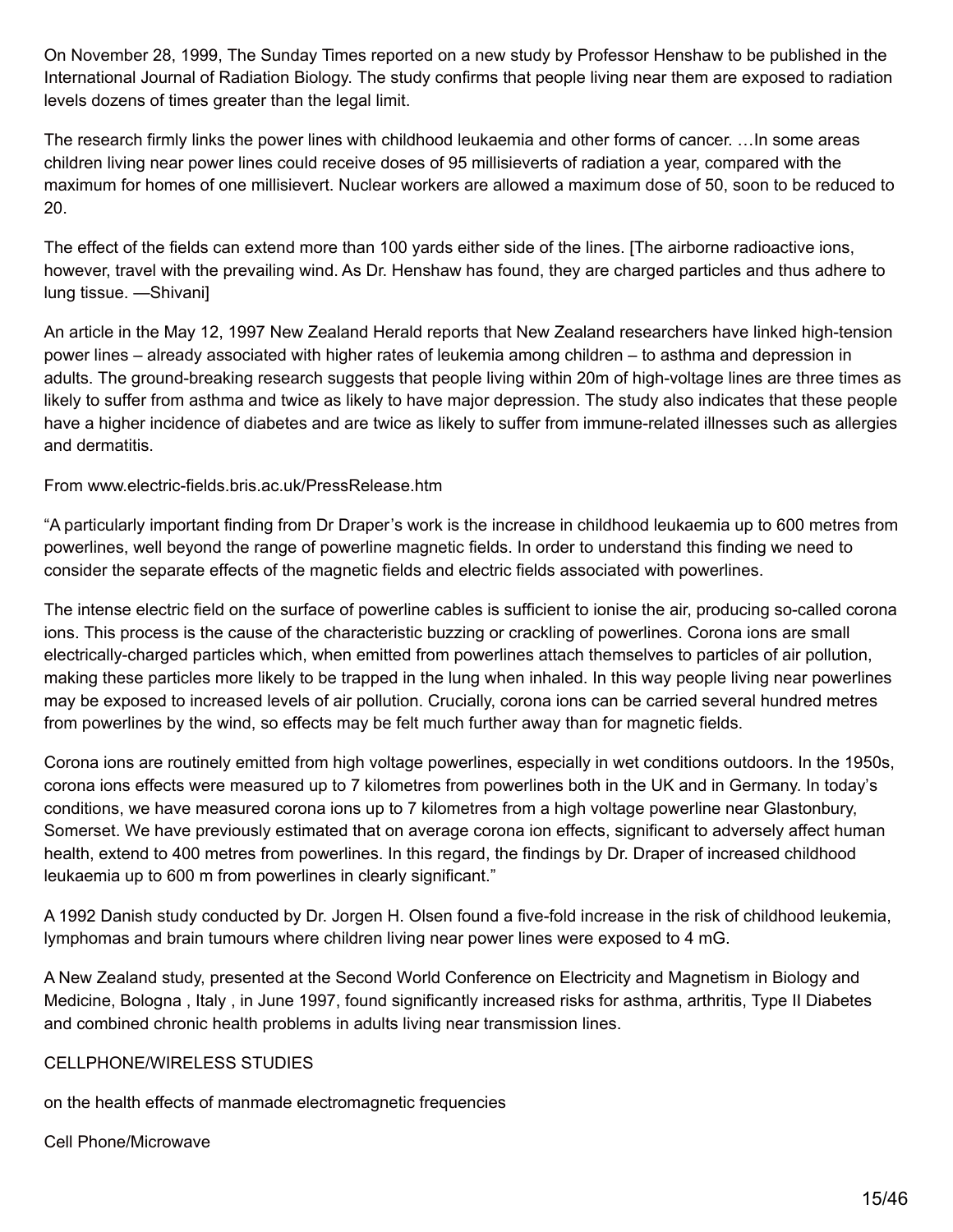On November 28, 1999, The Sunday Times reported on a new study by Professor Henshaw to be published in the International Journal of Radiation Biology. The study confirms that people living near them are exposed to radiation levels dozens of times greater than the legal limit.

The research firmly links the power lines with childhood leukaemia and other forms of cancer. …In some areas children living near power lines could receive doses of 95 millisieverts of radiation a year, compared with the maximum for homes of one millisievert. Nuclear workers are allowed a maximum dose of 50, soon to be reduced to 20.

The effect of the fields can extend more than 100 yards either side of the lines. [The airborne radioactive ions, however, travel with the prevailing wind. As Dr. Henshaw has found, they are charged particles and thus adhere to lung tissue. —Shivani]

An article in the May 12, 1997 New Zealand Herald reports that New Zealand researchers have linked high-tension power lines – already associated with higher rates of leukemia among children – to asthma and depression in adults. The ground-breaking research suggests that people living within 20m of high-voltage lines are three times as likely to suffer from asthma and twice as likely to have major depression. The study also indicates that these people have a higher incidence of diabetes and are twice as likely to suffer from immune-related illnesses such as allergies and dermatitis.

From www.electric-fields.bris.ac.uk/PressRelease.htm

"A particularly important finding from Dr Draper's work is the increase in childhood leukaemia up to 600 metres from powerlines, well beyond the range of powerline magnetic fields. In order to understand this finding we need to consider the separate effects of the magnetic fields and electric fields associated with powerlines.

The intense electric field on the surface of powerline cables is sufficient to ionise the air, producing so-called corona ions. This process is the cause of the characteristic buzzing or crackling of powerlines. Corona ions are small electrically-charged particles which, when emitted from powerlines attach themselves to particles of air pollution, making these particles more likely to be trapped in the lung when inhaled. In this way people living near powerlines may be exposed to increased levels of air pollution. Crucially, corona ions can be carried several hundred metres from powerlines by the wind, so effects may be felt much further away than for magnetic fields.

Corona ions are routinely emitted from high voltage powerlines, especially in wet conditions outdoors. In the 1950s, corona ions effects were measured up to 7 kilometres from powerlines both in the UK and in Germany. In today's conditions, we have measured corona ions up to 7 kilometres from a high voltage powerline near Glastonbury, Somerset. We have previously estimated that on average corona ion effects, significant to adversely affect human health, extend to 400 metres from powerlines. In this regard, the findings by Dr. Draper of increased childhood leukaemia up to 600 m from powerlines in clearly significant."

A 1992 Danish study conducted by Dr. Jorgen H. Olsen found a five-fold increase in the risk of childhood leukemia, lymphomas and brain tumours where children living near power lines were exposed to 4 mG.

A New Zealand study, presented at the Second World Conference on Electricity and Magnetism in Biology and Medicine, Bologna , Italy , in June 1997, found significantly increased risks for asthma, arthritis, Type II Diabetes and combined chronic health problems in adults living near transmission lines.

CELLPHONE/WIRELESS STUDIES

on the health effects of manmade electromagnetic frequencies

Cell Phone/Microwave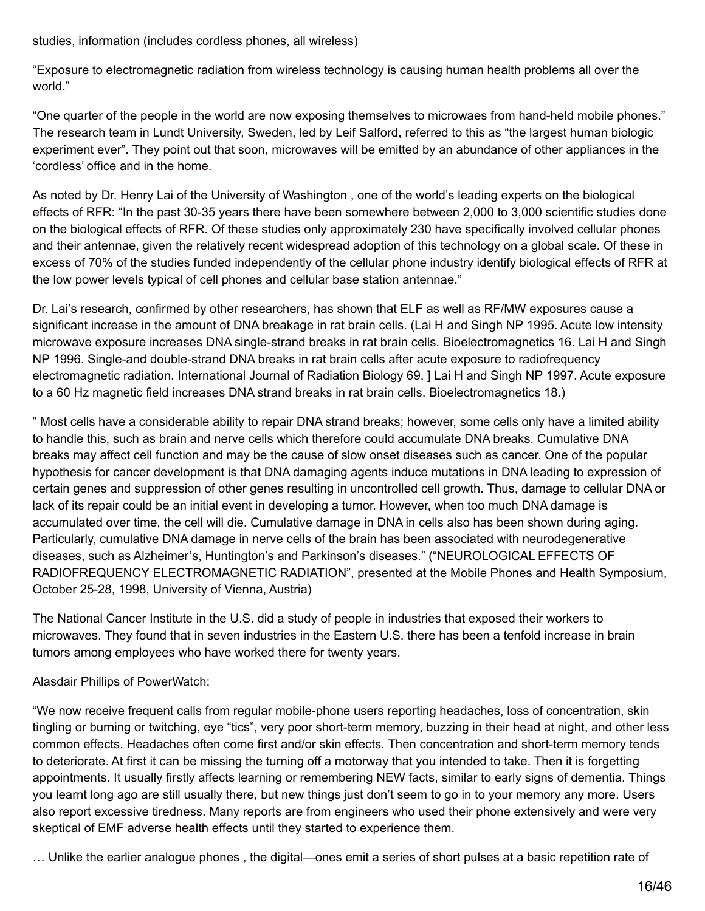studies, information (includes cordless phones, all wireless)

"Exposure to electromagnetic radiation from wireless technology is causing human health problems all over the world."

"One quarter of the people in the world are now exposing themselves to microwaes from hand-held mobile phones." The research team in Lundt University, Sweden, led by Leif Salford, referred to this as "the largest human biologic experiment ever". They point out that soon, microwaves will be emitted by an abundance of other appliances in the 'cordless' office and in the home.

As noted by Dr. Henry Lai of the University of Washington , one of the world's leading experts on the biological effects of RFR: "In the past 30-35 years there have been somewhere between 2,000 to 3,000 scientific studies done on the biological effects of RFR. Of these studies only approximately 230 have specifically involved cellular phones and their antennae, given the relatively recent widespread adoption of this technology on a global scale. Of these in excess of 70% of the studies funded independently of the cellular phone industry identify biological effects of RFR at the low power levels typical of cell phones and cellular base station antennae."

Dr. Lai's research, confirmed by other researchers, has shown that ELF as well as RF/MW exposures cause a significant increase in the amount of DNA breakage in rat brain cells. (Lai H and Singh NP 1995. Acute low intensity microwave exposure increases DNA single-strand breaks in rat brain cells. Bioelectromagnetics 16. Lai H and Singh NP 1996. Single-and double-strand DNA breaks in rat brain cells after acute exposure to radiofrequency electromagnetic radiation. International Journal of Radiation Biology 69. ] Lai H and Singh NP 1997. Acute exposure to a 60 Hz magnetic field increases DNA strand breaks in rat brain cells. Bioelectromagnetics 18.)

" Most cells have a considerable ability to repair DNA strand breaks; however, some cells only have a limited ability to handle this, such as brain and nerve cells which therefore could accumulate DNA breaks. Cumulative DNA breaks may affect cell function and may be the cause of slow onset diseases such as cancer. One of the popular hypothesis for cancer development is that DNA damaging agents induce mutations in DNA leading to expression of certain genes and suppression of other genes resulting in uncontrolled cell growth. Thus, damage to cellular DNA or lack of its repair could be an initial event in developing a tumor. However, when too much DNA damage is accumulated over time, the cell will die. Cumulative damage in DNA in cells also has been shown during aging. Particularly, cumulative DNA damage in nerve cells of the brain has been associated with neurodegenerative diseases, such as Alzheimer's, Huntington's and Parkinson's diseases." ("NEUROLOGICAL EFFECTS OF RADIOFREQUENCY ELECTROMAGNETIC RADIATION", presented at the Mobile Phones and Health Symposium, October 25-28, 1998, University of Vienna, Austria)

The National Cancer Institute in the U.S. did a study of people in industries that exposed their workers to microwaves. They found that in seven industries in the Eastern U.S. there has been a tenfold increase in brain tumors among employees who have worked there for twenty years.

Alasdair Phillips of PowerWatch:

"We now receive frequent calls from regular mobile-phone users reporting headaches, loss of concentration, skin tingling or burning or twitching, eye "tics", very poor short-term memory, buzzing in their head at night, and other less common effects. Headaches often come first and/or skin effects. Then concentration and short-term memory tends to deteriorate. At first it can be missing the turning off a motorway that you intended to take. Then it is forgetting appointments. It usually firstly affects learning or remembering NEW facts, similar to early signs of dementia. Things you learnt long ago are still usually there, but new things just don't seem to go in to your memory any more. Users also report excessive tiredness. Many reports are from engineers who used their phone extensively and were very skeptical of EMF adverse health effects until they started to experience them.

… Unlike the earlier analogue phones , the digital—ones emit a series of short pulses at a basic repetition rate of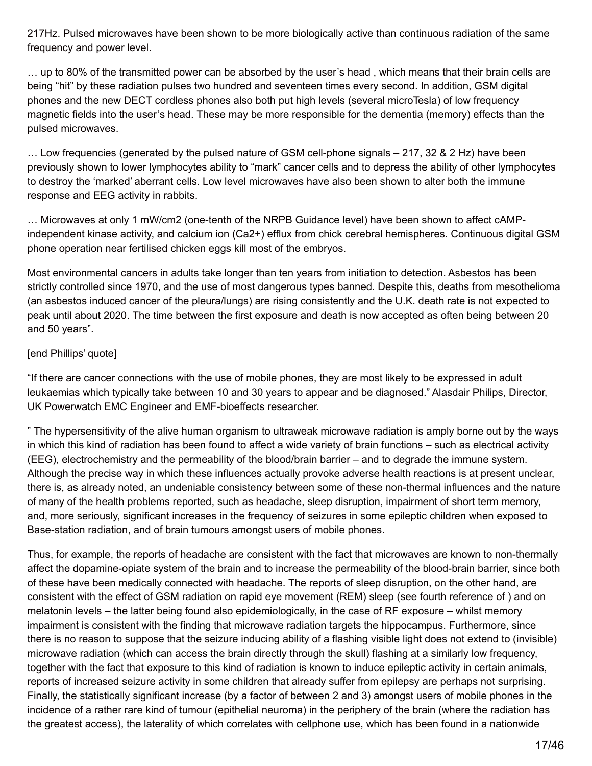217Hz. Pulsed microwaves have been shown to be more biologically active than continuous radiation of the same frequency and power level.

… up to 80% of the transmitted power can be absorbed by the user's head , which means that their brain cells are being "hit" by these radiation pulses two hundred and seventeen times every second. In addition, GSM digital phones and the new DECT cordless phones also both put high levels (several microTesla) of low frequency magnetic fields into the user's head. These may be more responsible for the dementia (memory) effects than the pulsed microwaves.

… Low frequencies (generated by the pulsed nature of GSM cell-phone signals – 217, 32 & 2 Hz) have been previously shown to lower lymphocytes ability to "mark" cancer cells and to depress the ability of other lymphocytes to destroy the 'marked' aberrant cells. Low level microwaves have also been shown to alter both the immune response and EEG activity in rabbits.

… Microwaves at only 1 mW/cm2 (one-tenth of the NRPB Guidance level) have been shown to affect cAMP-independent kinase activity, and calcium ion ($Ca^{2+}$) efflux from chick cerebral hemispheres. Continuous digital GSM phone operation near fertilised chicken eggs kill most of the embryos.

Most environmental cancers in adults take longer than ten years from initiation to detection. Asbestos has been strictly controlled since 1970, and the use of most dangerous types banned. Despite this, deaths from mesothelioma (an asbestos induced cancer of the pleura/lungs) are rising consistently and the U.K. death rate is not expected to peak until about 2020. The time between the first exposure and death is now accepted as often being between 20 and 50 years".

[end Phillips' quote]

"If there are cancer connections with the use of mobile phones, they are most likely to be expressed in adult leukaemias which typically take between 10 and 30 years to appear and be diagnosed." Alasdair Philips, Director, UK Powerwatch EMC Engineer and EMF-bioeffects researcher.

" The hypersensitivity of the alive human organism to ultraweak microwave radiation is amply borne out by the ways in which this kind of radiation has been found to affect a wide variety of brain functions – such as electrical activity (EEG), electrochemistry and the permeability of the blood/brain barrier – and to degrade the immune system. Although the precise way in which these influences actually provoke adverse health reactions is at present unclear, there is, as already noted, an undeniable consistency between some of these non-thermal influences and the nature of many of the health problems reported, such as headache, sleep disruption, impairment of short term memory, and, more seriously, significant increases in the frequency of seizures in some epileptic children when exposed to Base-station radiation, and of brain tumours amongst users of mobile phones.

Thus, for example, the reports of headache are consistent with the fact that microwaves are known to non-thermally affect the dopamine-opiate system of the brain and to increase the permeability of the blood-brain barrier, since both of these have been medically connected with headache. The reports of sleep disruption, on the other hand, are consistent with the effect of GSM radiation on rapid eye movement (REM) sleep (see fourth reference of ) and on melatonin levels – the latter being found also epidemiologically, in the case of RF exposure – whilst memory impairment is consistent with the finding that microwave radiation targets the hippocampus. Furthermore, since there is no reason to suppose that the seizure inducing ability of a flashing visible light does not extend to (invisible) microwave radiation (which can access the brain directly through the skull) flashing at a similarly low frequency, together with the fact that exposure to this kind of radiation is known to induce epileptic activity in certain animals, reports of increased seizure activity in some children that already suffer from epilepsy are perhaps not surprising. Finally, the statistically significant increase (by a factor of between 2 and 3) amongst users of mobile phones in the incidence of a rather rare kind of tumour (epithelial neuroma) in the periphery of the brain (where the radiation has the greatest access), the laterality of which correlates with cellphone use, which has been found in a nationwide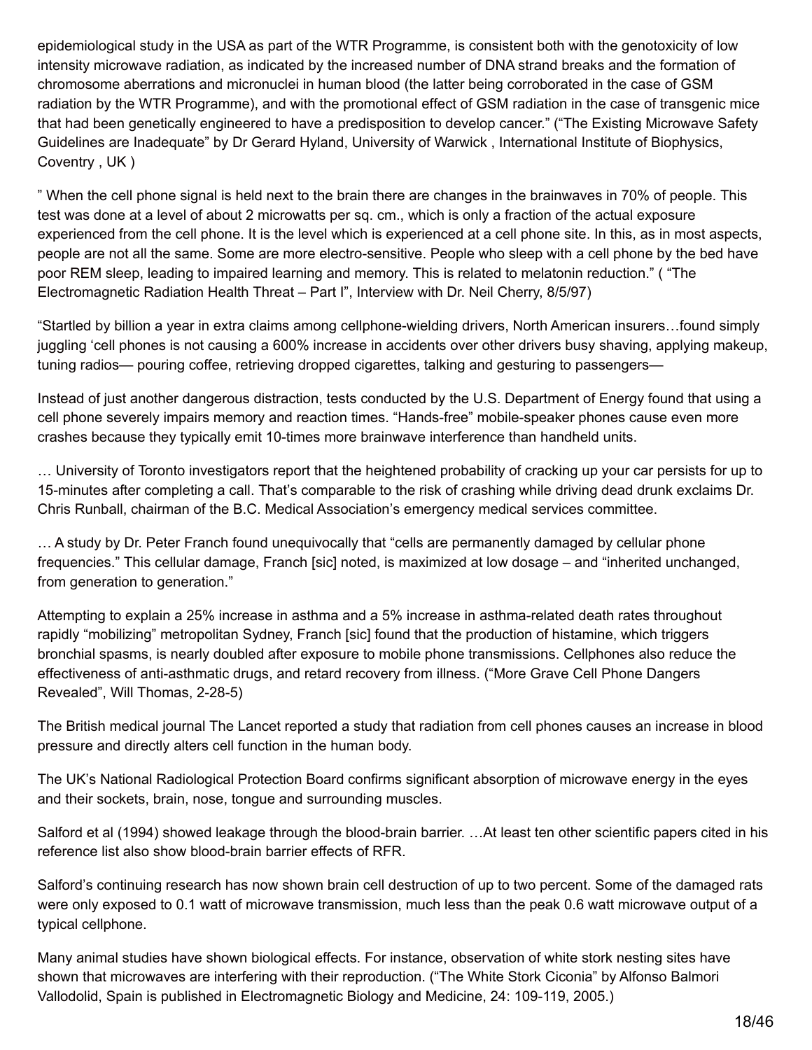epidemiological study in the USA as part of the WTR Programme, is consistent both with the genotoxicity of low intensity microwave radiation, as indicated by the increased number of DNA strand breaks and the formation of chromosome aberrations and micronuclei in human blood (the latter being corroborated in the case of GSM radiation by the WTR Programme), and with the promotional effect of GSM radiation in the case of transgenic mice that had been genetically engineered to have a predisposition to develop cancer." ("The Existing Microwave Safety Guidelines are Inadequate" by Dr Gerard Hyland, University of Warwick , International Institute of Biophysics, Coventry , UK )

" When the cell phone signal is held next to the brain there are changes in the brainwaves in 70% of people. This test was done at a level of about 2 microwatts per sq. cm., which is only a fraction of the actual exposure experienced from the cell phone. It is the level which is experienced at a cell phone site. In this, as in most aspects, people are not all the same. Some are more electro-sensitive. People who sleep with a cell phone by the bed have poor REM sleep, leading to impaired learning and memory. This is related to melatonin reduction." ( "The Electromagnetic Radiation Health Threat – Part I", Interview with Dr. Neil Cherry, 8/5/97)

"Startled by billion a year in extra claims among cellphone-wielding drivers, North American insurers…found simply juggling 'cell phones is not causing a 600% increase in accidents over other drivers busy shaving, applying makeup, tuning radios— pouring coffee, retrieving dropped cigarettes, talking and gesturing to passengers—

Instead of just another dangerous distraction, tests conducted by the U.S. Department of Energy found that using a cell phone severely impairs memory and reaction times. "Hands-free" mobile-speaker phones cause even more crashes because they typically emit 10-times more brainwave interference than handheld units.

… University of Toronto investigators report that the heightened probability of cracking up your car persists for up to 15-minutes after completing a call. That's comparable to the risk of crashing while driving dead drunk exclaims Dr. Chris Runball, chairman of the B.C. Medical Association's emergency medical services committee.

… A study by Dr. Peter Franch found unequivocally that "cells are permanently damaged by cellular phone frequencies." This cellular damage, Franch [sic] noted, is maximized at low dosage – and "inherited unchanged, from generation to generation."

Attempting to explain a 25% increase in asthma and a 5% increase in asthma-related death rates throughout rapidly "mobilizing" metropolitan Sydney, Franch [sic] found that the production of histamine, which triggers bronchial spasms, is nearly doubled after exposure to mobile phone transmissions. Cellphones also reduce the effectiveness of anti-asthmatic drugs, and retard recovery from illness. ("More Grave Cell Phone Dangers Revealed", Will Thomas, 2-28-5)

The British medical journal The Lancet reported a study that radiation from cell phones causes an increase in blood pressure and directly alters cell function in the human body.

The UK's National Radiological Protection Board confirms significant absorption of microwave energy in the eyes and their sockets, brain, nose, tongue and surrounding muscles.

Salford et al (1994) showed leakage through the blood-brain barrier. …At least ten other scientific papers cited in his reference list also show blood-brain barrier effects of RFR.

Salford's continuing research has now shown brain cell destruction of up to two percent. Some of the damaged rats were only exposed to 0.1 watt of microwave transmission, much less than the peak 0.6 watt microwave output of a typical cellphone.

Many animal studies have shown biological effects. For instance, observation of white stork nesting sites have shown that microwaves are interfering with their reproduction. ("The White Stork Ciconia" by Alfonso Balmori Vallodolid, Spain is published in Electromagnetic Biology and Medicine, 24: 109-119, 2005.)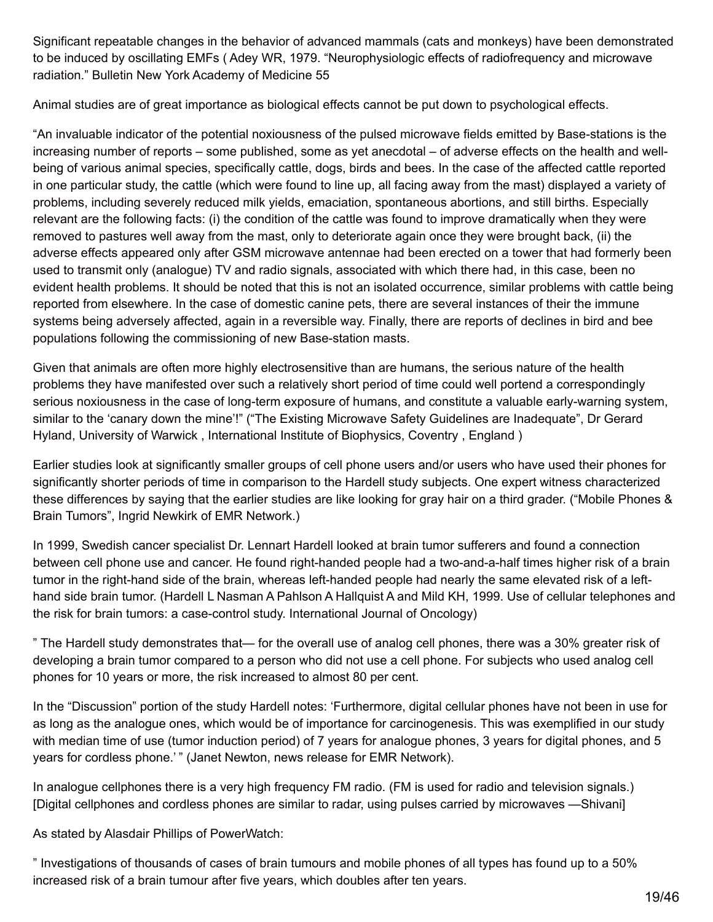Significant repeatable changes in the behavior of advanced mammals (cats and monkeys) have been demonstrated to be induced by oscillating EMFs ( Adey WR, 1979. "Neurophysiologic effects of radiofrequency and microwave radiation." Bulletin New York Academy of Medicine 55

Animal studies are of great importance as biological effects cannot be put down to psychological effects.

"An invaluable indicator of the potential noxiousness of the pulsed microwave fields emitted by Base-stations is the increasing number of reports – some published, some as yet anecdotal – of adverse effects on the health and well-being of various animal species, specifically cattle, dogs, birds and bees. In the case of the affected cattle reported in one particular study, the cattle (which were found to line up, all facing away from the mast) displayed a variety of problems, including severely reduced milk yields, emaciation, spontaneous abortions, and still births. Especially relevant are the following facts: (i) the condition of the cattle was found to improve dramatically when they were removed to pastures well away from the mast, only to deteriorate again once they were brought back, (ii) the adverse effects appeared only after GSM microwave antennae had been erected on a tower that had formerly been used to transmit only (analogue) TV and radio signals, associated with which there had, in this case, been no evident health problems. It should be noted that this is not an isolated occurrence, similar problems with cattle being reported from elsewhere. In the case of domestic canine pets, there are several instances of their the immune systems being adversely affected, again in a reversible way. Finally, there are reports of declines in bird and bee populations following the commissioning of new Base-station masts.

Given that animals are often more highly electrosensitive than are humans, the serious nature of the health problems they have manifested over such a relatively short period of time could well portend a correspondingly serious noxiousness in the case of long-term exposure of humans, and constitute a valuable early-warning system, similar to the 'canary down the mine'!" ("The Existing Microwave Safety Guidelines are Inadequate", Dr Gerard Hyland, University of Warwick , International Institute of Biophysics, Coventry , England )

Earlier studies look at significantly smaller groups of cell phone users and/or users who have used their phones for significantly shorter periods of time in comparison to the Hardell study subjects. One expert witness characterized these differences by saying that the earlier studies are like looking for gray hair on a third grader. ("Mobile Phones & Brain Tumors", Ingrid Newkirk of EMR Network.)

In 1999, Swedish cancer specialist Dr. Lennart Hardell looked at brain tumor sufferers and found a connection between cell phone use and cancer. He found right-handed people had a two-and-a-half times higher risk of a brain tumor in the right-hand side of the brain, whereas left-handed people had nearly the same elevated risk of a left-hand side brain tumor. (Hardell L Nasman A Pahlson A Hallquist A and Mild KH, 1999. Use of cellular telephones and the risk for brain tumors: a case-control study. International Journal of Oncology)

" The Hardell study demonstrates that— for the overall use of analog cell phones, there was a 30% greater risk of developing a brain tumor compared to a person who did not use a cell phone. For subjects who used analog cell phones for 10 years or more, the risk increased to almost 80 per cent.

In the "Discussion" portion of the study Hardell notes: 'Furthermore, digital cellular phones have not been in use for as long as the analogue ones, which would be of importance for carcinogenesis. This was exemplified in our study with median time of use (tumor induction period) of 7 years for analogue phones, 3 years for digital phones, and 5 years for cordless phone.' " (Janet Newton, news release for EMR Network).

In analogue cellphones there is a very high frequency FM radio. (FM is used for radio and television signals.) [Digital cellphones and cordless phones are similar to radar, using pulses carried by microwaves —Shivani]

As stated by Alasdair Phillips of PowerWatch:

" Investigations of thousands of cases of brain tumours and mobile phones of all types has found up to a 50% increased risk of a brain tumour after five years, which doubles after ten years.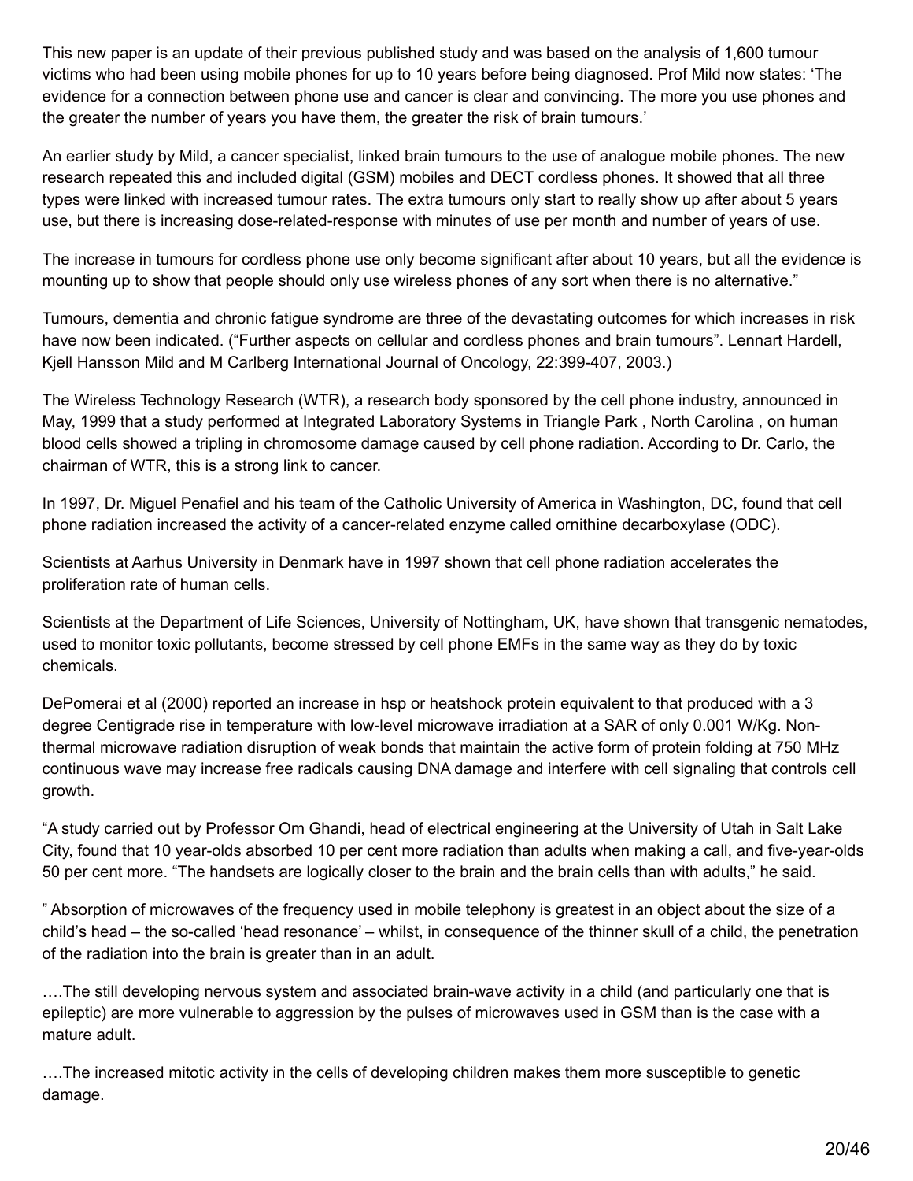This new paper is an update of their previous published study and was based on the analysis of 1,600 tumour victims who had been using mobile phones for up to 10 years before being diagnosed. Prof Mild now states: 'The evidence for a connection between phone use and cancer is clear and convincing. The more you use phones and the greater the number of years you have them, the greater the risk of brain tumours.'

An earlier study by Mild, a cancer specialist, linked brain tumours to the use of analogue mobile phones. The new research repeated this and included digital (GSM) mobiles and DECT cordless phones. It showed that all three types were linked with increased tumour rates. The extra tumours only start to really show up after about 5 years use, but there is increasing dose-related-response with minutes of use per month and number of years of use.

The increase in tumours for cordless phone use only become significant after about 10 years, but all the evidence is mounting up to show that people should only use wireless phones of any sort when there is no alternative."

Tumours, dementia and chronic fatigue syndrome are three of the devastating outcomes for which increases in risk have now been indicated. ("Further aspects on cellular and cordless phones and brain tumours". Lennart Hardell, Kjell Hansson Mild and M Carlberg International Journal of Oncology, 22:399-407, 2003.)

The Wireless Technology Research (WTR), a research body sponsored by the cell phone industry, announced in May, 1999 that a study performed at Integrated Laboratory Systems in Triangle Park , North Carolina , on human blood cells showed a tripling in chromosome damage caused by cell phone radiation. According to Dr. Carlo, the chairman of WTR, this is a strong link to cancer.

In 1997, Dr. Miguel Penafiel and his team of the Catholic University of America in Washington, DC, found that cell phone radiation increased the activity of a cancer-related enzyme called ornithine decarboxylase (ODC).

Scientists at Aarhus University in Denmark have in 1997 shown that cell phone radiation accelerates the proliferation rate of human cells.

Scientists at the Department of Life Sciences, University of Nottingham, UK, have shown that transgenic nematodes, used to monitor toxic pollutants, become stressed by cell phone EMFs in the same way as they do by toxic chemicals.

DePomerai et al (2000) reported an increase in hsp or heatshock protein equivalent to that produced with a 3 degree Centigrade rise in temperature with low-level microwave irradiation at a SAR of only 0.001 W/Kg. Non-thermal microwave radiation disruption of weak bonds that maintain the active form of protein folding at 750 MHz continuous wave may increase free radicals causing DNA damage and interfere with cell signaling that controls cell growth.

"A study carried out by Professor Om Ghandi, head of electrical engineering at the University of Utah in Salt Lake City, found that 10 year-olds absorbed 10 per cent more radiation than adults when making a call, and five-year-olds 50 per cent more. "The handsets are logically closer to the brain and the brain cells than with adults," he said.

" Absorption of microwaves of the frequency used in mobile telephony is greatest in an object about the size of a child's head – the so-called 'head resonance' – whilst, in consequence of the thinner skull of a child, the penetration of the radiation into the brain is greater than in an adult.

….The still developing nervous system and associated brain-wave activity in a child (and particularly one that is epileptic) are more vulnerable to aggression by the pulses of microwaves used in GSM than is the case with a mature adult.

….The increased mitotic activity in the cells of developing children makes them more susceptible to genetic damage.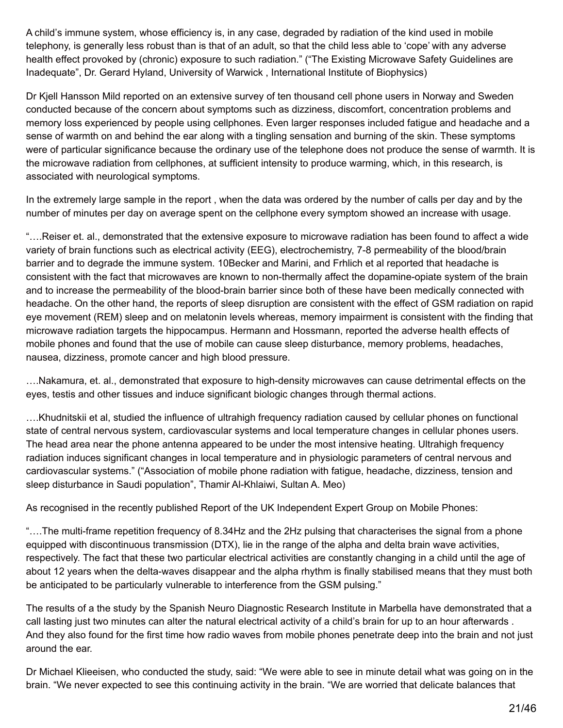A child's immune system, whose efficiency is, in any case, degraded by radiation of the kind used in mobile telephony, is generally less robust than is that of an adult, so that the child less able to 'cope' with any adverse health effect provoked by (chronic) exposure to such radiation." ("The Existing Microwave Safety Guidelines are Inadequate", Dr. Gerard Hyland, University of Warwick , International Institute of Biophysics)

Dr Kjell Hansson Mild reported on an extensive survey of ten thousand cell phone users in Norway and Sweden conducted because of the concern about symptoms such as dizziness, discomfort, concentration problems and memory loss experienced by people using cellphones. Even larger responses included fatigue and headache and a sense of warmth on and behind the ear along with a tingling sensation and burning of the skin. These symptoms were of particular significance because the ordinary use of the telephone does not produce the sense of warmth. It is the microwave radiation from cellphones, at sufficient intensity to produce warming, which, in this research, is associated with neurological symptoms.

In the extremely large sample in the report , when the data was ordered by the number of calls per day and by the number of minutes per day on average spent on the cellphone every symptom showed an increase with usage.

"….Reiser et. al., demonstrated that the extensive exposure to microwave radiation has been found to affect a wide variety of brain functions such as electrical activity (EEG), electrochemistry, 7-8 permeability of the blood/brain barrier and to degrade the immune system. 10Becker and Marini, and Frhlich et al reported that headache is consistent with the fact that microwaves are known to non-thermally affect the dopamine-opiate system of the brain and to increase the permeability of the blood-brain barrier since both of these have been medically connected with headache. On the other hand, the reports of sleep disruption are consistent with the effect of GSM radiation on rapid eye movement (REM) sleep and on melatonin levels whereas, memory impairment is consistent with the finding that microwave radiation targets the hippocampus. Hermann and Hossmann, reported the adverse health effects of mobile phones and found that the use of mobile can cause sleep disturbance, memory problems, headaches, nausea, dizziness, promote cancer and high blood pressure.

….Nakamura, et. al., demonstrated that exposure to high-density microwaves can cause detrimental effects on the eyes, testis and other tissues and induce significant biologic changes through thermal actions.

….Khudnitskii et al, studied the influence of ultrahigh frequency radiation caused by cellular phones on functional state of central nervous system, cardiovascular systems and local temperature changes in cellular phones users. The head area near the phone antenna appeared to be under the most intensive heating. Ultrahigh frequency radiation induces significant changes in local temperature and in physiologic parameters of central nervous and cardiovascular systems." ("Association of mobile phone radiation with fatigue, headache, dizziness, tension and sleep disturbance in Saudi population", Thamir Al-Khlaiwi, Sultan A. Meo)

As recognised in the recently published Report of the UK Independent Expert Group on Mobile Phones:

"….The multi-frame repetition frequency of 8.34Hz and the 2Hz pulsing that characterises the signal from a phone equipped with discontinuous transmission (DTX), lie in the range of the alpha and delta brain wave activities, respectively. The fact that these two particular electrical activities are constantly changing in a child until the age of about 12 years when the delta-waves disappear and the alpha rhythm is finally stabilised means that they must both be anticipated to be particularly vulnerable to interference from the GSM pulsing."

The results of a the study by the Spanish Neuro Diagnostic Research Institute in Marbella have demonstrated that a call lasting just two minutes can alter the natural electrical activity of a child's brain for up to an hour afterwards . And they also found for the first time how radio waves from mobile phones penetrate deep into the brain and not just around the ear.

Dr Michael Klieeisen, who conducted the study, said: "We were able to see in minute detail what was going on in the brain. "We never expected to see this continuing activity in the brain. "We are worried that delicate balances that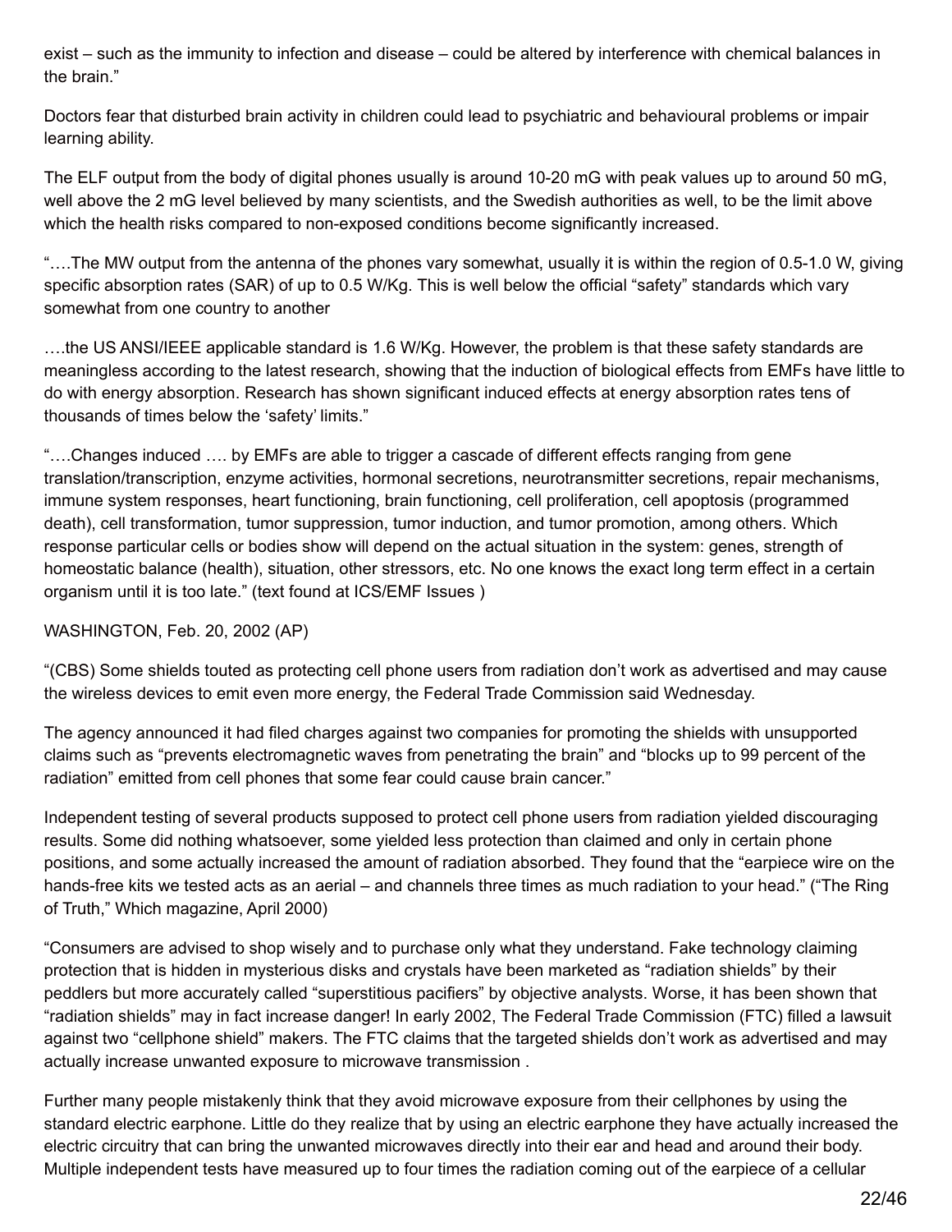exist – such as the immunity to infection and disease – could be altered by interference with chemical balances in the brain."

Doctors fear that disturbed brain activity in children could lead to psychiatric and behavioural problems or impair learning ability.

The ELF output from the body of digital phones usually is around 10-20 mG with peak values up to around 50 mG, well above the 2 mG level believed by many scientists, and the Swedish authorities as well, to be the limit above which the health risks compared to non-exposed conditions become significantly increased.

"….The MW output from the antenna of the phones vary somewhat, usually it is within the region of 0.5-1.0 W, giving specific absorption rates (SAR) of up to 0.5 W/Kg. This is well below the official "safety" standards which vary somewhat from one country to another

….the US ANSI/IEEE applicable standard is 1.6 W/Kg. However, the problem is that these safety standards are meaningless according to the latest research, showing that the induction of biological effects from EMFs have little to do with energy absorption. Research has shown significant induced effects at energy absorption rates tens of thousands of times below the 'safety' limits."

"….Changes induced …. by EMFs are able to trigger a cascade of different effects ranging from gene translation/transcription, enzyme activities, hormonal secretions, neurotransmitter secretions, repair mechanisms, immune system responses, heart functioning, brain functioning, cell proliferation, cell apoptosis (programmed death), cell transformation, tumor suppression, tumor induction, and tumor promotion, among others. Which response particular cells or bodies show will depend on the actual situation in the system: genes, strength of homeostatic balance (health), situation, other stressors, etc. No one knows the exact long term effect in a certain organism until it is too late." (text found at ICS/EMF Issues )

WASHINGTON, Feb. 20, 2002 (AP)

"(CBS) Some shields touted as protecting cell phone users from radiation don't work as advertised and may cause the wireless devices to emit even more energy, the Federal Trade Commission said Wednesday.

The agency announced it had filed charges against two companies for promoting the shields with unsupported claims such as "prevents electromagnetic waves from penetrating the brain" and "blocks up to 99 percent of the radiation" emitted from cell phones that some fear could cause brain cancer."

Independent testing of several products supposed to protect cell phone users from radiation yielded discouraging results. Some did nothing whatsoever, some yielded less protection than claimed and only in certain phone positions, and some actually increased the amount of radiation absorbed. They found that the "earpiece wire on the hands-free kits we tested acts as an aerial – and channels three times as much radiation to your head." ("The Ring of Truth," Which magazine, April 2000)

"Consumers are advised to shop wisely and to purchase only what they understand. Fake technology claiming protection that is hidden in mysterious disks and crystals have been marketed as "radiation shields" by their peddlers but more accurately called "superstitious pacifiers" by objective analysts. Worse, it has been shown that "radiation shields" may in fact increase danger! In early 2002, The Federal Trade Commission (FTC) filled a lawsuit against two "cellphone shield" makers. The FTC claims that the targeted shields don't work as advertised and may actually increase unwanted exposure to microwave transmission .

Further many people mistakenly think that they avoid microwave exposure from their cellphones by using the standard electric earphone. Little do they realize that by using an electric earphone they have actually increased the electric circuitry that can bring the unwanted microwaves directly into their ear and head and around their body. Multiple independent tests have measured up to four times the radiation coming out of the earpiece of a cellular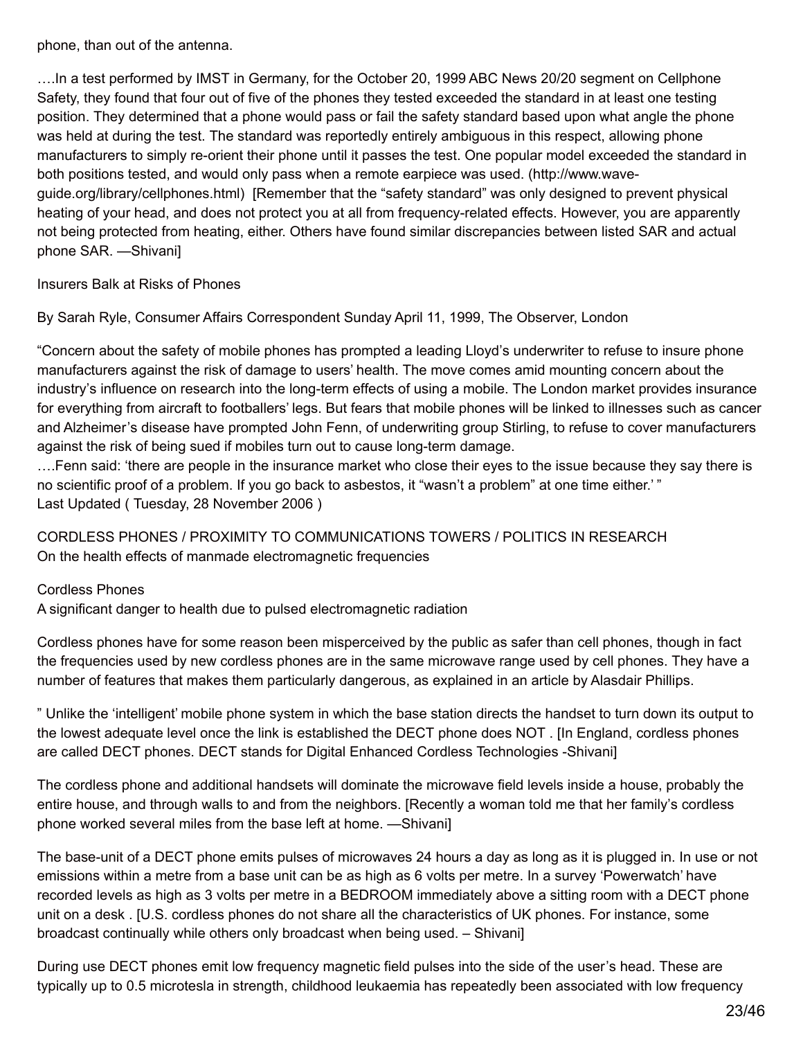phone, than out of the antenna.

….In a test performed by IMST in Germany, for the October 20, 1999 ABC News 20/20 segment on Cellphone Safety, they found that four out of five of the phones they tested exceeded the standard in at least one testing position. They determined that a phone would pass or fail the safety standard based upon what angle the phone was held at during the test. The standard was reportedly entirely ambiguous in this respect, allowing phone manufacturers to simply re-orient their phone until it passes the test. One popular model exceeded the standard in both positions tested, and would only pass when a remote earpiece was used. (http://www.wave-guide.org/library/cellphones.html) [Remember that the "safety standard" was only designed to prevent physical heating of your head, and does not protect you at all from frequency-related effects. However, you are apparently not being protected from heating, either. Others have found similar discrepancies between listed SAR and actual phone SAR. —Shivani]

Insurers Balk at Risks of Phones

By Sarah Ryle, Consumer Affairs Correspondent Sunday April 11, 1999, The Observer, London

"Concern about the safety of mobile phones has prompted a leading Lloyd's underwriter to refuse to insure phone manufacturers against the risk of damage to users' health. The move comes amid mounting concern about the industry's influence on research into the long-term effects of using a mobile. The London market provides insurance for everything from aircraft to footballers' legs. But fears that mobile phones will be linked to illnesses such as cancer and Alzheimer's disease have prompted John Fenn, of underwriting group Stirling, to refuse to cover manufacturers against the risk of being sued if mobiles turn out to cause long-term damage.
….Fenn said: 'there are people in the insurance market who close their eyes to the issue because they say there is no scientific proof of a problem. If you go back to asbestos, it "wasn't a problem" at one time either.' "
Last Updated ( Tuesday, 28 November 2006 )

CORDLESS PHONES / PROXIMITY TO COMMUNICATIONS TOWERS / POLITICS IN RESEARCH
On the health effects of manmade electromagnetic frequencies

Cordless Phones
A significant danger to health due to pulsed electromagnetic radiation

Cordless phones have for some reason been misperceived by the public as safer than cell phones, though in fact the frequencies used by new cordless phones are in the same microwave range used by cell phones. They have a number of features that makes them particularly dangerous, as explained in an article by Alasdair Phillips.

" Unlike the 'intelligent' mobile phone system in which the base station directs the handset to turn down its output to the lowest adequate level once the link is established the DECT phone does NOT . [In England, cordless phones are called DECT phones. DECT stands for Digital Enhanced Cordless Technologies -Shivani]

The cordless phone and additional handsets will dominate the microwave field levels inside a house, probably the entire house, and through walls to and from the neighbors. [Recently a woman told me that her family's cordless phone worked several miles from the base left at home. —Shivani]

The base-unit of a DECT phone emits pulses of microwaves 24 hours a day as long as it is plugged in. In use or not emissions within a metre from a base unit can be as high as 6 volts per metre. In a survey 'Powerwatch' have recorded levels as high as 3 volts per metre in a BEDROOM immediately above a sitting room with a DECT phone unit on a desk . [U.S. cordless phones do not share all the characteristics of UK phones. For instance, some broadcast continually while others only broadcast when being used. – Shivani]

During use DECT phones emit low frequency magnetic field pulses into the side of the user's head. These are typically up to 0.5 microtesla in strength, childhood leukaemia has repeatedly been associated with low frequency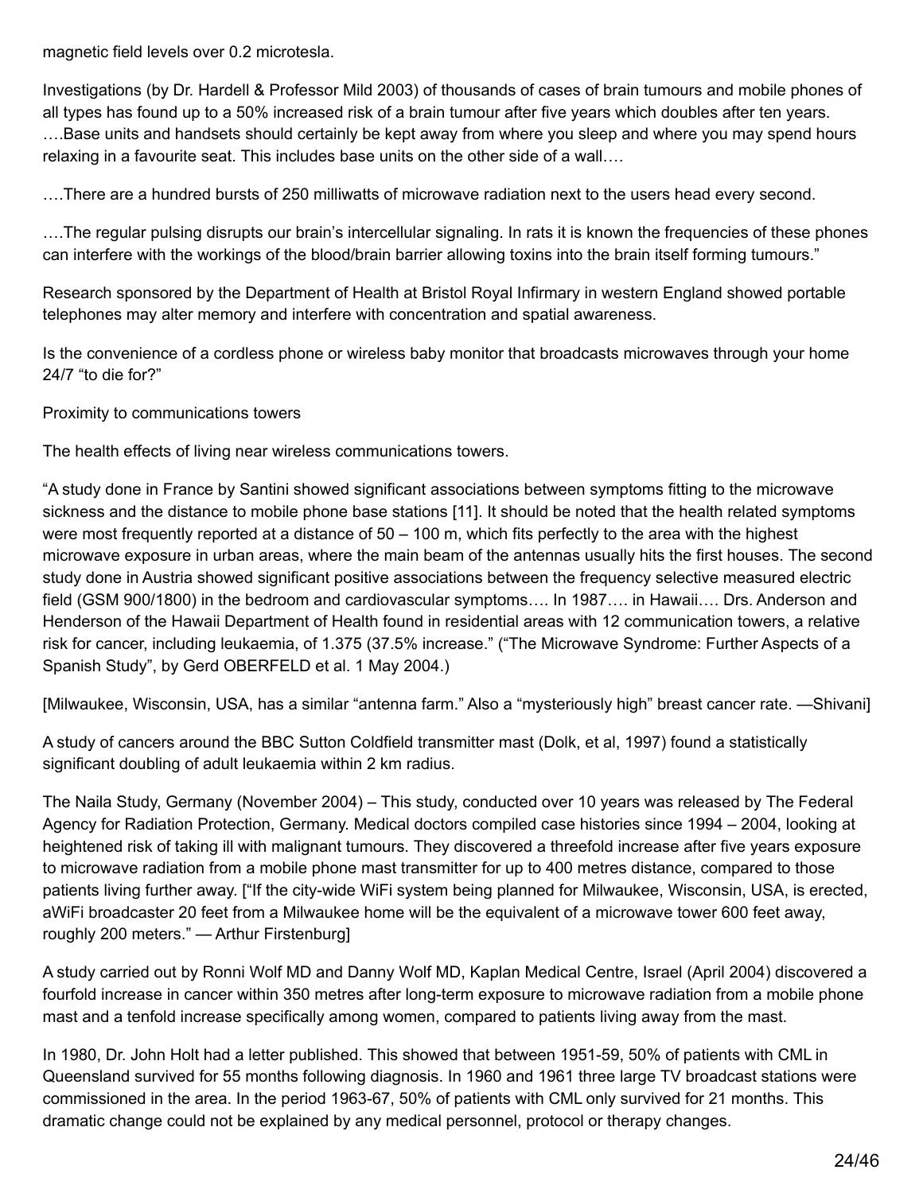magnetic field levels over 0.2 microtesla.

Investigations (by Dr. Hardell & Professor Mild 2003) of thousands of cases of brain tumours and mobile phones of all types has found up to a 50% increased risk of a brain tumour after five years which doubles after ten years. ….Base units and handsets should certainly be kept away from where you sleep and where you may spend hours relaxing in a favourite seat. This includes base units on the other side of a wall….

….There are a hundred bursts of 250 milliwatts of microwave radiation next to the users head every second.

….The regular pulsing disrupts our brain's intercellular signaling. In rats it is known the frequencies of these phones can interfere with the workings of the blood/brain barrier allowing toxins into the brain itself forming tumours."

Research sponsored by the Department of Health at Bristol Royal Infirmary in western England showed portable telephones may alter memory and interfere with concentration and spatial awareness.

Is the convenience of a cordless phone or wireless baby monitor that broadcasts microwaves through your home 24/7 "to die for?"

Proximity to communications towers

The health effects of living near wireless communications towers.

"A study done in France by Santini showed significant associations between symptoms fitting to the microwave sickness and the distance to mobile phone base stations [11]. It should be noted that the health related symptoms were most frequently reported at a distance of 50 – 100 m, which fits perfectly to the area with the highest microwave exposure in urban areas, where the main beam of the antennas usually hits the first houses. The second study done in Austria showed significant positive associations between the frequency selective measured electric field (GSM 900/1800) in the bedroom and cardiovascular symptoms…. In 1987…. in Hawaii…. Drs. Anderson and Henderson of the Hawaii Department of Health found in residential areas with 12 communication towers, a relative risk for cancer, including leukaemia, of 1.375 (37.5% increase." ("The Microwave Syndrome: Further Aspects of a Spanish Study", by Gerd OBERFELD et al. 1 May 2004.)

[Milwaukee, Wisconsin, USA, has a similar "antenna farm." Also a "mysteriously high" breast cancer rate. —Shivani]

A study of cancers around the BBC Sutton Coldfield transmitter mast (Dolk, et al, 1997) found a statistically significant doubling of adult leukaemia within 2 km radius.

The Naila Study, Germany (November 2004) – This study, conducted over 10 years was released by The Federal Agency for Radiation Protection, Germany. Medical doctors compiled case histories since 1994 – 2004, looking at heightened risk of taking ill with malignant tumours. They discovered a threefold increase after five years exposure to microwave radiation from a mobile phone mast transmitter for up to 400 metres distance, compared to those patients living further away. ["If the city-wide WiFi system being planned for Milwaukee, Wisconsin, USA, is erected, aWiFi broadcaster 20 feet from a Milwaukee home will be the equivalent of a microwave tower 600 feet away, roughly 200 meters." — Arthur Firstenburg]

A study carried out by Ronni Wolf MD and Danny Wolf MD, Kaplan Medical Centre, Israel (April 2004) discovered a fourfold increase in cancer within 350 metres after long-term exposure to microwave radiation from a mobile phone mast and a tenfold increase specifically among women, compared to patients living away from the mast.

In 1980, Dr. John Holt had a letter published. This showed that between 1951-59, 50% of patients with CML in Queensland survived for 55 months following diagnosis. In 1960 and 1961 three large TV broadcast stations were commissioned in the area. In the period 1963-67, 50% of patients with CML only survived for 21 months. This dramatic change could not be explained by any medical personnel, protocol or therapy changes.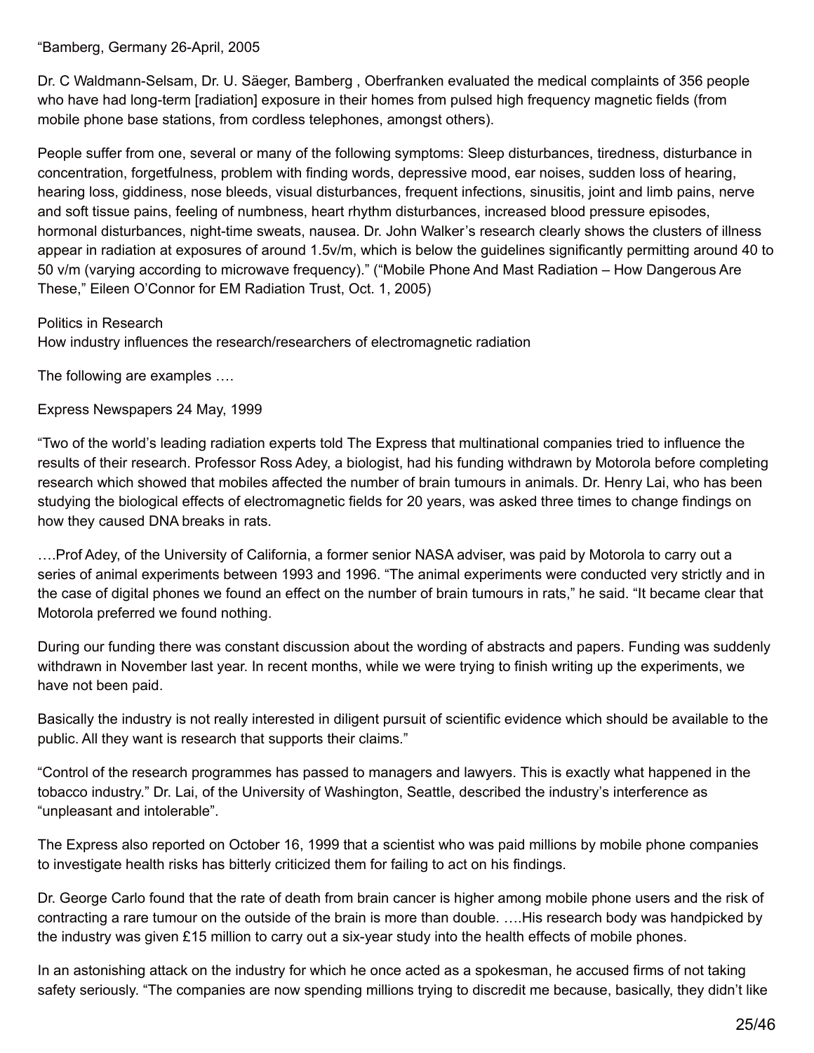"Bamberg, Germany 26-April, 2005

Dr. C Waldmann-Selsam, Dr. U. Säeger, Bamberg , Oberfranken evaluated the medical complaints of 356 people who have had long-term [radiation] exposure in their homes from pulsed high frequency magnetic fields (from mobile phone base stations, from cordless telephones, amongst others).

People suffer from one, several or many of the following symptoms: Sleep disturbances, tiredness, disturbance in concentration, forgetfulness, problem with finding words, depressive mood, ear noises, sudden loss of hearing, hearing loss, giddiness, nose bleeds, visual disturbances, frequent infections, sinusitis, joint and limb pains, nerve and soft tissue pains, feeling of numbness, heart rhythm disturbances, increased blood pressure episodes, hormonal disturbances, night-time sweats, nausea. Dr. John Walker's research clearly shows the clusters of illness appear in radiation at exposures of around 1.5v/m, which is below the guidelines significantly permitting around 40 to 50 v/m (varying according to microwave frequency)." ("Mobile Phone And Mast Radiation – How Dangerous Are These," Eileen O'Connor for EM Radiation Trust, Oct. 1, 2005)

Politics in Research
How industry influences the research/researchers of electromagnetic radiation

The following are examples ….

Express Newspapers 24 May, 1999

"Two of the world's leading radiation experts told The Express that multinational companies tried to influence the results of their research. Professor Ross Adey, a biologist, had his funding withdrawn by Motorola before completing research which showed that mobiles affected the number of brain tumours in animals. Dr. Henry Lai, who has been studying the biological effects of electromagnetic fields for 20 years, was asked three times to change findings on how they caused DNA breaks in rats.

….Prof Adey, of the University of California, a former senior NASA adviser, was paid by Motorola to carry out a series of animal experiments between 1993 and 1996. "The animal experiments were conducted very strictly and in the case of digital phones we found an effect on the number of brain tumours in rats," he said. "It became clear that Motorola preferred we found nothing.

During our funding there was constant discussion about the wording of abstracts and papers. Funding was suddenly withdrawn in November last year. In recent months, while we were trying to finish writing up the experiments, we have not been paid.

Basically the industry is not really interested in diligent pursuit of scientific evidence which should be available to the public. All they want is research that supports their claims."

"Control of the research programmes has passed to managers and lawyers. This is exactly what happened in the tobacco industry." Dr. Lai, of the University of Washington, Seattle, described the industry's interference as "unpleasant and intolerable".

The Express also reported on October 16, 1999 that a scientist who was paid millions by mobile phone companies to investigate health risks has bitterly criticized them for failing to act on his findings.

Dr. George Carlo found that the rate of death from brain cancer is higher among mobile phone users and the risk of contracting a rare tumour on the outside of the brain is more than double. ….His research body was handpicked by the industry was given £15 million to carry out a six-year study into the health effects of mobile phones.

In an astonishing attack on the industry for which he once acted as a spokesman, he accused firms of not taking safety seriously. "The companies are now spending millions trying to discredit me because, basically, they didn't like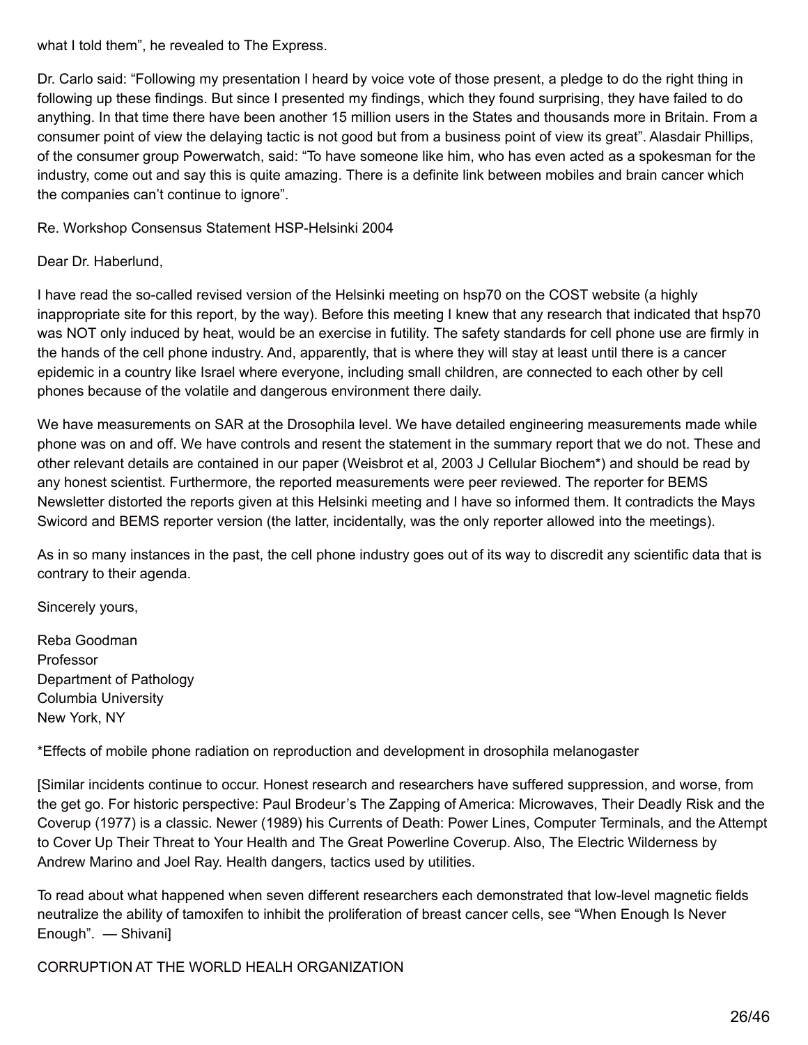what I told them", he revealed to The Express.

Dr. Carlo said: "Following my presentation I heard by voice vote of those present, a pledge to do the right thing in following up these findings. But since I presented my findings, which they found surprising, they have failed to do anything. In that time there have been another 15 million users in the States and thousands more in Britain. From a consumer point of view the delaying tactic is not good but from a business point of view its great". Alasdair Phillips, of the consumer group Powerwatch, said: "To have someone like him, who has even acted as a spokesman for the industry, come out and say this is quite amazing. There is a definite link between mobiles and brain cancer which the companies can't continue to ignore".

Re. Workshop Consensus Statement HSP-Helsinki 2004

Dear Dr. Haberlund,

I have read the so-called revised version of the Helsinki meeting on hsp70 on the COST website (a highly inappropriate site for this report, by the way). Before this meeting I knew that any research that indicated that hsp70 was NOT only induced by heat, would be an exercise in futility. The safety standards for cell phone use are firmly in the hands of the cell phone industry. And, apparently, that is where they will stay at least until there is a cancer epidemic in a country like Israel where everyone, including small children, are connected to each other by cell phones because of the volatile and dangerous environment there daily.

We have measurements on SAR at the Drosophila level. We have detailed engineering measurements made while phone was on and off. We have controls and resent the statement in the summary report that we do not. These and other relevant details are contained in our paper (Weisbrot et al, 2003 J Cellular Biochem*) and should be read by any honest scientist. Furthermore, the reported measurements were peer reviewed. The reporter for BEMS Newsletter distorted the reports given at this Helsinki meeting and I have so informed them. It contradicts the Mays Swicord and BEMS reporter version (the latter, incidentally, was the only reporter allowed into the meetings).

As in so many instances in the past, the cell phone industry goes out of its way to discredit any scientific data that is contrary to their agenda.

Sincerely yours,

Reba Goodman
Professor
Department of Pathology
Columbia University
New York, NY

*Effects of mobile phone radiation on reproduction and development in drosophila melanogaster

[Similar incidents continue to occur. Honest research and researchers have suffered suppression, and worse, from the get go. For historic perspective: Paul Brodeur's The Zapping of America: Microwaves, Their Deadly Risk and the Coverup (1977) is a classic. Newer (1989) his Currents of Death: Power Lines, Computer Terminals, and the Attempt to Cover Up Their Threat to Your Health and The Great Powerline Coverup. Also, The Electric Wilderness by Andrew Marino and Joel Ray. Health dangers, tactics used by utilities.

To read about what happened when seven different researchers each demonstrated that low-level magnetic fields neutralize the ability of tamoxifen to inhibit the proliferation of breast cancer cells, see "When Enough Is Never Enough". — Shivani]

CORRUPTION AT THE WORLD HEALH ORGANIZATION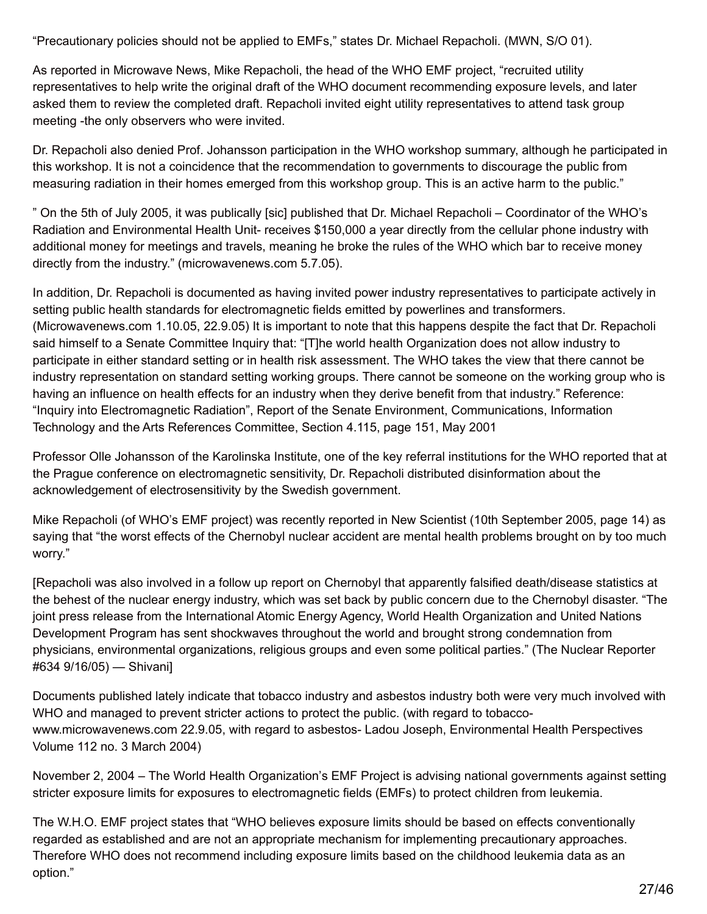“Precautionary policies should not be applied to EMFs,” states Dr. Michael Repacholi. (MWN, S/O 01).

As reported in Microwave News, Mike Repacholi, the head of the WHO EMF project, “recruited utility representatives to help write the original draft of the WHO document recommending exposure levels, and later asked them to review the completed draft. Repacholi invited eight utility representatives to attend task group meeting -the only observers who were invited.

Dr. Repacholi also denied Prof. Johansson participation in the WHO workshop summary, although he participated in this workshop. It is not a coincidence that the recommendation to governments to discourage the public from measuring radiation in their homes emerged from this workshop group. This is an active harm to the public.”

” On the 5th of July 2005, it was publically [sic] published that Dr. Michael Repacholi – Coordinator of the WHO’s Radiation and Environmental Health Unit- receives $150,000 a year directly from the cellular phone industry with additional money for meetings and travels, meaning he broke the rules of the WHO which bar to receive money directly from the industry.” (microwavenews.com 5.7.05).

In addition, Dr. Repacholi is documented as having invited power industry representatives to participate actively in setting public health standards for electromagnetic fields emitted by powerlines and transformers. (Microwavenews.com 1.10.05, 22.9.05) It is important to note that this happens despite the fact that Dr. Repacholi said himself to a Senate Committee Inquiry that: “[T]he world health Organization does not allow industry to participate in either standard setting or in health risk assessment. The WHO takes the view that there cannot be industry representation on standard setting working groups. There cannot be someone on the working group who is having an influence on health effects for an industry when they derive benefit from that industry.” Reference: “Inquiry into Electromagnetic Radiation”, Report of the Senate Environment, Communications, Information Technology and the Arts References Committee, Section 4.115, page 151, May 2001

Professor Olle Johansson of the Karolinska Institute, one of the key referral institutions for the WHO reported that at the Prague conference on electromagnetic sensitivity, Dr. Repacholi distributed disinformation about the acknowledgement of electrosensitivity by the Swedish government.

Mike Repacholi (of WHO’s EMF project) was recently reported in New Scientist (10th September 2005, page 14) as saying that “the worst effects of the Chernobyl nuclear accident are mental health problems brought on by too much worry.”

[Repacholi was also involved in a follow up report on Chernobyl that apparently falsified death/disease statistics at the behest of the nuclear energy industry, which was set back by public concern due to the Chernobyl disaster. “The joint press release from the International Atomic Energy Agency, World Health Organization and United Nations Development Program has sent shockwaves throughout the world and brought strong condemnation from physicians, environmental organizations, religious groups and even some political parties.” (The Nuclear Reporter #634 9/16/05) — Shivani]

Documents published lately indicate that tobacco industry and asbestos industry both were very much involved with WHO and managed to prevent stricter actions to protect the public. (with regard to tobacco- www.microwavenews.com 22.9.05, with regard to asbestos- Ladou Joseph, Environmental Health Perspectives Volume 112 no. 3 March 2004)

November 2, 2004 – The World Health Organization’s EMF Project is advising national governments against setting stricter exposure limits for exposures to electromagnetic fields (EMFs) to protect children from leukemia.

The W.H.O. EMF project states that “WHO believes exposure limits should be based on effects conventionally regarded as established and are not an appropriate mechanism for implementing precautionary approaches. Therefore WHO does not recommend including exposure limits based on the childhood leukemia data as an option.”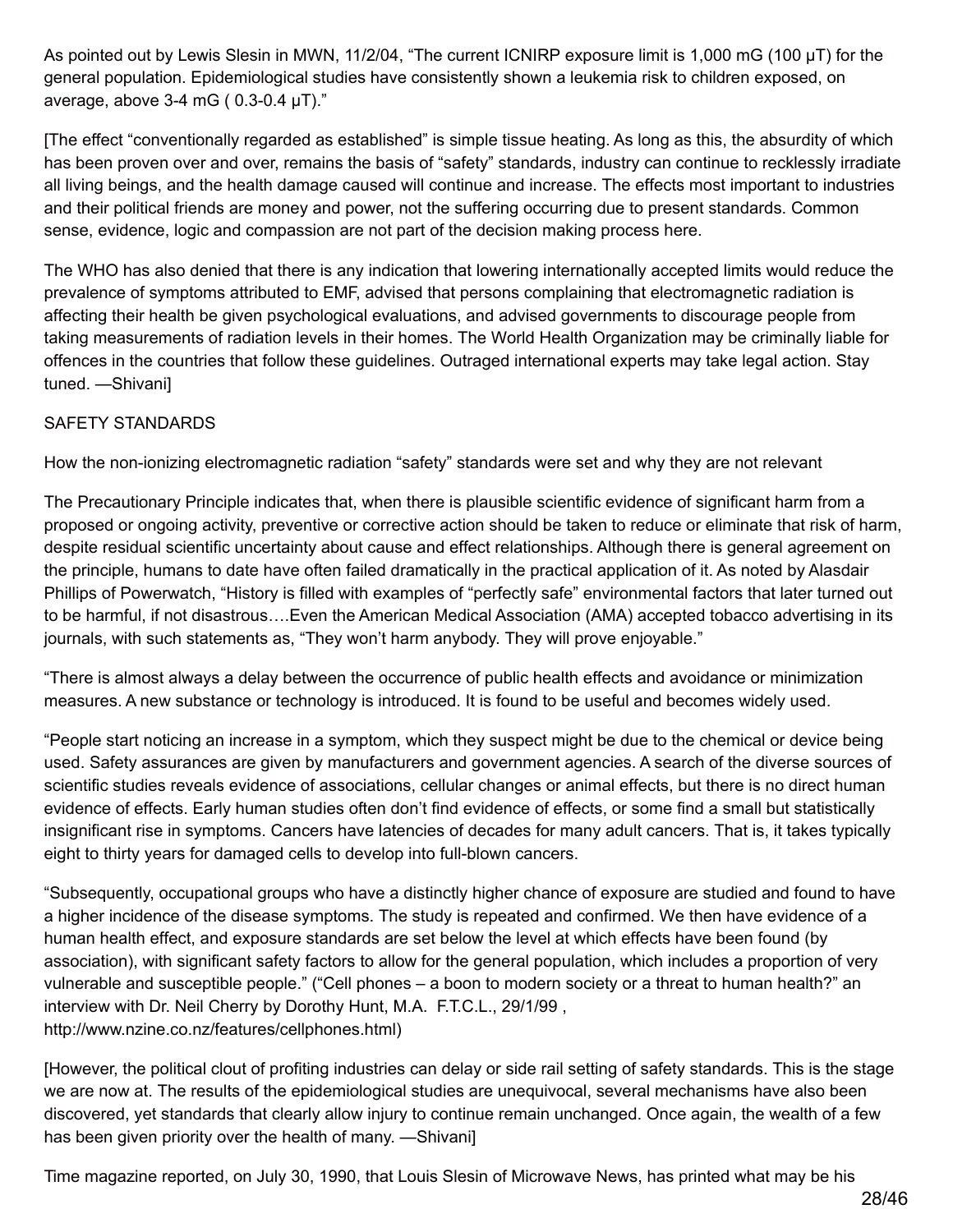As pointed out by Lewis Slesin in MWN, 11/2/04, “The current ICNIRP exposure limit is 1,000 mG (100 μT) for the general population. Epidemiological studies have consistently shown a leukemia risk to children exposed, on average, above 3-4 mG ( 0.3-0.4 μT).”

[The effect “conventionally regarded as established” is simple tissue heating. As long as this, the absurdity of which has been proven over and over, remains the basis of “safety” standards, industry can continue to recklessly irradiate all living beings, and the health damage caused will continue and increase. The effects most important to industries and their political friends are money and power, not the suffering occurring due to present standards. Common sense, evidence, logic and compassion are not part of the decision making process here.

The WHO has also denied that there is any indication that lowering internationally accepted limits would reduce the prevalence of symptoms attributed to EMF, advised that persons complaining that electromagnetic radiation is affecting their health be given psychological evaluations, and advised governments to discourage people from taking measurements of radiation levels in their homes. The World Health Organization may be criminally liable for offences in the countries that follow these guidelines. Outraged international experts may take legal action. Stay tuned. —Shivani]

SAFETY STANDARDS

How the non-ionizing electromagnetic radiation “safety” standards were set and why they are not relevant

The Precautionary Principle indicates that, when there is plausible scientific evidence of significant harm from a proposed or ongoing activity, preventive or corrective action should be taken to reduce or eliminate that risk of harm, despite residual scientific uncertainty about cause and effect relationships. Although there is general agreement on the principle, humans to date have often failed dramatically in the practical application of it. As noted by Alasdair Phillips of Powerwatch, “History is filled with examples of “perfectly safe” environmental factors that later turned out to be harmful, if not disastrous….Even the American Medical Association (AMA) accepted tobacco advertising in its journals, with such statements as, “They won’t harm anybody. They will prove enjoyable.”

“There is almost always a delay between the occurrence of public health effects and avoidance or minimization measures. A new substance or technology is introduced. It is found to be useful and becomes widely used.

“People start noticing an increase in a symptom, which they suspect might be due to the chemical or device being used. Safety assurances are given by manufacturers and government agencies. A search of the diverse sources of scientific studies reveals evidence of associations, cellular changes or animal effects, but there is no direct human evidence of effects. Early human studies often don’t find evidence of effects, or some find a small but statistically insignificant rise in symptoms. Cancers have latencies of decades for many adult cancers. That is, it takes typically eight to thirty years for damaged cells to develop into full-blown cancers.

“Subsequently, occupational groups who have a distinctly higher chance of exposure are studied and found to have a higher incidence of the disease symptoms. The study is repeated and confirmed. We then have evidence of a human health effect, and exposure standards are set below the level at which effects have been found (by association), with significant safety factors to allow for the general population, which includes a proportion of very vulnerable and susceptible people.” (“Cell phones – a boon to modern society or a threat to human health?” an interview with Dr. Neil Cherry by Dorothy Hunt, M.A. F.T.C.L., 29/1/99 , http://www.nzine.co.nz/features/cellphones.html)

[However, the political clout of profiting industries can delay or side rail setting of safety standards. This is the stage we are now at. The results of the epidemiological studies are unequivocal, several mechanisms have also been discovered, yet standards that clearly allow injury to continue remain unchanged. Once again, the wealth of a few has been given priority over the health of many. —Shivani]

Time magazine reported, on July 30, 1990, that Louis Slesin of Microwave News, has printed what may be his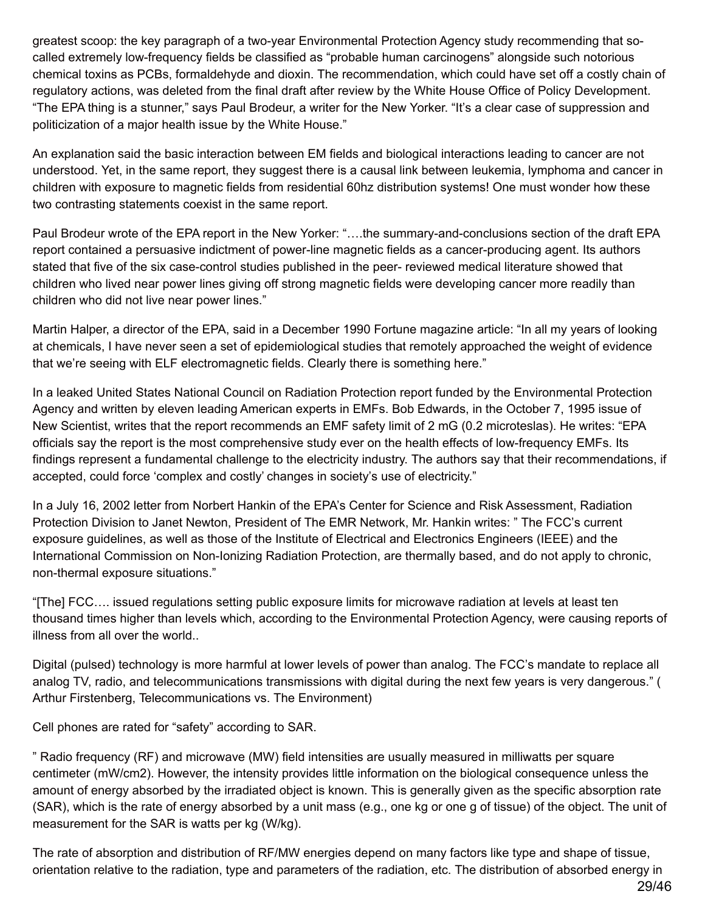greatest scoop: the key paragraph of a two-year Environmental Protection Agency study recommending that so-called extremely low-frequency fields be classified as "probable human carcinogens" alongside such notorious chemical toxins as PCBs, formaldehyde and dioxin. The recommendation, which could have set off a costly chain of regulatory actions, was deleted from the final draft after review by the White House Office of Policy Development. "The EPA thing is a stunner," says Paul Brodeur, a writer for the New Yorker. "It's a clear case of suppression and politicization of a major health issue by the White House."

An explanation said the basic interaction between EM fields and biological interactions leading to cancer are not understood. Yet, in the same report, they suggest there is a causal link between leukemia, lymphoma and cancer in children with exposure to magnetic fields from residential 60hz distribution systems! One must wonder how these two contrasting statements coexist in the same report.

Paul Brodeur wrote of the EPA report in the New Yorker: "….the summary-and-conclusions section of the draft EPA report contained a persuasive indictment of power-line magnetic fields as a cancer-producing agent. Its authors stated that five of the six case-control studies published in the peer- reviewed medical literature showed that children who lived near power lines giving off strong magnetic fields were developing cancer more readily than children who did not live near power lines."

Martin Halper, a director of the EPA, said in a December 1990 Fortune magazine article: "In all my years of looking at chemicals, I have never seen a set of epidemiological studies that remotely approached the weight of evidence that we're seeing with ELF electromagnetic fields. Clearly there is something here."

In a leaked United States National Council on Radiation Protection report funded by the Environmental Protection Agency and written by eleven leading American experts in EMFs. Bob Edwards, in the October 7, 1995 issue of New Scientist, writes that the report recommends an EMF safety limit of 2 mG (0.2 microteslas). He writes: "EPA officials say the report is the most comprehensive study ever on the health effects of low-frequency EMFs. Its findings represent a fundamental challenge to the electricity industry. The authors say that their recommendations, if accepted, could force 'complex and costly' changes in society's use of electricity."

In a July 16, 2002 letter from Norbert Hankin of the EPA's Center for Science and Risk Assessment, Radiation Protection Division to Janet Newton, President of The EMR Network, Mr. Hankin writes: " The FCC's current exposure guidelines, as well as those of the Institute of Electrical and Electronics Engineers (IEEE) and the International Commission on Non-Ionizing Radiation Protection, are thermally based, and do not apply to chronic, non-thermal exposure situations."

"[The] FCC…. issued regulations setting public exposure limits for microwave radiation at levels at least ten thousand times higher than levels which, according to the Environmental Protection Agency, were causing reports of illness from all over the world..

Digital (pulsed) technology is more harmful at lower levels of power than analog. The FCC's mandate to replace all analog TV, radio, and telecommunications transmissions with digital during the next few years is very dangerous." ( Arthur Firstenberg, Telecommunications vs. The Environment)

Cell phones are rated for "safety" according to SAR.

" Radio frequency (RF) and microwave (MW) field intensities are usually measured in milliwatts per square centimeter (mW/cm2). However, the intensity provides little information on the biological consequence unless the amount of energy absorbed by the irradiated object is known. This is generally given as the specific absorption rate (SAR), which is the rate of energy absorbed by a unit mass (e.g., one kg or one g of tissue) of the object. The unit of measurement for the SAR is watts per kg (W/kg).

The rate of absorption and distribution of RF/MW energies depend on many factors like type and shape of tissue, orientation relative to the radiation, type and parameters of the radiation, etc. The distribution of absorbed energy in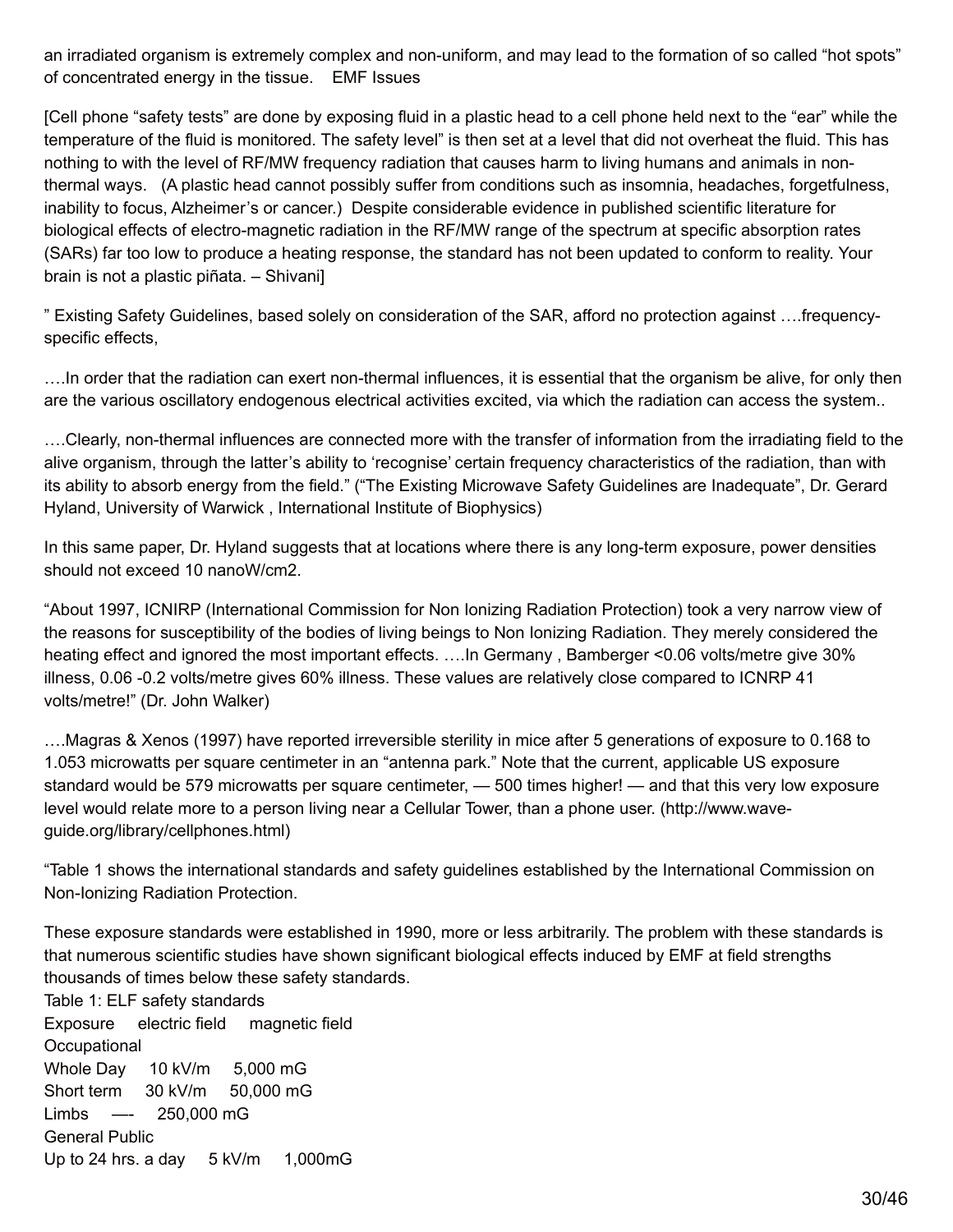an irradiated organism is extremely complex and non-uniform, and may lead to the formation of so called "hot spots" of concentrated energy in the tissue.    EMF Issues

[Cell phone "safety tests" are done by exposing fluid in a plastic head to a cell phone held next to the "ear" while the temperature of the fluid is monitored. The safety level" is then set at a level that did not overheat the fluid. This has nothing to with the level of RF/MW frequency radiation that causes harm to living humans and animals in non-thermal ways.   (A plastic head cannot possibly suffer from conditions such as insomnia, headaches, forgetfulness, inability to focus, Alzheimer's or cancer.)  Despite considerable evidence in published scientific literature for biological effects of electro-magnetic radiation in the RF/MW range of the spectrum at specific absorption rates (SARs) far too low to produce a heating response, the standard has not been updated to conform to reality. Your brain is not a plastic piñata. – Shivani]

" Existing Safety Guidelines, based solely on consideration of the SAR, afford no protection against ….frequency-specific effects,

….In order that the radiation can exert non-thermal influences, it is essential that the organism be alive, for only then are the various oscillatory endogenous electrical activities excited, via which the radiation can access the system..

….Clearly, non-thermal influences are connected more with the transfer of information from the irradiating field to the alive organism, through the latter's ability to 'recognise' certain frequency characteristics of the radiation, than with its ability to absorb energy from the field." ("The Existing Microwave Safety Guidelines are Inadequate", Dr. Gerard Hyland, University of Warwick , International Institute of Biophysics)

In this same paper, Dr. Hyland suggests that at locations where there is any long-term exposure, power densities should not exceed 10 nanoW/cm2.

"About 1997, ICNIRP (International Commission for Non Ionizing Radiation Protection) took a very narrow view of the reasons for susceptibility of the bodies of living beings to Non Ionizing Radiation. They merely considered the heating effect and ignored the most important effects. ….In Germany , Bamberger <0.06 volts/metre give 30% illness, 0.06 -0.2 volts/metre gives 60% illness. These values are relatively close compared to ICNRP 41 volts/metre!" (Dr. John Walker)

….Magras & Xenos (1997) have reported irreversible sterility in mice after 5 generations of exposure to 0.168 to 1.053 microwatts per square centimeter in an "antenna park." Note that the current, applicable US exposure standard would be 579 microwatts per square centimeter, — 500 times higher! — and that this very low exposure level would relate more to a person living near a Cellular Tower, than a phone user. (http://www.wave-guide.org/library/cellphones.html)

"Table 1 shows the international standards and safety guidelines established by the International Commission on Non-Ionizing Radiation Protection.

These exposure standards were established in 1990, more or less arbitrarily. The problem with these standards is that numerous scientific studies have shown significant biological effects induced by EMF at field strengths thousands of times below these safety standards.

Table 1: ELF safety standards

| Exposure | electric field | magnetic field |
|---|---|---|
| Occupational | | |
| Whole Day | 10 kV/m | 5,000 mG |
| Short term | 30 kV/m | 50,000 mG |
| Limbs | —- | 250,000 mG |
| General Public | | |
| Up to 24 hrs. a day | 5 kV/m | 1,000mG |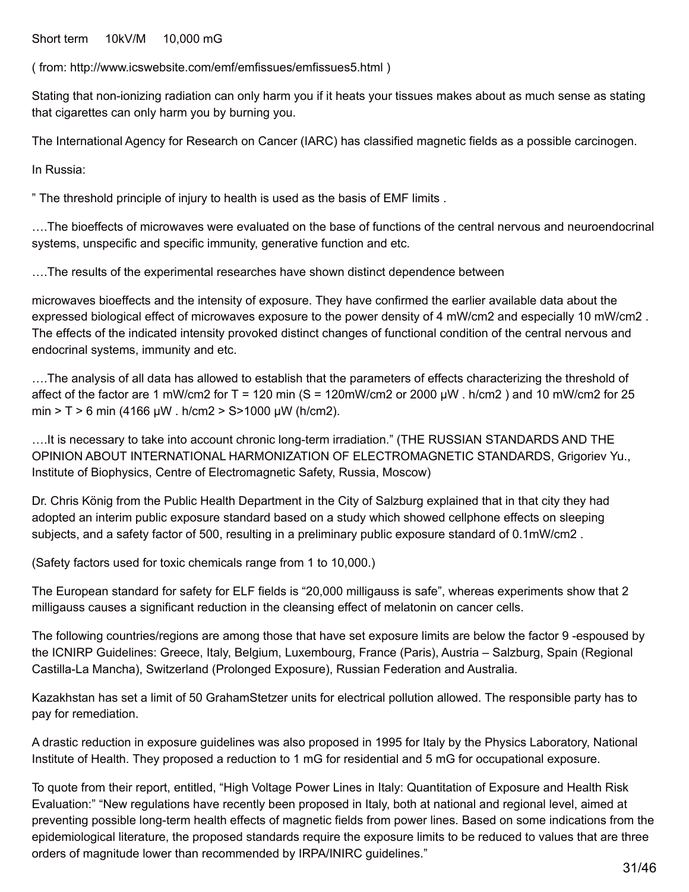Short term 10kV/M 10,000 mG

( from: http://www.icswebsite.com/emf/emfissues/emfissues5.html )

Stating that non-ionizing radiation can only harm you if it heats your tissues makes about as much sense as stating that cigarettes can only harm you by burning you.

The International Agency for Research on Cancer (IARC) has classified magnetic fields as a possible carcinogen.

In Russia:

” The threshold principle of injury to health is used as the basis of EMF limits .

….The bioeffects of microwaves were evaluated on the base of functions of the central nervous and neuroendocrinal systems, unspecific and specific immunity, generative function and etc.

….The results of the experimental researches have shown distinct dependence between

microwaves bioeffects and the intensity of exposure. They have confirmed the earlier available data about the expressed biological effect of microwaves exposure to the power density of 4 mW/cm2 and especially 10 mW/cm2 . The effects of the indicated intensity provoked distinct changes of functional condition of the central nervous and endocrinal systems, immunity and etc.

….The analysis of all data has allowed to establish that the parameters of effects characterizing the threshold of affect of the factor are 1 mW/cm2 for T = 120 min (S = 120mW/cm2 or 2000 μW . h/cm2 ) and 10 mW/cm2 for 25 min > T > 6 min (4166 μW . h/cm2 > S>1000 μW (h/cm2).

….It is necessary to take into account chronic long-term irradiation.” (THE RUSSIAN STANDARDS AND THE OPINION ABOUT INTERNATIONAL HARMONIZATION OF ELECTROMAGNETIC STANDARDS, Grigoriev Yu., Institute of Biophysics, Centre of Electromagnetic Safety, Russia, Moscow)

Dr. Chris König from the Public Health Department in the City of Salzburg explained that in that city they had adopted an interim public exposure standard based on a study which showed cellphone effects on sleeping subjects, and a safety factor of 500, resulting in a preliminary public exposure standard of 0.1mW/cm2 .

(Safety factors used for toxic chemicals range from 1 to 10,000.)

The European standard for safety for ELF fields is “20,000 milligauss is safe”, whereas experiments show that 2 milligauss causes a significant reduction in the cleansing effect of melatonin on cancer cells.

The following countries/regions are among those that have set exposure limits are below the factor 9 -espoused by the ICNIRP Guidelines: Greece, Italy, Belgium, Luxembourg, France (Paris), Austria – Salzburg, Spain (Regional Castilla-La Mancha), Switzerland (Prolonged Exposure), Russian Federation and Australia.

Kazakhstan has set a limit of 50 GrahamStetzer units for electrical pollution allowed. The responsible party has to pay for remediation.

A drastic reduction in exposure guidelines was also proposed in 1995 for Italy by the Physics Laboratory, National Institute of Health. They proposed a reduction to 1 mG for residential and 5 mG for occupational exposure.

To quote from their report, entitled, “High Voltage Power Lines in Italy: Quantitation of Exposure and Health Risk Evaluation:” “New regulations have recently been proposed in Italy, both at national and regional level, aimed at preventing possible long-term health effects of magnetic fields from power lines. Based on some indications from the epidemiological literature, the proposed standards require the exposure limits to be reduced to values that are three orders of magnitude lower than recommended by IRPA/INIRC guidelines.”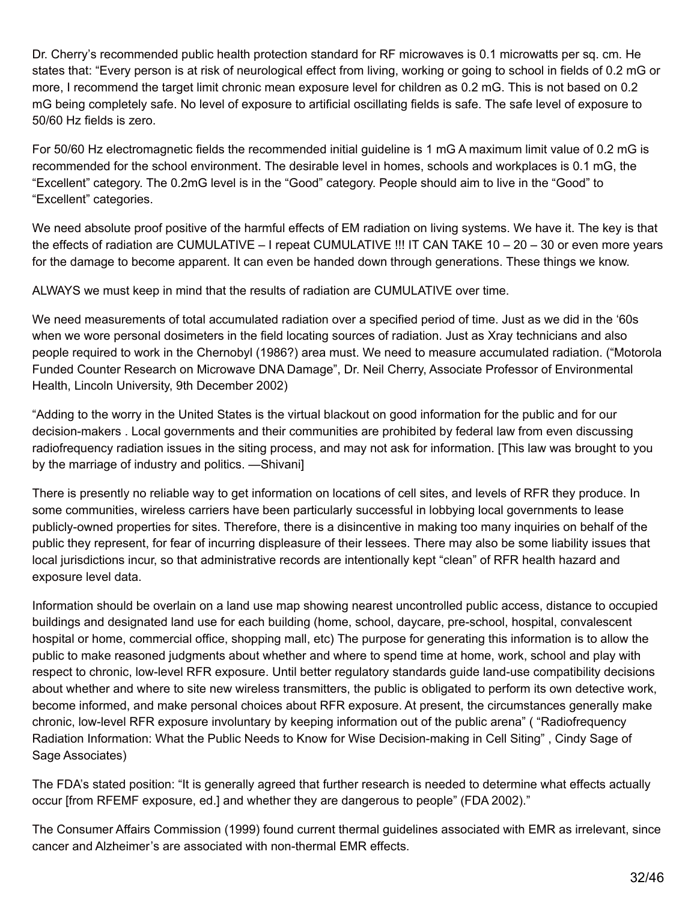Dr. Cherry's recommended public health protection standard for RF microwaves is 0.1 microwatts per sq. cm. He states that: "Every person is at risk of neurological effect from living, working or going to school in fields of 0.2 mG or more, I recommend the target limit chronic mean exposure level for children as 0.2 mG. This is not based on 0.2 mG being completely safe. No level of exposure to artificial oscillating fields is safe. The safe level of exposure to 50/60 Hz fields is zero.

For 50/60 Hz electromagnetic fields the recommended initial guideline is 1 mG A maximum limit value of 0.2 mG is recommended for the school environment. The desirable level in homes, schools and workplaces is 0.1 mG, the "Excellent" category. The 0.2mG level is in the "Good" category. People should aim to live in the "Good" to "Excellent" categories.

We need absolute proof positive of the harmful effects of EM radiation on living systems. We have it. The key is that the effects of radiation are CUMULATIVE – I repeat CUMULATIVE !!! IT CAN TAKE 10 – 20 – 30 or even more years for the damage to become apparent. It can even be handed down through generations. These things we know.

ALWAYS we must keep in mind that the results of radiation are CUMULATIVE over time.

We need measurements of total accumulated radiation over a specified period of time. Just as we did in the '60s when we wore personal dosimeters in the field locating sources of radiation. Just as Xray technicians and also people required to work in the Chernobyl (1986?) area must. We need to measure accumulated radiation. ("Motorola Funded Counter Research on Microwave DNA Damage", Dr. Neil Cherry, Associate Professor of Environmental Health, Lincoln University, 9th December 2002)

"Adding to the worry in the United States is the virtual blackout on good information for the public and for our decision-makers . Local governments and their communities are prohibited by federal law from even discussing radiofrequency radiation issues in the siting process, and may not ask for information. [This law was brought to you by the marriage of industry and politics. —Shivani]

There is presently no reliable way to get information on locations of cell sites, and levels of RFR they produce. In some communities, wireless carriers have been particularly successful in lobbying local governments to lease publicly-owned properties for sites. Therefore, there is a disincentive in making too many inquiries on behalf of the public they represent, for fear of incurring displeasure of their lessees. There may also be some liability issues that local jurisdictions incur, so that administrative records are intentionally kept "clean" of RFR health hazard and exposure level data.

Information should be overlain on a land use map showing nearest uncontrolled public access, distance to occupied buildings and designated land use for each building (home, school, daycare, pre-school, hospital, convalescent hospital or home, commercial office, shopping mall, etc) The purpose for generating this information is to allow the public to make reasoned judgments about whether and where to spend time at home, work, school and play with respect to chronic, low-level RFR exposure. Until better regulatory standards guide land-use compatibility decisions about whether and where to site new wireless transmitters, the public is obligated to perform its own detective work, become informed, and make personal choices about RFR exposure. At present, the circumstances generally make chronic, low-level RFR exposure involuntary by keeping information out of the public arena" ( "Radiofrequency Radiation Information: What the Public Needs to Know for Wise Decision-making in Cell Siting" , Cindy Sage of Sage Associates)

The FDA's stated position: "It is generally agreed that further research is needed to determine what effects actually occur [from RFEMF exposure, ed.] and whether they are dangerous to people" (FDA 2002)."

The Consumer Affairs Commission (1999) found current thermal guidelines associated with EMR as irrelevant, since cancer and Alzheimer's are associated with non-thermal EMR effects.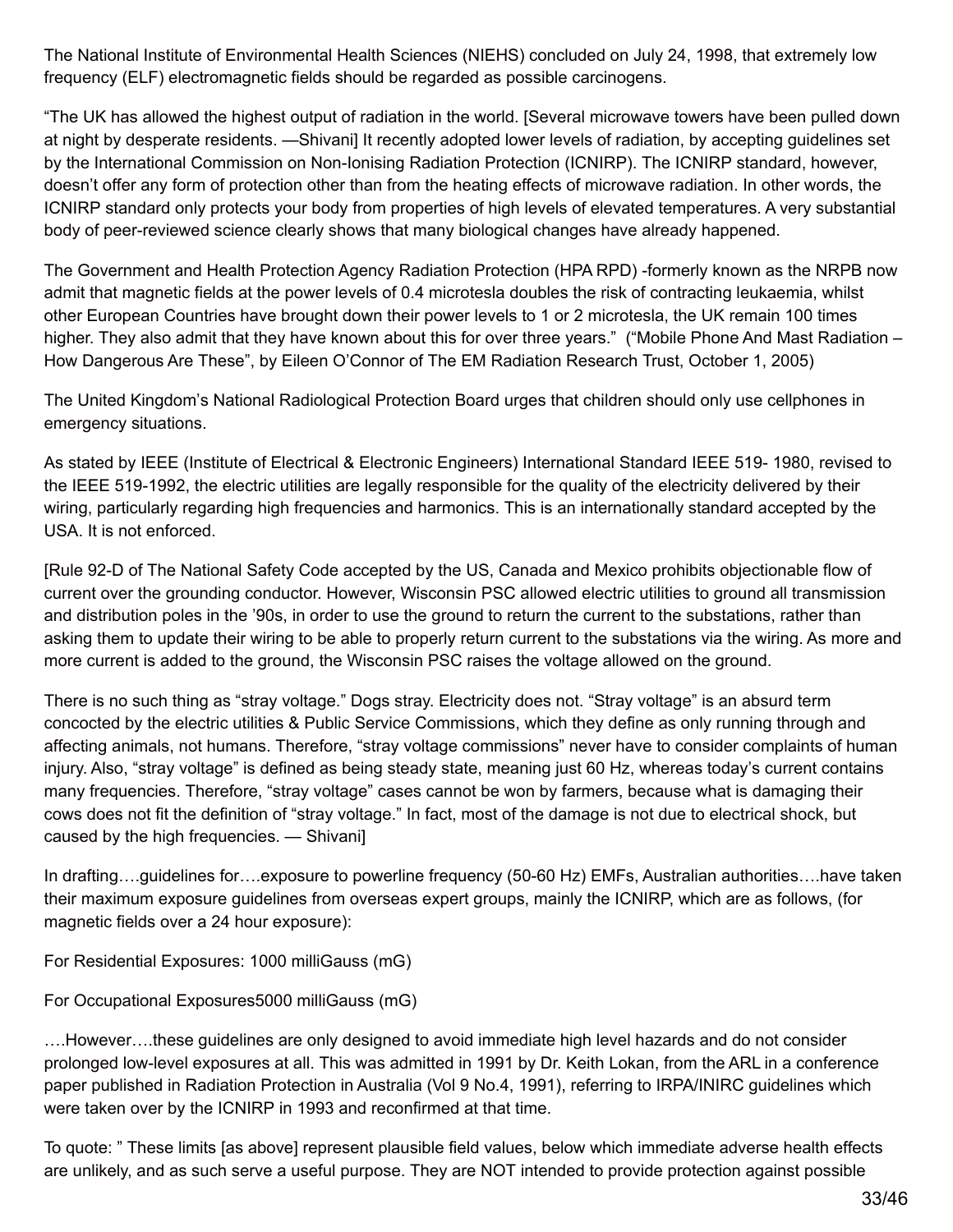The National Institute of Environmental Health Sciences (NIEHS) concluded on July 24, 1998, that extremely low frequency (ELF) electromagnetic fields should be regarded as possible carcinogens.

"The UK has allowed the highest output of radiation in the world. [Several microwave towers have been pulled down at night by desperate residents. —Shivani] It recently adopted lower levels of radiation, by accepting guidelines set by the International Commission on Non-Ionising Radiation Protection (ICNIRP). The ICNIRP standard, however, doesn't offer any form of protection other than from the heating effects of microwave radiation. In other words, the ICNIRP standard only protects your body from properties of high levels of elevated temperatures. A very substantial body of peer-reviewed science clearly shows that many biological changes have already happened.

The Government and Health Protection Agency Radiation Protection (HPA RPD) -formerly known as the NRPB now admit that magnetic fields at the power levels of 0.4 microtesla doubles the risk of contracting leukaemia, whilst other European Countries have brought down their power levels to 1 or 2 microtesla, the UK remain 100 times higher. They also admit that they have known about this for over three years." ("Mobile Phone And Mast Radiation – How Dangerous Are These", by Eileen O'Connor of The EM Radiation Research Trust, October 1, 2005)

The United Kingdom's National Radiological Protection Board urges that children should only use cellphones in emergency situations.

As stated by IEEE (Institute of Electrical & Electronic Engineers) International Standard IEEE 519- 1980, revised to the IEEE 519-1992, the electric utilities are legally responsible for the quality of the electricity delivered by their wiring, particularly regarding high frequencies and harmonics. This is an internationally standard accepted by the USA. It is not enforced.

[Rule 92-D of The National Safety Code accepted by the US, Canada and Mexico prohibits objectionable flow of current over the grounding conductor. However, Wisconsin PSC allowed electric utilities to ground all transmission and distribution poles in the '90s, in order to use the ground to return the current to the substations, rather than asking them to update their wiring to be able to properly return current to the substations via the wiring. As more and more current is added to the ground, the Wisconsin PSC raises the voltage allowed on the ground.

There is no such thing as "stray voltage." Dogs stray. Electricity does not. "Stray voltage" is an absurd term concocted by the electric utilities & Public Service Commissions, which they define as only running through and affecting animals, not humans. Therefore, "stray voltage commissions" never have to consider complaints of human injury. Also, "stray voltage" is defined as being steady state, meaning just 60 Hz, whereas today's current contains many frequencies. Therefore, "stray voltage" cases cannot be won by farmers, because what is damaging their cows does not fit the definition of "stray voltage." In fact, most of the damage is not due to electrical shock, but caused by the high frequencies. — Shivani]

In drafting….guidelines for….exposure to powerline frequency (50-60 Hz) EMFs, Australian authorities….have taken their maximum exposure guidelines from overseas expert groups, mainly the ICNIRP, which are as follows, (for magnetic fields over a 24 hour exposure):

For Residential Exposures: 1000 milliGauss (mG)

For Occupational Exposures5000 milliGauss (mG)

….However….these guidelines are only designed to avoid immediate high level hazards and do not consider prolonged low-level exposures at all. This was admitted in 1991 by Dr. Keith Lokan, from the ARL in a conference paper published in Radiation Protection in Australia (Vol 9 No.4, 1991), referring to IRPA/INIRC guidelines which were taken over by the ICNIRP in 1993 and reconfirmed at that time.

To quote: " These limits [as above] represent plausible field values, below which immediate adverse health effects are unlikely, and as such serve a useful purpose. They are NOT intended to provide protection against possible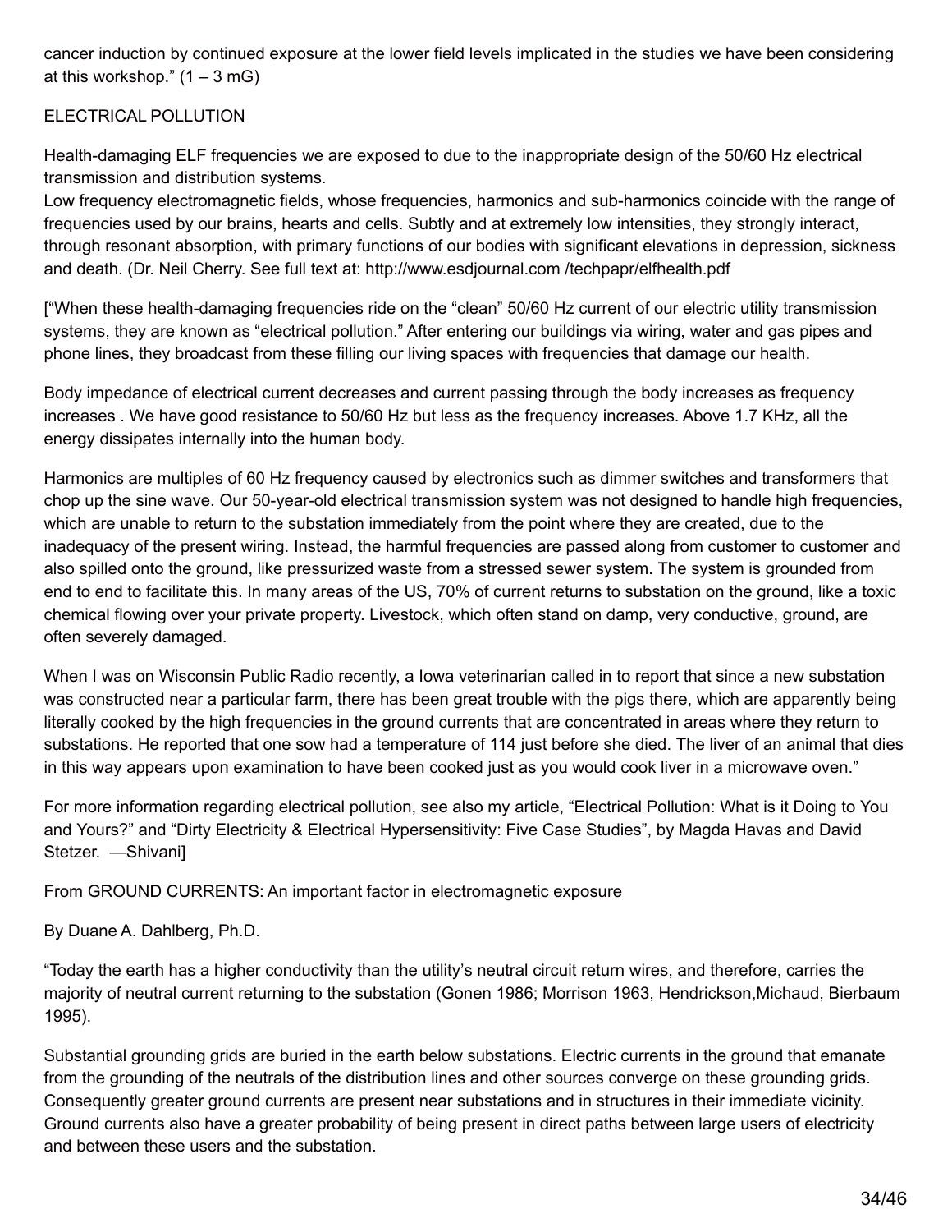cancer induction by continued exposure at the lower field levels implicated in the studies we have been considering at this workshop." (1 – 3 mG)

ELECTRICAL POLLUTION

Health-damaging ELF frequencies we are exposed to due to the inappropriate design of the 50/60 Hz electrical transmission and distribution systems.
Low frequency electromagnetic fields, whose frequencies, harmonics and sub-harmonics coincide with the range of frequencies used by our brains, hearts and cells. Subtly and at extremely low intensities, they strongly interact, through resonant absorption, with primary functions of our bodies with significant elevations in depression, sickness and death. (Dr. Neil Cherry. See full text at: http://www.esdjournal.com /techpapr/elfhealth.pdf

["When these health-damaging frequencies ride on the "clean" 50/60 Hz current of our electric utility transmission systems, they are known as "electrical pollution." After entering our buildings via wiring, water and gas pipes and phone lines, they broadcast from these filling our living spaces with frequencies that damage our health.

Body impedance of electrical current decreases and current passing through the body increases as frequency increases . We have good resistance to 50/60 Hz but less as the frequency increases. Above 1.7 KHz, all the energy dissipates internally into the human body.

Harmonics are multiples of 60 Hz frequency caused by electronics such as dimmer switches and transformers that chop up the sine wave. Our 50-year-old electrical transmission system was not designed to handle high frequencies, which are unable to return to the substation immediately from the point where they are created, due to the inadequacy of the present wiring. Instead, the harmful frequencies are passed along from customer to customer and also spilled onto the ground, like pressurized waste from a stressed sewer system. The system is grounded from end to end to facilitate this. In many areas of the US, 70% of current returns to substation on the ground, like a toxic chemical flowing over your private property. Livestock, which often stand on damp, very conductive, ground, are often severely damaged.

When I was on Wisconsin Public Radio recently, a Iowa veterinarian called in to report that since a new substation was constructed near a particular farm, there has been great trouble with the pigs there, which are apparently being literally cooked by the high frequencies in the ground currents that are concentrated in areas where they return to substations. He reported that one sow had a temperature of 114 just before she died. The liver of an animal that dies in this way appears upon examination to have been cooked just as you would cook liver in a microwave oven."

For more information regarding electrical pollution, see also my article, "Electrical Pollution: What is it Doing to You and Yours?" and "Dirty Electricity & Electrical Hypersensitivity: Five Case Studies", by Magda Havas and David Stetzer. —Shivani]

From GROUND CURRENTS: An important factor in electromagnetic exposure

By Duane A. Dahlberg, Ph.D.

"Today the earth has a higher conductivity than the utility's neutral circuit return wires, and therefore, carries the majority of neutral current returning to the substation (Gonen 1986; Morrison 1963, Hendrickson,Michaud, Bierbaum 1995).

Substantial grounding grids are buried in the earth below substations. Electric currents in the ground that emanate from the grounding of the neutrals of the distribution lines and other sources converge on these grounding grids. Consequently greater ground currents are present near substations and in structures in their immediate vicinity. Ground currents also have a greater probability of being present in direct paths between large users of electricity and between these users and the substation.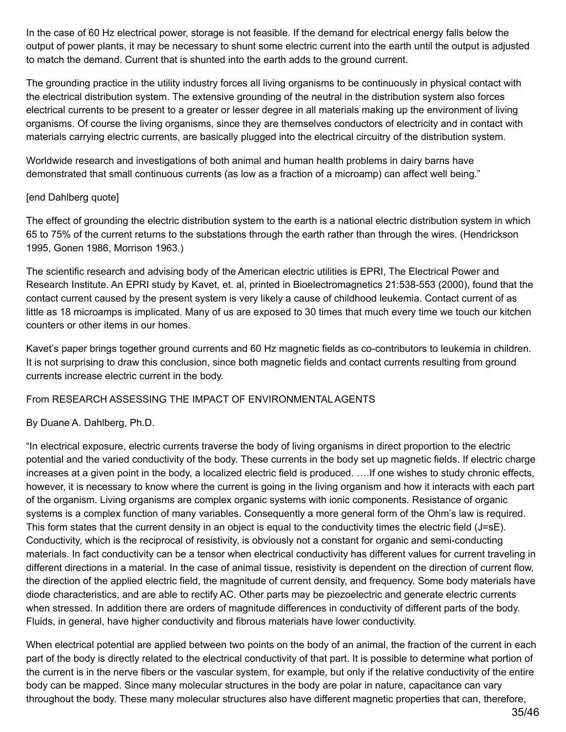In the case of 60 Hz electrical power, storage is not feasible. If the demand for electrical energy falls below the output of power plants, it may be necessary to shunt some electric current into the earth until the output is adjusted to match the demand. Current that is shunted into the earth adds to the ground current.

The grounding practice in the utility industry forces all living organisms to be continuously in physical contact with the electrical distribution system. The extensive grounding of the neutral in the distribution system also forces electrical currents to be present to a greater or lesser degree in all materials making up the environment of living organisms. Of course the living organisms, since they are themselves conductors of electricity and in contact with materials carrying electric currents, are basically plugged into the electrical circuitry of the distribution system.

Worldwide research and investigations of both animal and human health problems in dairy barns have demonstrated that small continuous currents (as low as a fraction of a microamp) can affect well being."

[end Dahlberg quote]

The effect of grounding the electric distribution system to the earth is a national electric distribution system in which 65 to 75% of the current returns to the substations through the earth rather than through the wires. (Hendrickson 1995, Gonen 1986, Morrison 1963.)

The scientific research and advising body of the American electric utilities is EPRI, The Electrical Power and Research Institute. An EPRI study by Kavet, et. al, printed in Bioelectromagnetics 21:538-553 (2000), found that the contact current caused by the present system is very likely a cause of childhood leukemia. Contact current of as little as 18 microamps is implicated. Many of us are exposed to 30 times that much every time we touch our kitchen counters or other items in our homes.

Kavet's paper brings together ground currents and 60 Hz magnetic fields as co-contributors to leukemia in children. It is not surprising to draw this conclusion, since both magnetic fields and contact currents resulting from ground currents increase electric current in the body.

From RESEARCH ASSESSING THE IMPACT OF ENVIRONMENTAL AGENTS

By Duane A. Dahlberg, Ph.D.

"In electrical exposure, electric currents traverse the body of living organisms in direct proportion to the electric potential and the varied conductivity of the body. These currents in the body set up magnetic fields. If electric charge increases at a given point in the body, a localized electric field is produced. ….If one wishes to study chronic effects, however, it is necessary to know where the current is going in the living organism and how it interacts with each part of the organism. Living organisms are complex organic systems with ionic components. Resistance of organic systems is a complex function of many variables. Consequently a more general form of the Ohm's law is required. This form states that the current density in an object is equal to the conductivity times the electric field (J=sE). Conductivity, which is the reciprocal of resistivity, is obviously not a constant for organic and semi-conducting materials. In fact conductivity can be a tensor when electrical conductivity has different values for current traveling in different directions in a material. In the case of animal tissue, resistivity is dependent on the direction of current flow, the direction of the applied electric field, the magnitude of current density, and frequency. Some body materials have diode characteristics, and are able to rectify AC. Other parts may be piezoelectric and generate electric currents when stressed. In addition there are orders of magnitude differences in conductivity of different parts of the body. Fluids, in general, have higher conductivity and fibrous materials have lower conductivity.

When electrical potential are applied between two points on the body of an animal, the fraction of the current in each part of the body is directly related to the electrical conductivity of that part. It is possible to determine what portion of the current is in the nerve fibers or the vascular system, for example, but only if the relative conductivity of the entire body can be mapped. Since many molecular structures in the body are polar in nature, capacitance can vary throughout the body. These many molecular structures also have different magnetic properties that can, therefore,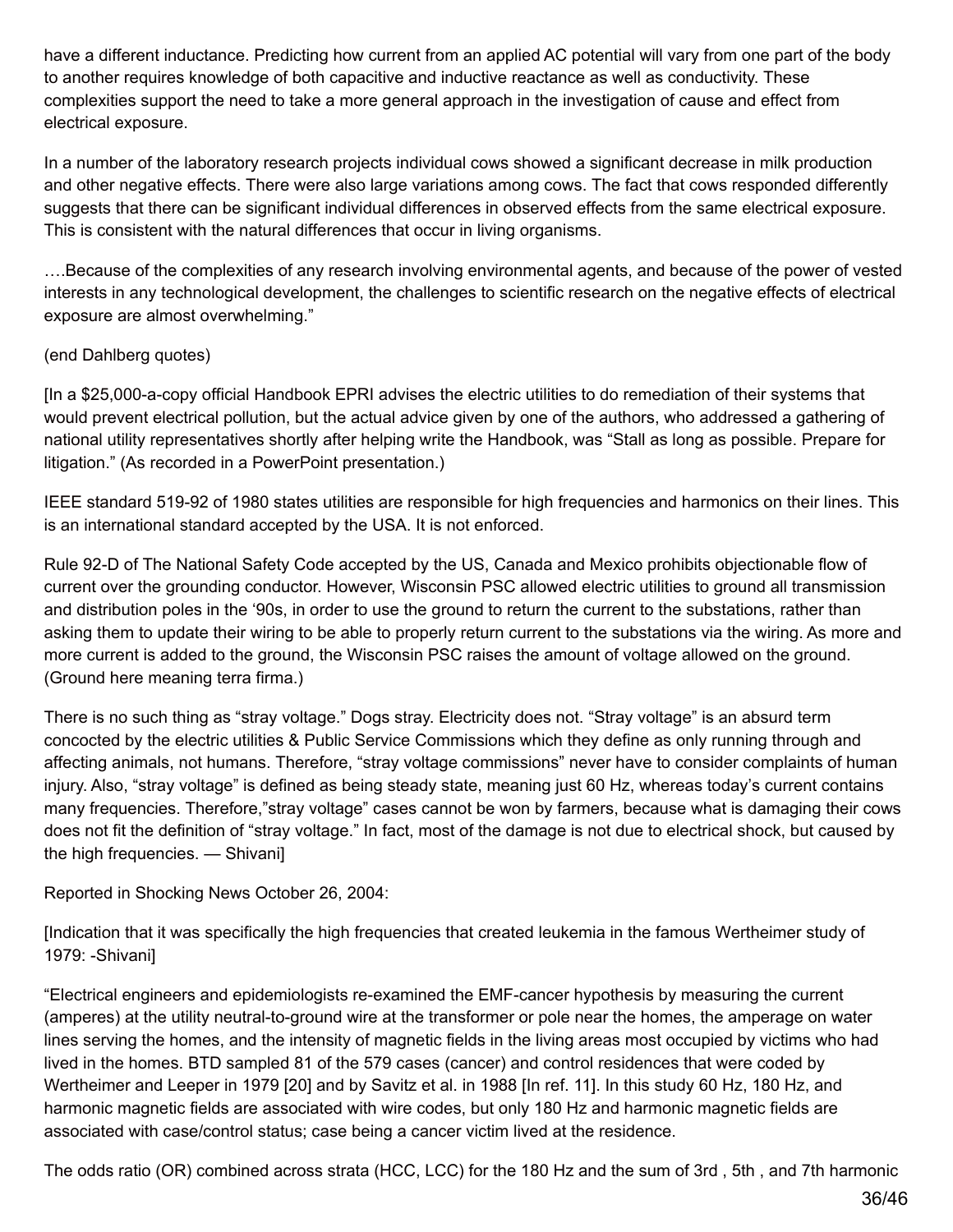have a different inductance. Predicting how current from an applied AC potential will vary from one part of the body to another requires knowledge of both capacitive and inductive reactance as well as conductivity. These complexities support the need to take a more general approach in the investigation of cause and effect from electrical exposure.

In a number of the laboratory research projects individual cows showed a significant decrease in milk production and other negative effects. There were also large variations among cows. The fact that cows responded differently suggests that there can be significant individual differences in observed effects from the same electrical exposure. This is consistent with the natural differences that occur in living organisms.

….Because of the complexities of any research involving environmental agents, and because of the power of vested interests in any technological development, the challenges to scientific research on the negative effects of electrical exposure are almost overwhelming."

(end Dahlberg quotes)

[In a $25,000-a-copy official Handbook EPRI advises the electric utilities to do remediation of their systems that would prevent electrical pollution, but the actual advice given by one of the authors, who addressed a gathering of national utility representatives shortly after helping write the Handbook, was "Stall as long as possible. Prepare for litigation." (As recorded in a PowerPoint presentation.)

IEEE standard 519-92 of 1980 states utilities are responsible for high frequencies and harmonics on their lines. This is an international standard accepted by the USA. It is not enforced.

Rule 92-D of The National Safety Code accepted by the US, Canada and Mexico prohibits objectionable flow of current over the grounding conductor. However, Wisconsin PSC allowed electric utilities to ground all transmission and distribution poles in the '90s, in order to use the ground to return the current to the substations, rather than asking them to update their wiring to be able to properly return current to the substations via the wiring. As more and more current is added to the ground, the Wisconsin PSC raises the amount of voltage allowed on the ground. (Ground here meaning terra firma.)

There is no such thing as "stray voltage." Dogs stray. Electricity does not. "Stray voltage" is an absurd term concocted by the electric utilities & Public Service Commissions which they define as only running through and affecting animals, not humans. Therefore, "stray voltage commissions" never have to consider complaints of human injury. Also, "stray voltage" is defined as being steady state, meaning just 60 Hz, whereas today's current contains many frequencies. Therefore,"stray voltage" cases cannot be won by farmers, because what is damaging their cows does not fit the definition of "stray voltage." In fact, most of the damage is not due to electrical shock, but caused by the high frequencies. — Shivani]

Reported in Shocking News October 26, 2004:

[Indication that it was specifically the high frequencies that created leukemia in the famous Wertheimer study of 1979: -Shivani]

"Electrical engineers and epidemiologists re-examined the EMF-cancer hypothesis by measuring the current (amperes) at the utility neutral-to-ground wire at the transformer or pole near the homes, the amperage on water lines serving the homes, and the intensity of magnetic fields in the living areas most occupied by victims who had lived in the homes. BTD sampled 81 of the 579 cases (cancer) and control residences that were coded by Wertheimer and Leeper in 1979 [20] and by Savitz et al. in 1988 [In ref. 11]. In this study 60 Hz, 180 Hz, and harmonic magnetic fields are associated with wire codes, but only 180 Hz and harmonic magnetic fields are associated with case/control status; case being a cancer victim lived at the residence.

The odds ratio (OR) combined across strata (HCC, LCC) for the 180 Hz and the sum of 3rd , 5th , and 7th harmonic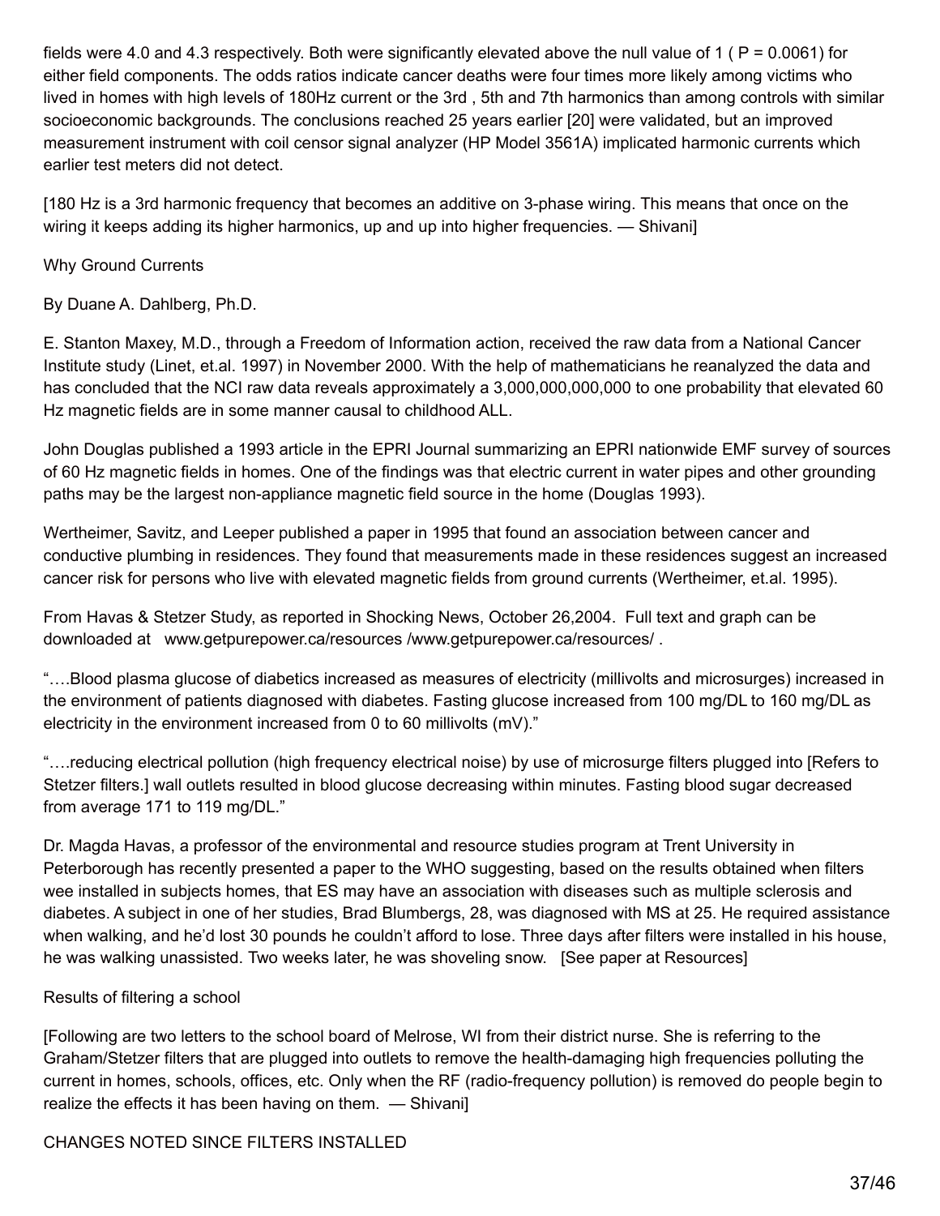fields were 4.0 and 4.3 respectively. Both were significantly elevated above the null value of 1 ( $P = 0.0061$) for either field components. The odds ratios indicate cancer deaths were four times more likely among victims who lived in homes with high levels of 180Hz current or the 3rd , 5th and 7th harmonics than among controls with similar socioeconomic backgrounds. The conclusions reached 25 years earlier [20] were validated, but an improved measurement instrument with coil censor signal analyzer (HP Model 3561A) implicated harmonic currents which earlier test meters did not detect.

[180 Hz is a 3rd harmonic frequency that becomes an additive on 3-phase wiring. This means that once on the wiring it keeps adding its higher harmonics, up and up into higher frequencies. — Shivani]

## Why Ground Currents

By Duane A. Dahlberg, Ph.D.

E. Stanton Maxey, M.D., through a Freedom of Information action, received the raw data from a National Cancer Institute study (Linet, et.al. 1997) in November 2000. With the help of mathematicians he reanalyzed the data and has concluded that the NCI raw data reveals approximately a 3,000,000,000,000 to one probability that elevated 60 Hz magnetic fields are in some manner causal to childhood ALL.

John Douglas published a 1993 article in the EPRI Journal summarizing an EPRI nationwide EMF survey of sources of 60 Hz magnetic fields in homes. One of the findings was that electric current in water pipes and other grounding paths may be the largest non-appliance magnetic field source in the home (Douglas 1993).

Wertheimer, Savitz, and Leeper published a paper in 1995 that found an association between cancer and conductive plumbing in residences. They found that measurements made in these residences suggest an increased cancer risk for persons who live with elevated magnetic fields from ground currents (Wertheimer, et.al. 1995).

From Havas & Stetzer Study, as reported in Shocking News, October 26,2004. Full text and graph can be downloaded at www.getpurepower.ca/resources /www.getpurepower.ca/resources/ .

"….Blood plasma glucose of diabetics increased as measures of electricity (millivolts and microsurges) increased in the environment of patients diagnosed with diabetes. Fasting glucose increased from 100 mg/DL to 160 mg/DL as electricity in the environment increased from 0 to 60 millivolts (mV)."

"….reducing electrical pollution (high frequency electrical noise) by use of microsurge filters plugged into [Refers to Stetzer filters.] wall outlets resulted in blood glucose decreasing within minutes. Fasting blood sugar decreased from average 171 to 119 mg/DL."

Dr. Magda Havas, a professor of the environmental and resource studies program at Trent University in Peterborough has recently presented a paper to the WHO suggesting, based on the results obtained when filters wee installed in subjects homes, that ES may have an association with diseases such as multiple sclerosis and diabetes. A subject in one of her studies, Brad Blumbergs, 28, was diagnosed with MS at 25. He required assistance when walking, and he'd lost 30 pounds he couldn't afford to lose. Three days after filters were installed in his house, he was walking unassisted. Two weeks later, he was shoveling snow. [See paper at Resources]

## Results of filtering a school

[Following are two letters to the school board of Melrose, WI from their district nurse. She is referring to the Graham/Stetzer filters that are plugged into outlets to remove the health-damaging high frequencies polluting the current in homes, schools, offices, etc. Only when the RF (radio-frequency pollution) is removed do people begin to realize the effects it has been having on them. — Shivani]

CHANGES NOTED SINCE FILTERS INSTALLED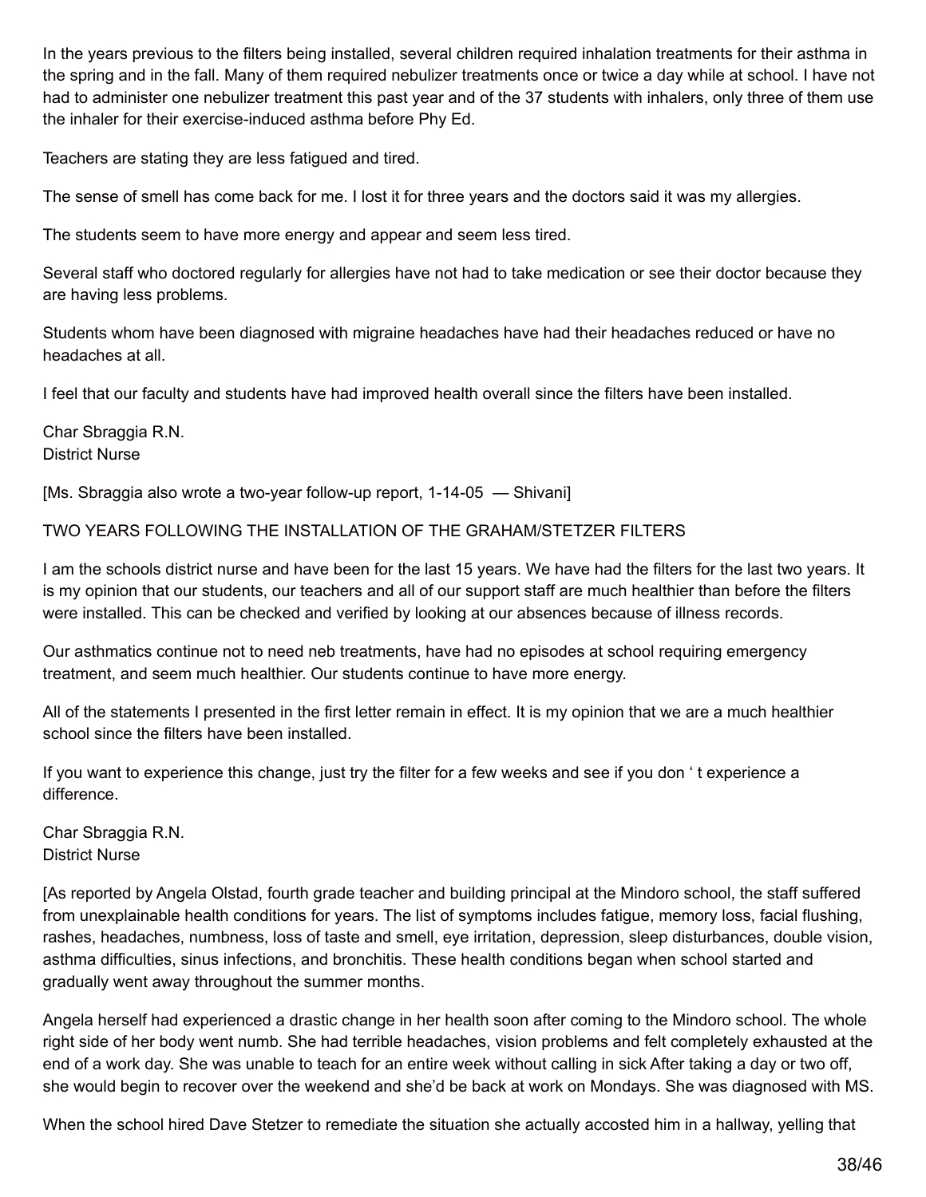In the years previous to the filters being installed, several children required inhalation treatments for their asthma in the spring and in the fall. Many of them required nebulizer treatments once or twice a day while at school. I have not had to administer one nebulizer treatment this past year and of the 37 students with inhalers, only three of them use the inhaler for their exercise-induced asthma before Phy Ed.

Teachers are stating they are less fatigued and tired.

The sense of smell has come back for me. I lost it for three years and the doctors said it was my allergies.

The students seem to have more energy and appear and seem less tired.

Several staff who doctored regularly for allergies have not had to take medication or see their doctor because they are having less problems.

Students whom have been diagnosed with migraine headaches have had their headaches reduced or have no headaches at all.

I feel that our faculty and students have had improved health overall since the filters have been installed.

Char Sbraggia R.N.
District Nurse

[Ms. Sbraggia also wrote a two-year follow-up report, 1-14-05 — Shivani]

TWO YEARS FOLLOWING THE INSTALLATION OF THE GRAHAM/STETZER FILTERS

I am the schools district nurse and have been for the last 15 years. We have had the filters for the last two years. It is my opinion that our students, our teachers and all of our support staff are much healthier than before the filters were installed. This can be checked and verified by looking at our absences because of illness records.

Our asthmatics continue not to need neb treatments, have had no episodes at school requiring emergency treatment, and seem much healthier. Our students continue to have more energy.

All of the statements I presented in the first letter remain in effect. It is my opinion that we are a much healthier school since the filters have been installed.

If you want to experience this change, just try the filter for a few weeks and see if you don ' t experience a difference.

Char Sbraggia R.N.
District Nurse

[As reported by Angela Olstad, fourth grade teacher and building principal at the Mindoro school, the staff suffered from unexplainable health conditions for years. The list of symptoms includes fatigue, memory loss, facial flushing, rashes, headaches, numbness, loss of taste and smell, eye irritation, depression, sleep disturbances, double vision, asthma difficulties, sinus infections, and bronchitis. These health conditions began when school started and gradually went away throughout the summer months.

Angela herself had experienced a drastic change in her health soon after coming to the Mindoro school. The whole right side of her body went numb. She had terrible headaches, vision problems and felt completely exhausted at the end of a work day. She was unable to teach for an entire week without calling in sick After taking a day or two off, she would begin to recover over the weekend and she'd be back at work on Mondays. She was diagnosed with MS.

When the school hired Dave Stetzer to remediate the situation she actually accosted him in a hallway, yelling that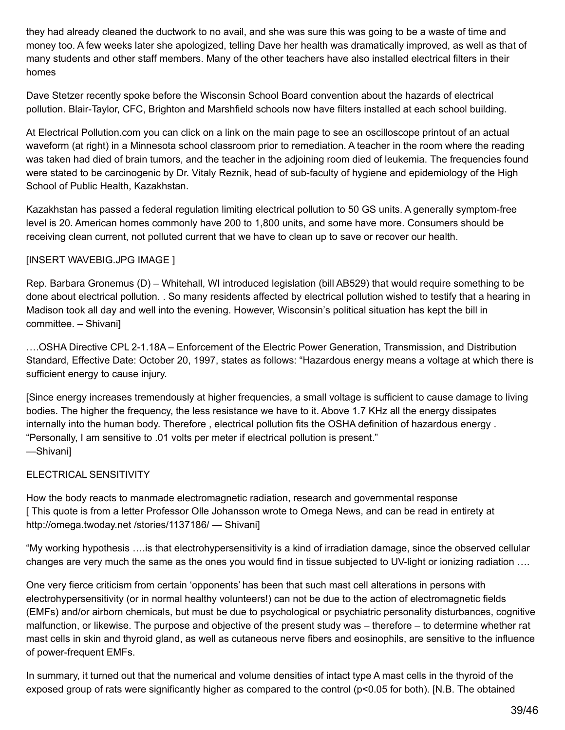they had already cleaned the ductwork to no avail, and she was sure this was going to be a waste of time and money too. A few weeks later she apologized, telling Dave her health was dramatically improved, as well as that of many students and other staff members. Many of the other teachers have also installed electrical filters in their homes

Dave Stetzer recently spoke before the Wisconsin School Board convention about the hazards of electrical pollution. Blair-Taylor, CFC, Brighton and Marshfield schools now have filters installed at each school building.

At Electrical Pollution.com you can click on a link on the main page to see an oscilloscope printout of an actual waveform (at right) in a Minnesota school classroom prior to remediation. A teacher in the room where the reading was taken had died of brain tumors, and the teacher in the adjoining room died of leukemia. The frequencies found were stated to be carcinogenic by Dr. Vitaly Reznik, head of sub-faculty of hygiene and epidemiology of the High School of Public Health, Kazakhstan.

Kazakhstan has passed a federal regulation limiting electrical pollution to 50 GS units. A generally symptom-free level is 20. American homes commonly have 200 to 1,800 units, and some have more. Consumers should be receiving clean current, not polluted current that we have to clean up to save or recover our health.

[INSERT WAVEBIG.JPG IMAGE ]

Rep. Barbara Gronemus (D) – Whitehall, WI introduced legislation (bill AB529) that would require something to be done about electrical pollution. . So many residents affected by electrical pollution wished to testify that a hearing in Madison took all day and well into the evening. However, Wisconsin's political situation has kept the bill in committee. – Shivani]

….OSHA Directive CPL 2-1.18A – Enforcement of the Electric Power Generation, Transmission, and Distribution Standard, Effective Date: October 20, 1997, states as follows: "Hazardous energy means a voltage at which there is sufficient energy to cause injury.

[Since energy increases tremendously at higher frequencies, a small voltage is sufficient to cause damage to living bodies. The higher the frequency, the less resistance we have to it. Above 1.7 KHz all the energy dissipates internally into the human body. Therefore , electrical pollution fits the OSHA definition of hazardous energy . "Personally, I am sensitive to .01 volts per meter if electrical pollution is present."
—Shivani]

## ELECTRICAL SENSITIVITY

How the body reacts to manmade electromagnetic radiation, research and governmental response
[ This quote is from a letter Professor Olle Johansson wrote to Omega News, and can be read in entirety at http://omega.twoday.net /stories/1137186/ — Shivani]

"My working hypothesis ….is that electrohypersensitivity is a kind of irradiation damage, since the observed cellular changes are very much the same as the ones you would find in tissue subjected to UV-light or ionizing radiation ….

One very fierce criticism from certain 'opponents' has been that such mast cell alterations in persons with electrohypersensitivity (or in normal healthy volunteers!) can not be due to the action of electromagnetic fields (EMFs) and/or airborn chemicals, but must be due to psychological or psychiatric personality disturbances, cognitive malfunction, or likewise. The purpose and objective of the present study was – therefore – to determine whether rat mast cells in skin and thyroid gland, as well as cutaneous nerve fibers and eosinophils, are sensitive to the influence of power-frequent EMFs.

In summary, it turned out that the numerical and volume densities of intact type A mast cells in the thyroid of the exposed group of rats were significantly higher as compared to the control ($p<0.05$ for both). [N.B. The obtained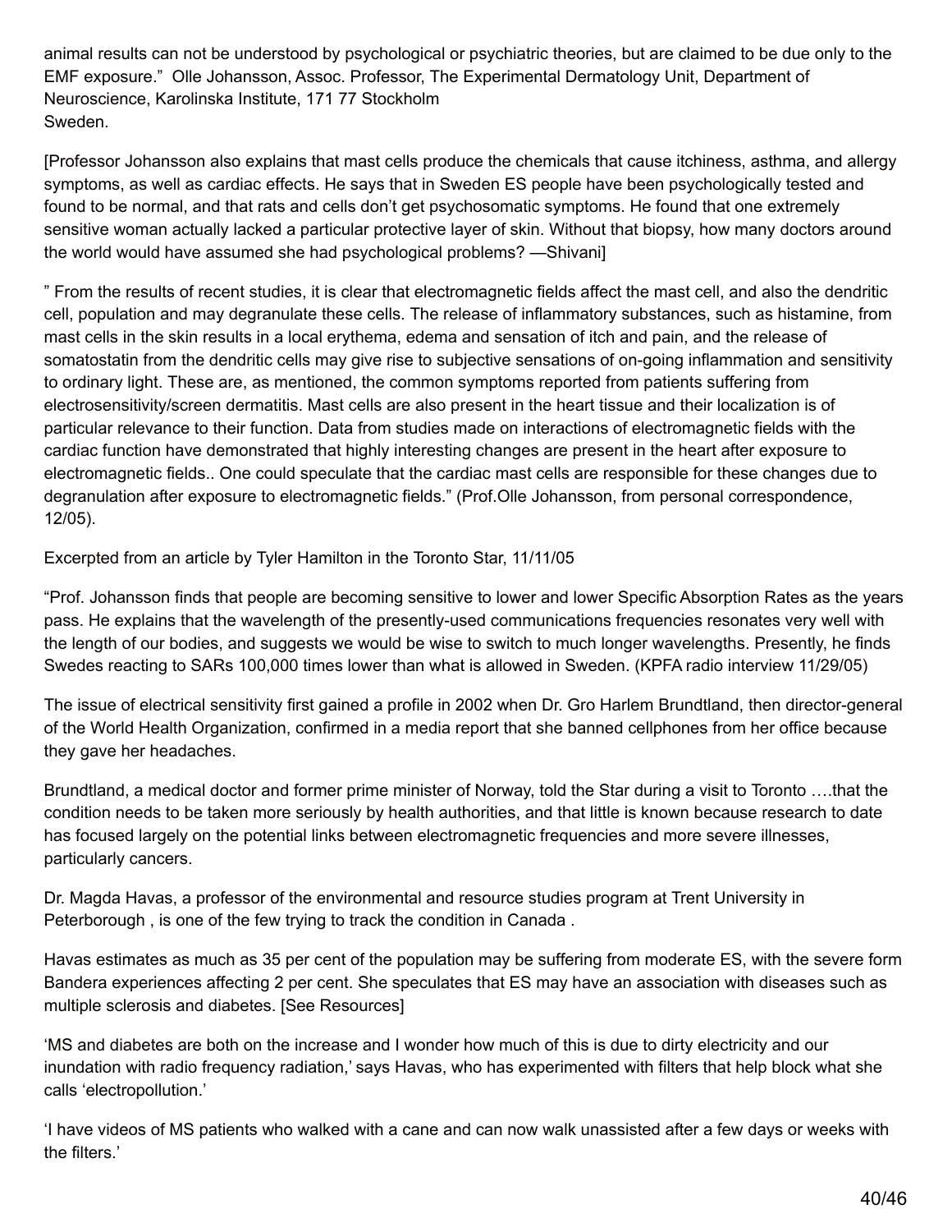animal results can not be understood by psychological or psychiatric theories, but are claimed to be due only to the EMF exposure." Olle Johansson, Assoc. Professor, The Experimental Dermatology Unit, Department of Neuroscience, Karolinska Institute, 171 77 Stockholm
Sweden.

[Professor Johansson also explains that mast cells produce the chemicals that cause itchiness, asthma, and allergy symptoms, as well as cardiac effects. He says that in Sweden ES people have been psychologically tested and found to be normal, and that rats and cells don't get psychosomatic symptoms. He found that one extremely sensitive woman actually lacked a particular protective layer of skin. Without that biopsy, how many doctors around the world would have assumed she had psychological problems? —Shivani]

" From the results of recent studies, it is clear that electromagnetic fields affect the mast cell, and also the dendritic cell, population and may degranulate these cells. The release of inflammatory substances, such as histamine, from mast cells in the skin results in a local erythema, edema and sensation of itch and pain, and the release of somatostatin from the dendritic cells may give rise to subjective sensations of on-going inflammation and sensitivity to ordinary light. These are, as mentioned, the common symptoms reported from patients suffering from electrosensitivity/screen dermatitis. Mast cells are also present in the heart tissue and their localization is of particular relevance to their function. Data from studies made on interactions of electromagnetic fields with the cardiac function have demonstrated that highly interesting changes are present in the heart after exposure to electromagnetic fields.. One could speculate that the cardiac mast cells are responsible for these changes due to degranulation after exposure to electromagnetic fields." (Prof.Olle Johansson, from personal correspondence, 12/05).

Excerpted from an article by Tyler Hamilton in the Toronto Star, 11/11/05

"Prof. Johansson finds that people are becoming sensitive to lower and lower Specific Absorption Rates as the years pass. He explains that the wavelength of the presently-used communications frequencies resonates very well with the length of our bodies, and suggests we would be wise to switch to much longer wavelengths. Presently, he finds Swedes reacting to SARs 100,000 times lower than what is allowed in Sweden. (KPFA radio interview 11/29/05)

The issue of electrical sensitivity first gained a profile in 2002 when Dr. Gro Harlem Brundtland, then director-general of the World Health Organization, confirmed in a media report that she banned cellphones from her office because they gave her headaches.

Brundtland, a medical doctor and former prime minister of Norway, told the Star during a visit to Toronto ….that the condition needs to be taken more seriously by health authorities, and that little is known because research to date has focused largely on the potential links between electromagnetic frequencies and more severe illnesses, particularly cancers.

Dr. Magda Havas, a professor of the environmental and resource studies program at Trent University in Peterborough , is one of the few trying to track the condition in Canada .

Havas estimates as much as 35 per cent of the population may be suffering from moderate ES, with the severe form Bandera experiences affecting 2 per cent. She speculates that ES may have an association with diseases such as multiple sclerosis and diabetes. [See Resources]

'MS and diabetes are both on the increase and I wonder how much of this is due to dirty electricity and our inundation with radio frequency radiation,' says Havas, who has experimented with filters that help block what she calls 'electropollution.'

'I have videos of MS patients who walked with a cane and can now walk unassisted after a few days or weeks with the filters.'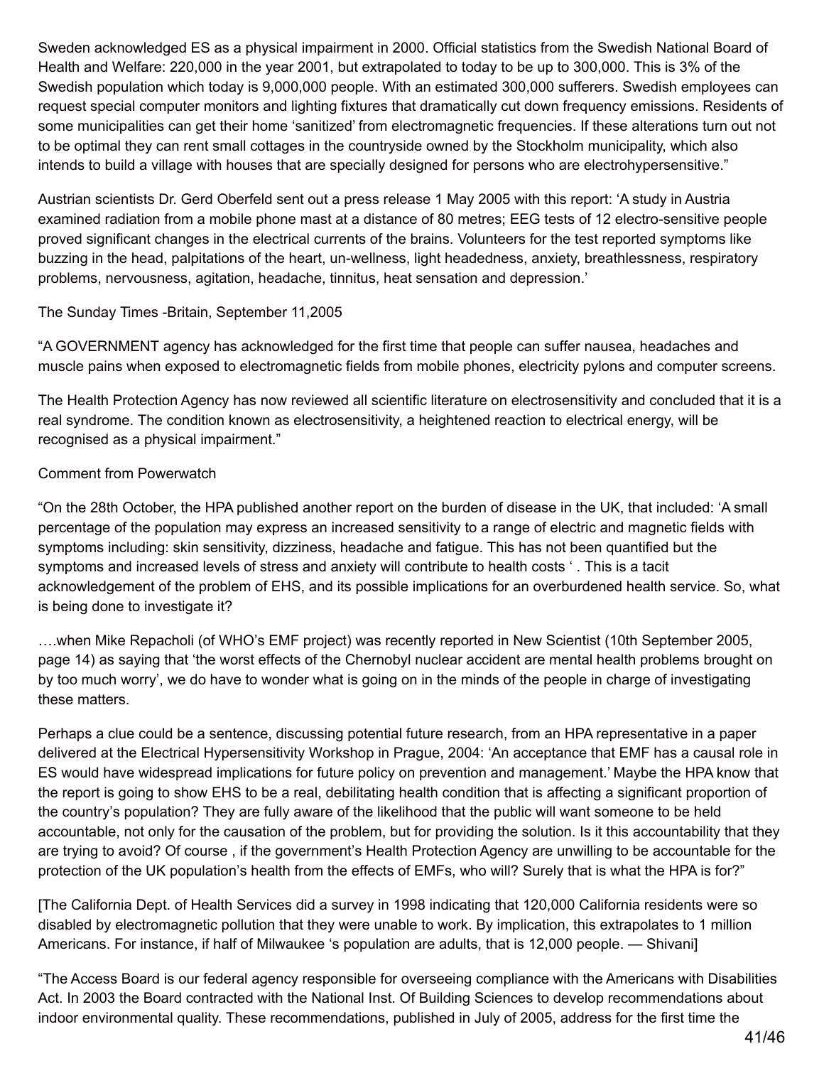Sweden acknowledged ES as a physical impairment in 2000. Official statistics from the Swedish National Board of Health and Welfare: 220,000 in the year 2001, but extrapolated to today to be up to 300,000. This is 3% of the Swedish population which today is 9,000,000 people. With an estimated 300,000 sufferers. Swedish employees can request special computer monitors and lighting fixtures that dramatically cut down frequency emissions. Residents of some municipalities can get their home 'sanitized' from electromagnetic frequencies. If these alterations turn out not to be optimal they can rent small cottages in the countryside owned by the Stockholm municipality, which also intends to build a village with houses that are specially designed for persons who are electrohypersensitive."

Austrian scientists Dr. Gerd Oberfeld sent out a press release 1 May 2005 with this report: 'A study in Austria examined radiation from a mobile phone mast at a distance of 80 metres; EEG tests of 12 electro-sensitive people proved significant changes in the electrical currents of the brains. Volunteers for the test reported symptoms like buzzing in the head, palpitations of the heart, un-wellness, light headedness, anxiety, breathlessness, respiratory problems, nervousness, agitation, headache, tinnitus, heat sensation and depression.'

The Sunday Times -Britain, September 11,2005

"A GOVERNMENT agency has acknowledged for the first time that people can suffer nausea, headaches and muscle pains when exposed to electromagnetic fields from mobile phones, electricity pylons and computer screens.

The Health Protection Agency has now reviewed all scientific literature on electrosensitivity and concluded that it is a real syndrome. The condition known as electrosensitivity, a heightened reaction to electrical energy, will be recognised as a physical impairment."

Comment from Powerwatch

"On the 28th October, the HPA published another report on the burden of disease in the UK, that included: 'A small percentage of the population may express an increased sensitivity to a range of electric and magnetic fields with symptoms including: skin sensitivity, dizziness, headache and fatigue. This has not been quantified but the symptoms and increased levels of stress and anxiety will contribute to health costs ' . This is a tacit acknowledgement of the problem of EHS, and its possible implications for an overburdened health service. So, what is being done to investigate it?

….when Mike Repacholi (of WHO's EMF project) was recently reported in New Scientist (10th September 2005, page 14) as saying that 'the worst effects of the Chernobyl nuclear accident are mental health problems brought on by too much worry', we do have to wonder what is going on in the minds of the people in charge of investigating these matters.

Perhaps a clue could be a sentence, discussing potential future research, from an HPA representative in a paper delivered at the Electrical Hypersensitivity Workshop in Prague, 2004: 'An acceptance that EMF has a causal role in ES would have widespread implications for future policy on prevention and management.' Maybe the HPA know that the report is going to show EHS to be a real, debilitating health condition that is affecting a significant proportion of the country's population? They are fully aware of the likelihood that the public will want someone to be held accountable, not only for the causation of the problem, but for providing the solution. Is it this accountability that they are trying to avoid? Of course , if the government's Health Protection Agency are unwilling to be accountable for the protection of the UK population's health from the effects of EMFs, who will? Surely that is what the HPA is for?"

[The California Dept. of Health Services did a survey in 1998 indicating that 120,000 California residents were so disabled by electromagnetic pollution that they were unable to work. By implication, this extrapolates to 1 million Americans. For instance, if half of Milwaukee 's population are adults, that is 12,000 people. — Shivani]

"The Access Board is our federal agency responsible for overseeing compliance with the Americans with Disabilities Act. In 2003 the Board contracted with the National Inst. Of Building Sciences to develop recommendations about indoor environmental quality. These recommendations, published in July of 2005, address for the first time the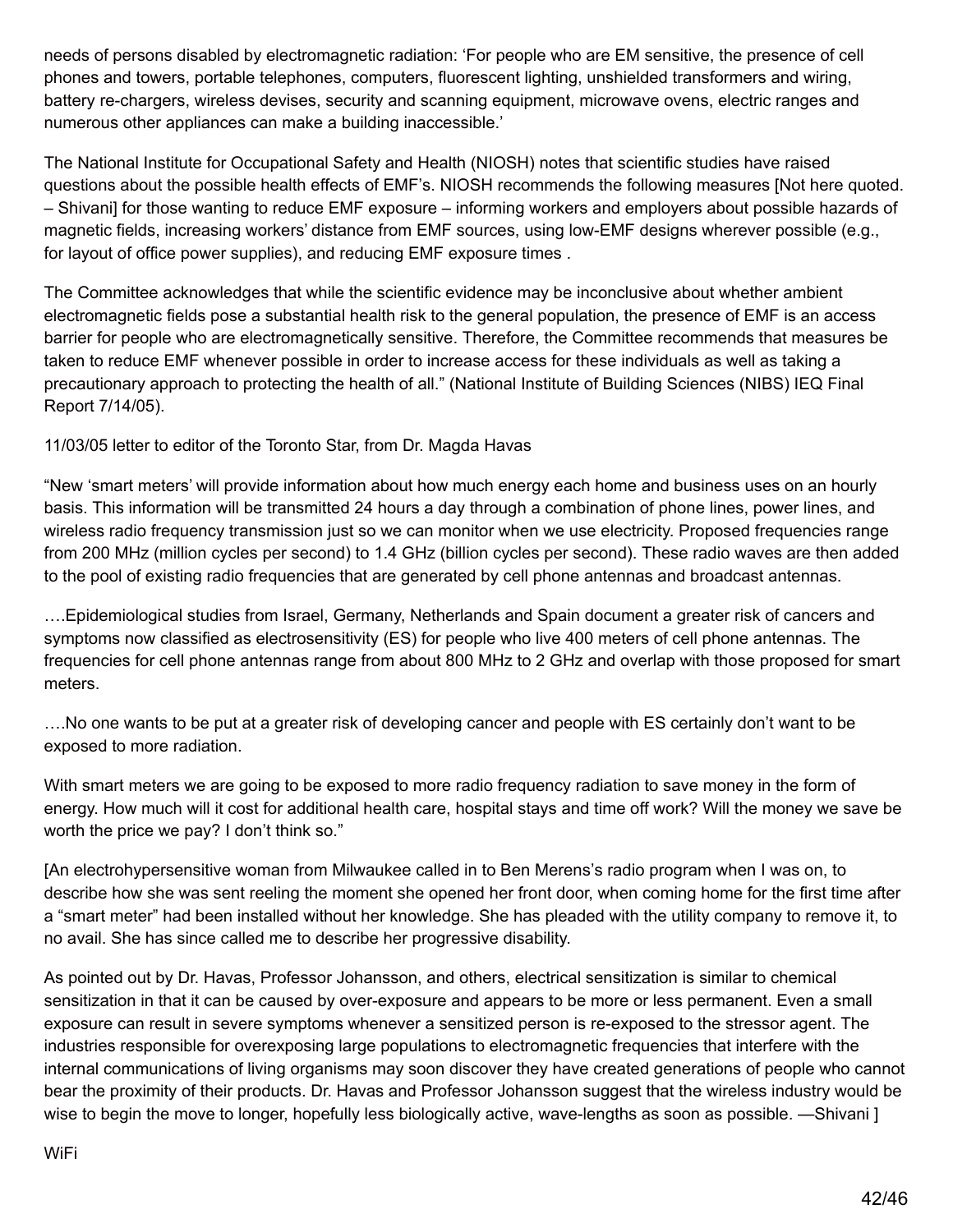needs of persons disabled by electromagnetic radiation: 'For people who are EM sensitive, the presence of cell phones and towers, portable telephones, computers, fluorescent lighting, unshielded transformers and wiring, battery re-chargers, wireless devises, security and scanning equipment, microwave ovens, electric ranges and numerous other appliances can make a building inaccessible.'

The National Institute for Occupational Safety and Health (NIOSH) notes that scientific studies have raised questions about the possible health effects of EMF's. NIOSH recommends the following measures [Not here quoted. – Shivani] for those wanting to reduce EMF exposure – informing workers and employers about possible hazards of magnetic fields, increasing workers' distance from EMF sources, using low-EMF designs wherever possible (e.g., for layout of office power supplies), and reducing EMF exposure times .

The Committee acknowledges that while the scientific evidence may be inconclusive about whether ambient electromagnetic fields pose a substantial health risk to the general population, the presence of EMF is an access barrier for people who are electromagnetically sensitive. Therefore, the Committee recommends that measures be taken to reduce EMF whenever possible in order to increase access for these individuals as well as taking a precautionary approach to protecting the health of all." (National Institute of Building Sciences (NIBS) IEQ Final Report 7/14/05).

11/03/05 letter to editor of the Toronto Star, from Dr. Magda Havas

"New 'smart meters' will provide information about how much energy each home and business uses on an hourly basis. This information will be transmitted 24 hours a day through a combination of phone lines, power lines, and wireless radio frequency transmission just so we can monitor when we use electricity. Proposed frequencies range from 200 MHz (million cycles per second) to 1.4 GHz (billion cycles per second). These radio waves are then added to the pool of existing radio frequencies that are generated by cell phone antennas and broadcast antennas.

….Epidemiological studies from Israel, Germany, Netherlands and Spain document a greater risk of cancers and symptoms now classified as electrosensitivity (ES) for people who live 400 meters of cell phone antennas. The frequencies for cell phone antennas range from about 800 MHz to 2 GHz and overlap with those proposed for smart meters.

….No one wants to be put at a greater risk of developing cancer and people with ES certainly don't want to be exposed to more radiation.

With smart meters we are going to be exposed to more radio frequency radiation to save money in the form of energy. How much will it cost for additional health care, hospital stays and time off work? Will the money we save be worth the price we pay? I don't think so."

[An electrohypersensitive woman from Milwaukee called in to Ben Merens's radio program when I was on, to describe how she was sent reeling the moment she opened her front door, when coming home for the first time after a "smart meter" had been installed without her knowledge. She has pleaded with the utility company to remove it, to no avail. She has since called me to describe her progressive disability.

As pointed out by Dr. Havas, Professor Johansson, and others, electrical sensitization is similar to chemical sensitization in that it can be caused by over-exposure and appears to be more or less permanent. Even a small exposure can result in severe symptoms whenever a sensitized person is re-exposed to the stressor agent. The industries responsible for overexposing large populations to electromagnetic frequencies that interfere with the internal communications of living organisms may soon discover they have created generations of people who cannot bear the proximity of their products. Dr. Havas and Professor Johansson suggest that the wireless industry would be wise to begin the move to longer, hopefully less biologically active, wave-lengths as soon as possible. —Shivani ]

WiFi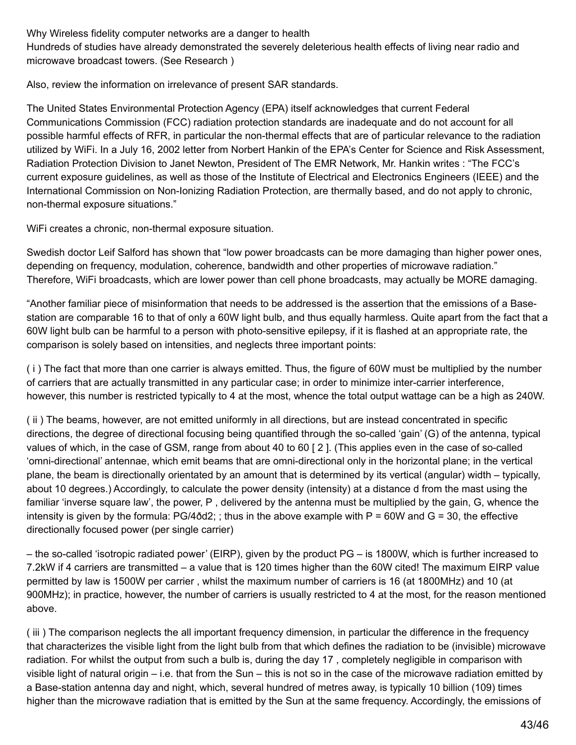Why Wireless fidelity computer networks are a danger to health

Hundreds of studies have already demonstrated the severely deleterious health effects of living near radio and microwave broadcast towers. (See Research )

Also, review the information on irrelevance of present SAR standards.

The United States Environmental Protection Agency (EPA) itself acknowledges that current Federal Communications Commission (FCC) radiation protection standards are inadequate and do not account for all possible harmful effects of RFR, in particular the non-thermal effects that are of particular relevance to the radiation utilized by WiFi. In a July 16, 2002 letter from Norbert Hankin of the EPA's Center for Science and Risk Assessment, Radiation Protection Division to Janet Newton, President of The EMR Network, Mr. Hankin writes : "The FCC's current exposure guidelines, as well as those of the Institute of Electrical and Electronics Engineers (IEEE) and the International Commission on Non-Ionizing Radiation Protection, are thermally based, and do not apply to chronic, non-thermal exposure situations."

WiFi creates a chronic, non-thermal exposure situation.

Swedish doctor Leif Salford has shown that "low power broadcasts can be more damaging than higher power ones, depending on frequency, modulation, coherence, bandwidth and other properties of microwave radiation." Therefore, WiFi broadcasts, which are lower power than cell phone broadcasts, may actually be MORE damaging.

"Another familiar piece of misinformation that needs to be addressed is the assertion that the emissions of a Base-station are comparable 16 to that of only a 60W light bulb, and thus equally harmless. Quite apart from the fact that a 60W light bulb can be harmful to a person with photo-sensitive epilepsy, if it is flashed at an appropriate rate, the comparison is solely based on intensities, and neglects three important points:

( i ) The fact that more than one carrier is always emitted. Thus, the figure of 60W must be multiplied by the number of carriers that are actually transmitted in any particular case; in order to minimize inter-carrier interference, however, this number is restricted typically to 4 at the most, whence the total output wattage can be a high as 240W.

( ii ) The beams, however, are not emitted uniformly in all directions, but are instead concentrated in specific directions, the degree of directional focusing being quantified through the so-called 'gain' (G) of the antenna, typical values of which, in the case of GSM, range from about 40 to 60 [ 2 ]. (This applies even in the case of so-called 'omni-directional' antennae, which emit beams that are omni-directional only in the horizontal plane; in the vertical plane, the beam is directionally orientated by an amount that is determined by its vertical (angular) width – typically, about 10 degrees.) Accordingly, to calculate the power density (intensity) at a distance d from the mast using the familiar 'inverse square law', the power, P , delivered by the antenna must be multiplied by the gain, G, whence the intensity is given by the formula: PG/4ðd2; ; thus in the above example with P = 60W and G = 30, the effective directionally focused power (per single carrier)

– the so-called 'isotropic radiated power' (EIRP), given by the product PG – is 1800W, which is further increased to 7.2kW if 4 carriers are transmitted – a value that is 120 times higher than the 60W cited! The maximum EIRP value permitted by law is 1500W per carrier , whilst the maximum number of carriers is 16 (at 1800MHz) and 10 (at 900MHz); in practice, however, the number of carriers is usually restricted to 4 at the most, for the reason mentioned above.

( iii ) The comparison neglects the all important frequency dimension, in particular the difference in the frequency that characterizes the visible light from the light bulb from that which defines the radiation to be (invisible) microwave radiation. For whilst the output from such a bulb is, during the day 17 , completely negligible in comparison with visible light of natural origin – i.e. that from the Sun – this is not so in the case of the microwave radiation emitted by a Base-station antenna day and night, which, several hundred of metres away, is typically 10 billion (109) times higher than the microwave radiation that is emitted by the Sun at the same frequency. Accordingly, the emissions of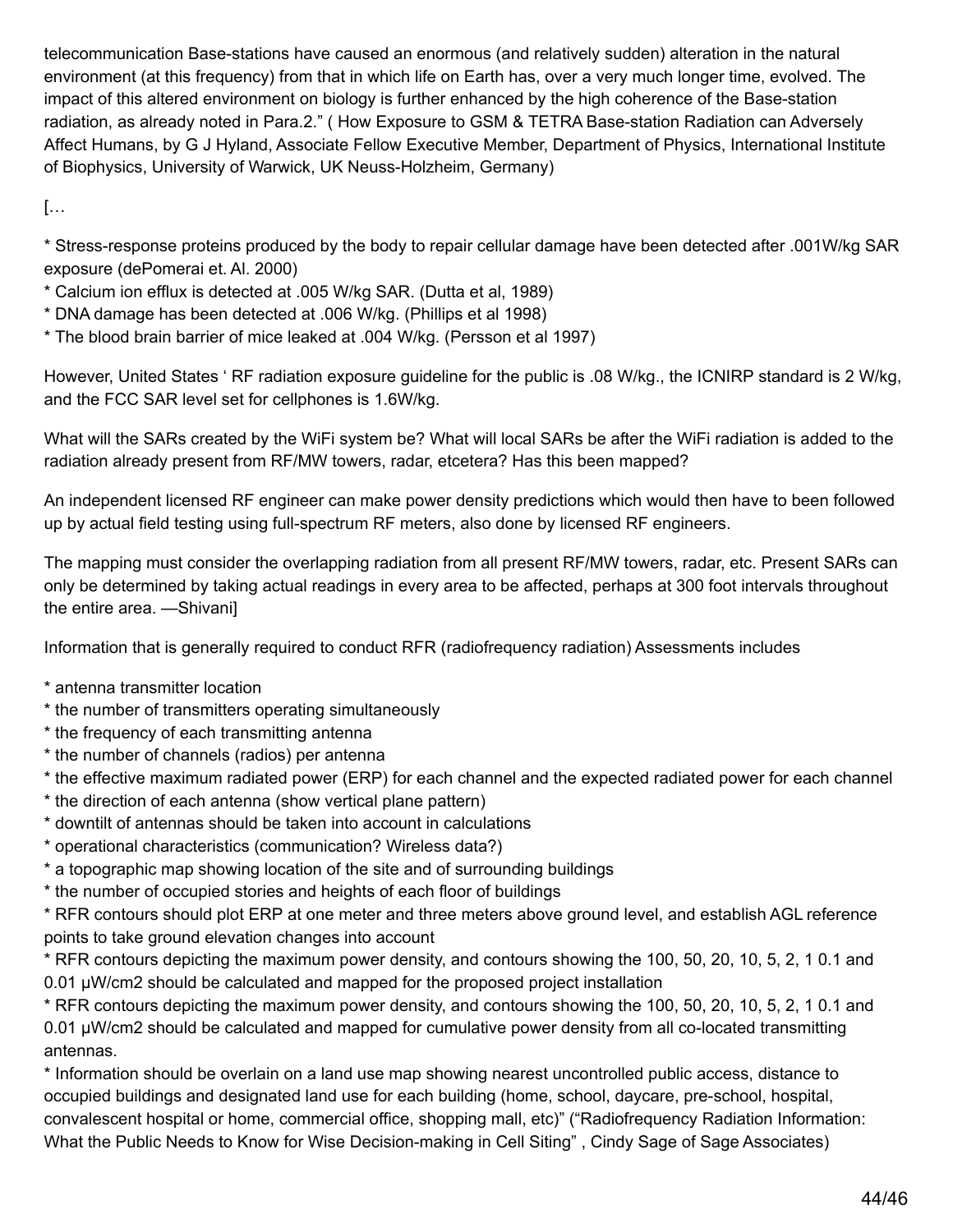telecommunication Base-stations have caused an enormous (and relatively sudden) alteration in the natural environment (at this frequency) from that in which life on Earth has, over a very much longer time, evolved. The impact of this altered environment on biology is further enhanced by the high coherence of the Base-station radiation, as already noted in Para.2." ( How Exposure to GSM & TETRA Base-station Radiation can Adversely Affect Humans, by G J Hyland, Associate Fellow Executive Member, Department of Physics, International Institute of Biophysics, University of Warwick, UK Neuss-Holzheim, Germany)

[…

* Stress-response proteins produced by the body to repair cellular damage have been detected after .001W/kg SAR exposure (dePomerai et. Al. 2000)
* Calcium ion efflux is detected at .005 W/kg SAR. (Dutta et al, 1989)
* DNA damage has been detected at .006 W/kg. (Phillips et al 1998)
* The blood brain barrier of mice leaked at .004 W/kg. (Persson et al 1997)

However, United States ' RF radiation exposure guideline for the public is .08 W/kg., the ICNIRP standard is 2 W/kg, and the FCC SAR level set for cellphones is 1.6W/kg.

What will the SARs created by the WiFi system be? What will local SARs be after the WiFi radiation is added to the radiation already present from RF/MW towers, radar, etcetera? Has this been mapped?

An independent licensed RF engineer can make power density predictions which would then have to been followed up by actual field testing using full-spectrum RF meters, also done by licensed RF engineers.

The mapping must consider the overlapping radiation from all present RF/MW towers, radar, etc. Present SARs can only be determined by taking actual readings in every area to be affected, perhaps at 300 foot intervals throughout the entire area. —Shivani]

Information that is generally required to conduct RFR (radiofrequency radiation) Assessments includes

* antenna transmitter location
* the number of transmitters operating simultaneously
* the frequency of each transmitting antenna
* the number of channels (radios) per antenna
* the effective maximum radiated power (ERP) for each channel and the expected radiated power for each channel
* the direction of each antenna (show vertical plane pattern)
* downtilt of antennas should be taken into account in calculations
* operational characteristics (communication? Wireless data?)
* a topographic map showing location of the site and of surrounding buildings
* the number of occupied stories and heights of each floor of buildings
* RFR contours should plot ERP at one meter and three meters above ground level, and establish AGL reference points to take ground elevation changes into account
* RFR contours depicting the maximum power density, and contours showing the 100, 50, 20, 10, 5, 2, 1 0.1 and 0.01 μW/cm2 should be calculated and mapped for the proposed project installation
* RFR contours depicting the maximum power density, and contours showing the 100, 50, 20, 10, 5, 2, 1 0.1 and 0.01 μW/cm2 should be calculated and mapped for cumulative power density from all co-located transmitting antennas.
* Information should be overlain on a land use map showing nearest uncontrolled public access, distance to occupied buildings and designated land use for each building (home, school, daycare, pre-school, hospital, convalescent hospital or home, commercial office, shopping mall, etc)" ("Radiofrequency Radiation Information: What the Public Needs to Know for Wise Decision-making in Cell Siting" , Cindy Sage of Sage Associates)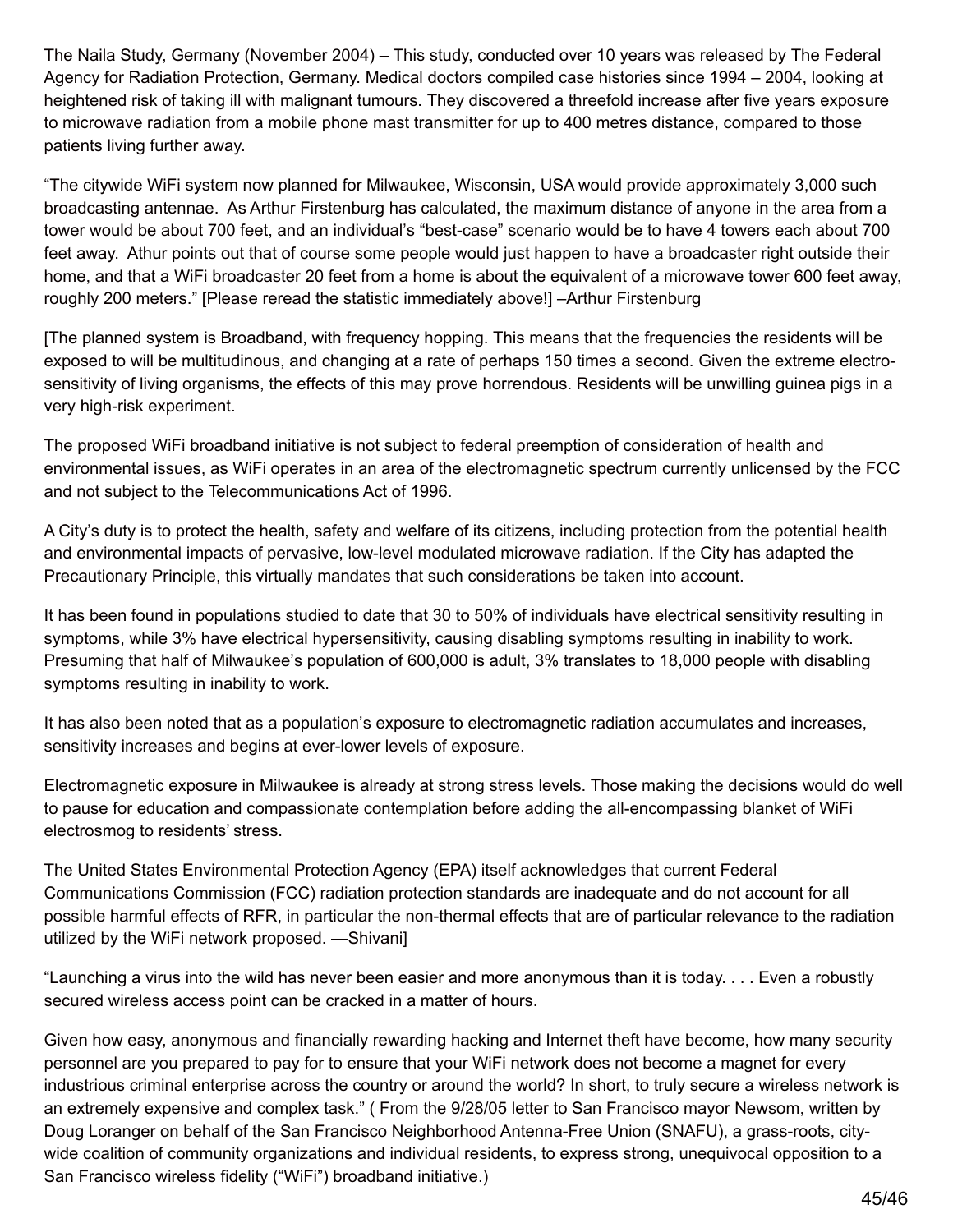The Naila Study, Germany (November 2004) – This study, conducted over 10 years was released by The Federal Agency for Radiation Protection, Germany. Medical doctors compiled case histories since 1994 – 2004, looking at heightened risk of taking ill with malignant tumours. They discovered a threefold increase after five years exposure to microwave radiation from a mobile phone mast transmitter for up to 400 metres distance, compared to those patients living further away.

"The citywide WiFi system now planned for Milwaukee, Wisconsin, USA would provide approximately 3,000 such broadcasting antennae. As Arthur Firstenburg has calculated, the maximum distance of anyone in the area from a tower would be about 700 feet, and an individual's "best-case" scenario would be to have 4 towers each about 700 feet away. Athur points out that of course some people would just happen to have a broadcaster right outside their home, and that a WiFi broadcaster 20 feet from a home is about the equivalent of a microwave tower 600 feet away, roughly 200 meters." [Please reread the statistic immediately above!] –Arthur Firstenburg

[The planned system is Broadband, with frequency hopping. This means that the frequencies the residents will be exposed to will be multitudinous, and changing at a rate of perhaps 150 times a second. Given the extreme electro-sensitivity of living organisms, the effects of this may prove horrendous. Residents will be unwilling guinea pigs in a very high-risk experiment.

The proposed WiFi broadband initiative is not subject to federal preemption of consideration of health and environmental issues, as WiFi operates in an area of the electromagnetic spectrum currently unlicensed by the FCC and not subject to the Telecommunications Act of 1996.

A City's duty is to protect the health, safety and welfare of its citizens, including protection from the potential health and environmental impacts of pervasive, low-level modulated microwave radiation. If the City has adapted the Precautionary Principle, this virtually mandates that such considerations be taken into account.

It has been found in populations studied to date that 30 to 50% of individuals have electrical sensitivity resulting in symptoms, while 3% have electrical hypersensitivity, causing disabling symptoms resulting in inability to work. Presuming that half of Milwaukee's population of 600,000 is adult, 3% translates to 18,000 people with disabling symptoms resulting in inability to work.

It has also been noted that as a population's exposure to electromagnetic radiation accumulates and increases, sensitivity increases and begins at ever-lower levels of exposure.

Electromagnetic exposure in Milwaukee is already at strong stress levels. Those making the decisions would do well to pause for education and compassionate contemplation before adding the all-encompassing blanket of WiFi electrosmog to residents' stress.

The United States Environmental Protection Agency (EPA) itself acknowledges that current Federal Communications Commission (FCC) radiation protection standards are inadequate and do not account for all possible harmful effects of RFR, in particular the non-thermal effects that are of particular relevance to the radiation utilized by the WiFi network proposed. —Shivani]

"Launching a virus into the wild has never been easier and more anonymous than it is today. . . . Even a robustly secured wireless access point can be cracked in a matter of hours.

Given how easy, anonymous and financially rewarding hacking and Internet theft have become, how many security personnel are you prepared to pay for to ensure that your WiFi network does not become a magnet for every industrious criminal enterprise across the country or around the world? In short, to truly secure a wireless network is an extremely expensive and complex task." ( From the 9/28/05 letter to San Francisco mayor Newsom, written by Doug Loranger on behalf of the San Francisco Neighborhood Antenna-Free Union (SNAFU), a grass-roots, city-wide coalition of community organizations and individual residents, to express strong, unequivocal opposition to a San Francisco wireless fidelity ("WiFi") broadband initiative.)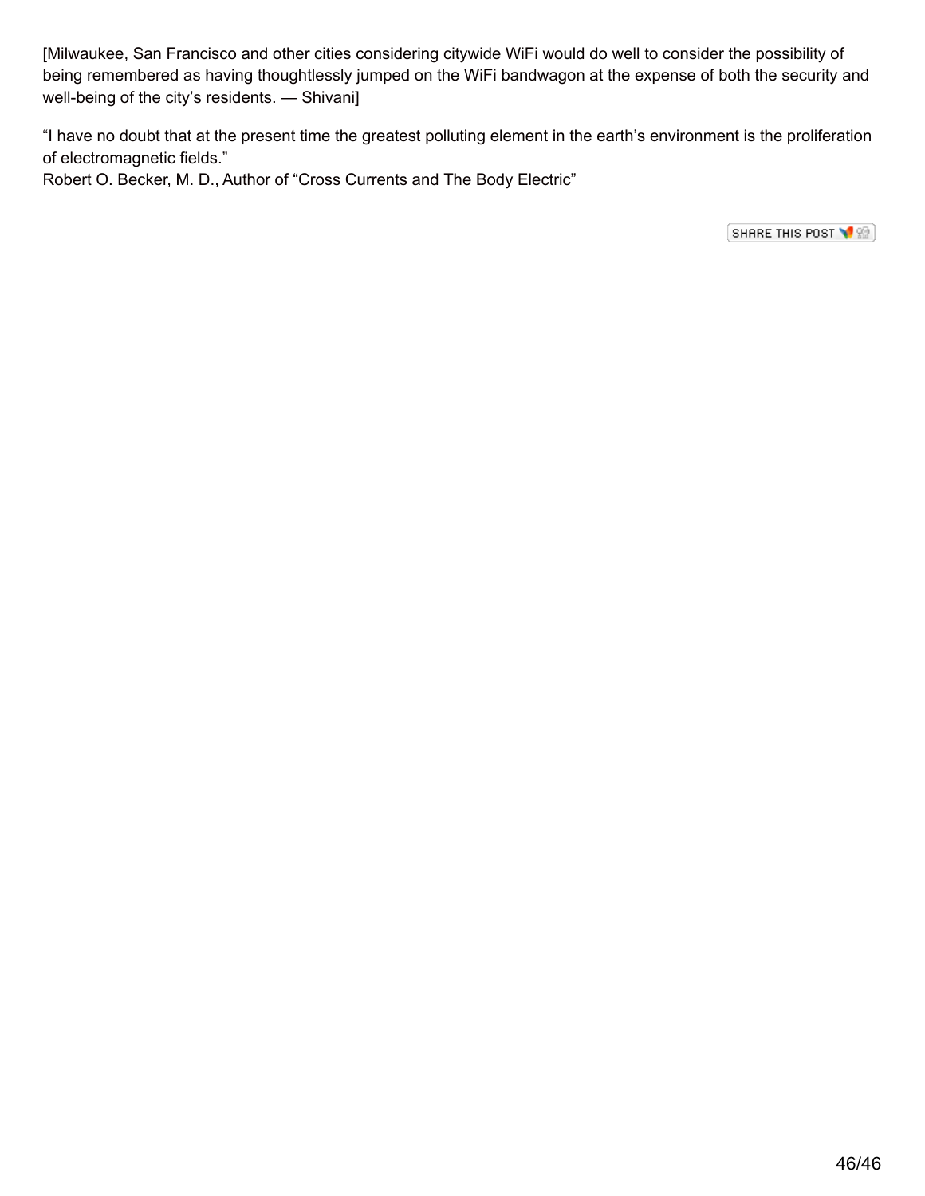[Milwaukee, San Francisco and other cities considering citywide WiFi would do well to consider the possibility of being remembered as having thoughtlessly jumped on the WiFi bandwagon at the expense of both the security and well-being of the city's residents. — Shivani]

"I have no doubt that at the present time the greatest polluting element in the earth's environment is the proliferation of electromagnetic fields."
Robert O. Becker, M. D., Author of "Cross Currents and The Body Electric"

SHARE THIS POST